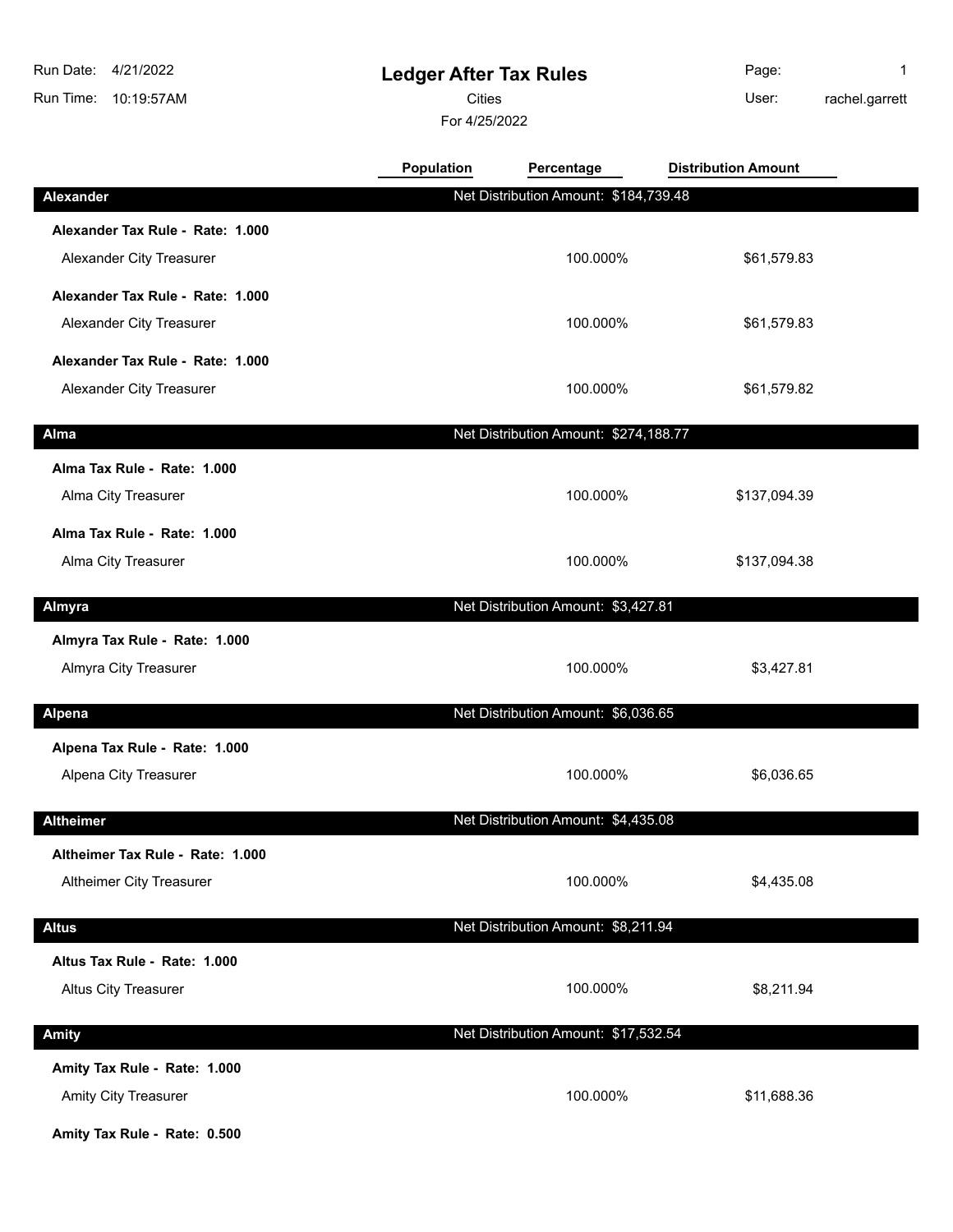Run Date: 4/21/2022
Run Time: 10:19:57AM

# Ledger After Tax Rules

Cities

For 4/25/2022

User: rachel.garrett

| | Population | Percentage | Distribution Amount |
|---|---|---|---|
| **Alexander** | Net Distribution Amount: $184,739.48 | | |
| **Alexander Tax Rule - Rate: 1.000** | | | |
| Alexander City Treasurer | | 100.000% | $61,579.83 |
| **Alexander Tax Rule - Rate: 1.000** | | | |
| Alexander City Treasurer | | 100.000% | $61,579.83 |
| **Alexander Tax Rule - Rate: 1.000** | | | |
| Alexander City Treasurer | | 100.000% | $61,579.82 |
| **Alma** | Net Distribution Amount: $274,188.77 | | |
| **Alma Tax Rule - Rate: 1.000** | | | |
| Alma City Treasurer | | 100.000% | $137,094.39 |
| **Alma Tax Rule - Rate: 1.000** | | | |
| Alma City Treasurer | | 100.000% | $137,094.38 |
| **Almyra** | Net Distribution Amount: $3,427.81 | | |
| **Almyra Tax Rule - Rate: 1.000** | | | |
| Almyra City Treasurer | | 100.000% | $3,427.81 |
| **Alpena** | Net Distribution Amount: $6,036.65 | | |
| **Alpena Tax Rule - Rate: 1.000** | | | |
| Alpena City Treasurer | | 100.000% | $6,036.65 |
| **Altheimer** | Net Distribution Amount: $4,435.08 | | |
| **Altheimer Tax Rule - Rate: 1.000** | | | |
| Altheimer City Treasurer | | 100.000% | $4,435.08 |
| **Altus** | Net Distribution Amount: $8,211.94 | | |
| **Altus Tax Rule - Rate: 1.000** | | | |
| Altus City Treasurer | | 100.000% | $8,211.94 |
| **Amity** | Net Distribution Amount: $17,532.54 | | |
| **Amity Tax Rule - Rate: 1.000** | | | |
| Amity City Treasurer | | 100.000% | $11,688.36 |
| **Amity Tax Rule - Rate: 0.500** | | | |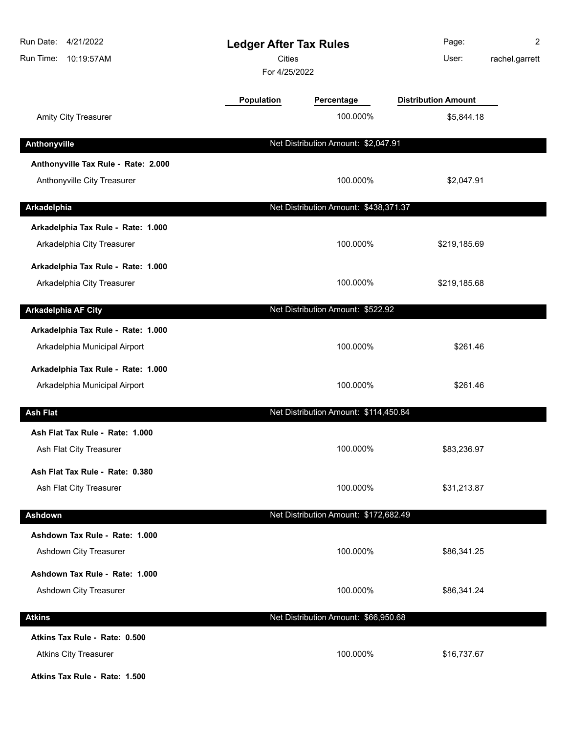| | Population | Percentage | Distribution Amount |
|---|---|---|---|
| Amity City Treasurer | | 100.000% | $5,844.18 |
| **Anthonyville** | | Net Distribution Amount: $2,047.91 | |
| **Anthonyville Tax Rule - Rate: 2.000** | | | |
| Anthonyville City Treasurer | | 100.000% | $2,047.91 |
| **Arkadelphia** | | Net Distribution Amount: $438,371.37 | |
| **Arkadelphia Tax Rule - Rate: 1.000** | | | |
| Arkadelphia City Treasurer | | 100.000% | $219,185.69 |
| **Arkadelphia Tax Rule - Rate: 1.000** | | | |
| Arkadelphia City Treasurer | | 100.000% | $219,185.68 |
| **Arkadelphia AF City** | | Net Distribution Amount: $522.92 | |
| **Arkadelphia Tax Rule - Rate: 1.000** | | | |
| Arkadelphia Municipal Airport | | 100.000% | $261.46 |
| **Arkadelphia Tax Rule - Rate: 1.000** | | | |
| Arkadelphia Municipal Airport | | 100.000% | $261.46 |
| **Ash Flat** | | Net Distribution Amount: $114,450.84 | |
| **Ash Flat Tax Rule - Rate: 1.000** | | | |
| Ash Flat City Treasurer | | 100.000% | $83,236.97 |
| **Ash Flat Tax Rule - Rate: 0.380** | | | |
| Ash Flat City Treasurer | | 100.000% | $31,213.87 |
| **Ashdown** | | Net Distribution Amount: $172,682.49 | |
| **Ashdown Tax Rule - Rate: 1.000** | | | |
| Ashdown City Treasurer | | 100.000% | $86,341.25 |
| **Ashdown Tax Rule - Rate: 1.000** | | | |
| Ashdown City Treasurer | | 100.000% | $86,341.24 |
| **Atkins** | | Net Distribution Amount: $66,950.68 | |
| **Atkins Tax Rule - Rate: 0.500** | | | |
| Atkins City Treasurer | | 100.000% | $16,737.67 |
| **Atkins Tax Rule - Rate: 1.500** | | | |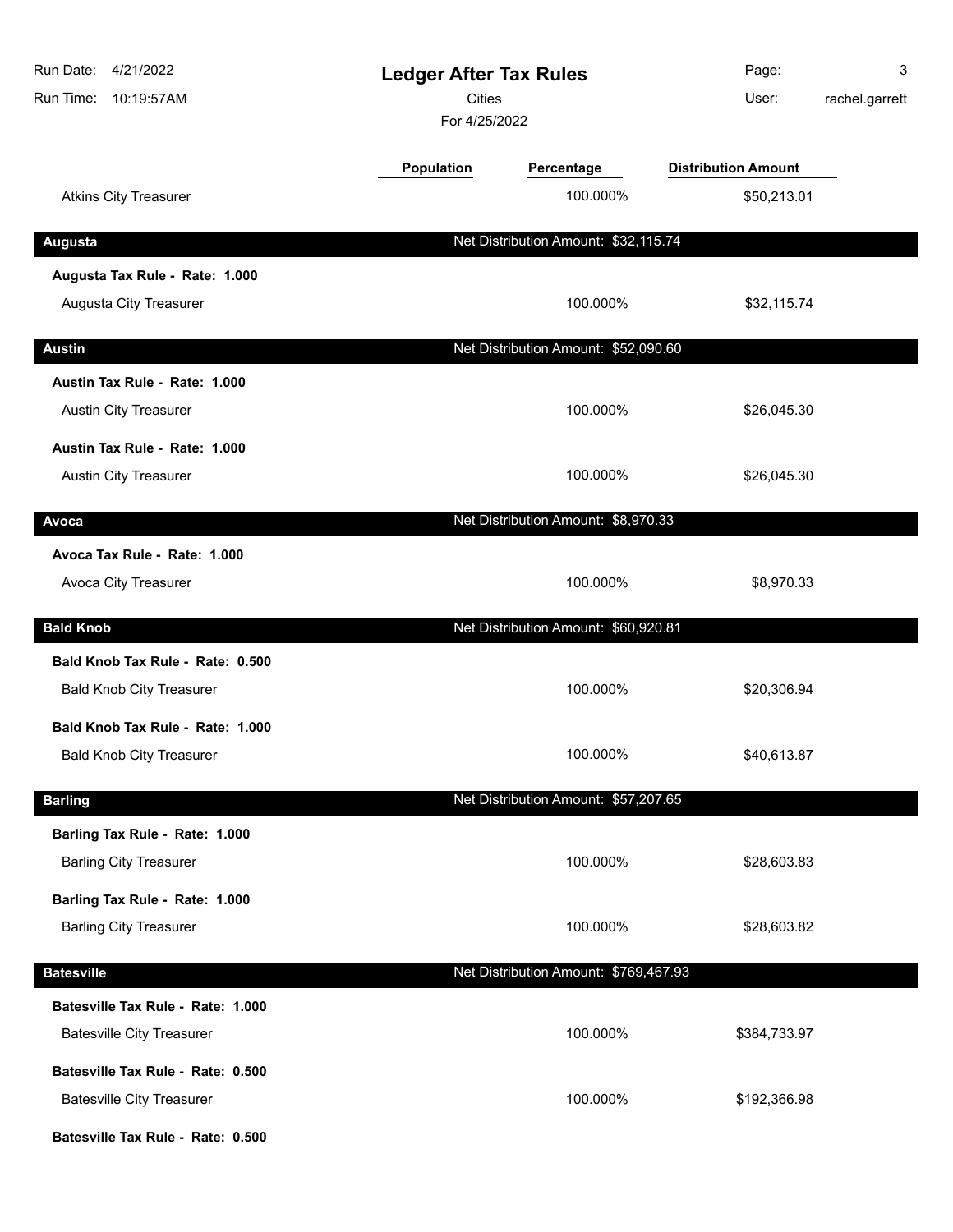| | Population | Percentage | Distribution Amount |
|---|---|---|---|
| Atkins City Treasurer | | 100.000% | $50,213.01 |
| **Augusta** | | Net Distribution Amount: $32,115.74 | |
| **Augusta Tax Rule - Rate: 1.000** | | | |
| Augusta City Treasurer | | 100.000% | $32,115.74 |
| **Austin** | | Net Distribution Amount: $52,090.60 | |
| **Austin Tax Rule - Rate: 1.000** | | | |
| Austin City Treasurer | | 100.000% | $26,045.30 |
| **Austin Tax Rule - Rate: 1.000** | | | |
| Austin City Treasurer | | 100.000% | $26,045.30 |
| **Avoca** | | Net Distribution Amount: $8,970.33 | |
| **Avoca Tax Rule - Rate: 1.000** | | | |
| Avoca City Treasurer | | 100.000% | $8,970.33 |
| **Bald Knob** | | Net Distribution Amount: $60,920.81 | |
| **Bald Knob Tax Rule - Rate: 0.500** | | | |
| Bald Knob City Treasurer | | 100.000% | $20,306.94 |
| **Bald Knob Tax Rule - Rate: 1.000** | | | |
| Bald Knob City Treasurer | | 100.000% | $40,613.87 |
| **Barling** | | Net Distribution Amount: $57,207.65 | |
| **Barling Tax Rule - Rate: 1.000** | | | |
| Barling City Treasurer | | 100.000% | $28,603.83 |
| **Barling Tax Rule - Rate: 1.000** | | | |
| Barling City Treasurer | | 100.000% | $28,603.82 |
| **Batesville** | | Net Distribution Amount: $769,467.93 | |
| **Batesville Tax Rule - Rate: 1.000** | | | |
| Batesville City Treasurer | | 100.000% | $384,733.97 |
| **Batesville Tax Rule - Rate: 0.500** | | | |
| Batesville City Treasurer | | 100.000% | $192,366.98 |
| **Batesville Tax Rule - Rate: 0.500** | | | |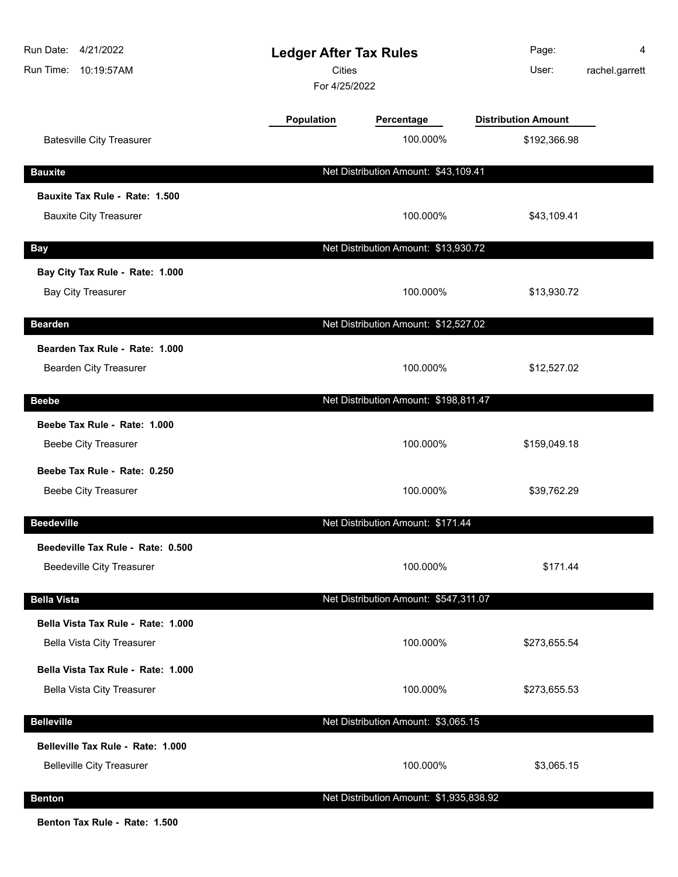# Ledger After Tax Rules

Cities

For 4/25/2022

| | Population | Percentage | Distribution Amount |
|---|---|---|---|
| Batesville City Treasurer | | 100.000% | $192,366.98 |

**Bauxite** — Net Distribution Amount: $43,109.41

**Bauxite Tax Rule - Rate: 1.500**

| | Population | Percentage | Distribution Amount |
|---|---|---|---|
| Bauxite City Treasurer | | 100.000% | $43,109.41 |

**Bay** — Net Distribution Amount: $13,930.72

**Bay City Tax Rule - Rate: 1.000**

| | Population | Percentage | Distribution Amount |
|---|---|---|---|
| Bay City Treasurer | | 100.000% | $13,930.72 |

**Bearden** — Net Distribution Amount: $12,527.02

**Bearden Tax Rule - Rate: 1.000**

| | Population | Percentage | Distribution Amount |
|---|---|---|---|
| Bearden City Treasurer | | 100.000% | $12,527.02 |

**Beebe** — Net Distribution Amount: $198,811.47

**Beebe Tax Rule - Rate: 1.000**

| | Population | Percentage | Distribution Amount |
|---|---|---|---|
| Beebe City Treasurer | | 100.000% | $159,049.18 |

**Beebe Tax Rule - Rate: 0.250**

| | Population | Percentage | Distribution Amount |
|---|---|---|---|
| Beebe City Treasurer | | 100.000% | $39,762.29 |

**Beedeville** — Net Distribution Amount: $171.44

**Beedeville Tax Rule - Rate: 0.500**

| | Population | Percentage | Distribution Amount |
|---|---|---|---|
| Beedeville City Treasurer | | 100.000% | $171.44 |

**Bella Vista** — Net Distribution Amount: $547,311.07

**Bella Vista Tax Rule - Rate: 1.000**

| | Population | Percentage | Distribution Amount |
|---|---|---|---|
| Bella Vista City Treasurer | | 100.000% | $273,655.54 |

**Bella Vista Tax Rule - Rate: 1.000**

| | Population | Percentage | Distribution Amount |
|---|---|---|---|
| Bella Vista City Treasurer | | 100.000% | $273,655.53 |

**Belleville** — Net Distribution Amount: $3,065.15

**Belleville Tax Rule - Rate: 1.000**

| | Population | Percentage | Distribution Amount |
|---|---|---|---|
| Belleville City Treasurer | | 100.000% | $3,065.15 |

**Benton** — Net Distribution Amount: $1,935,838.92

**Benton Tax Rule - Rate: 1.500**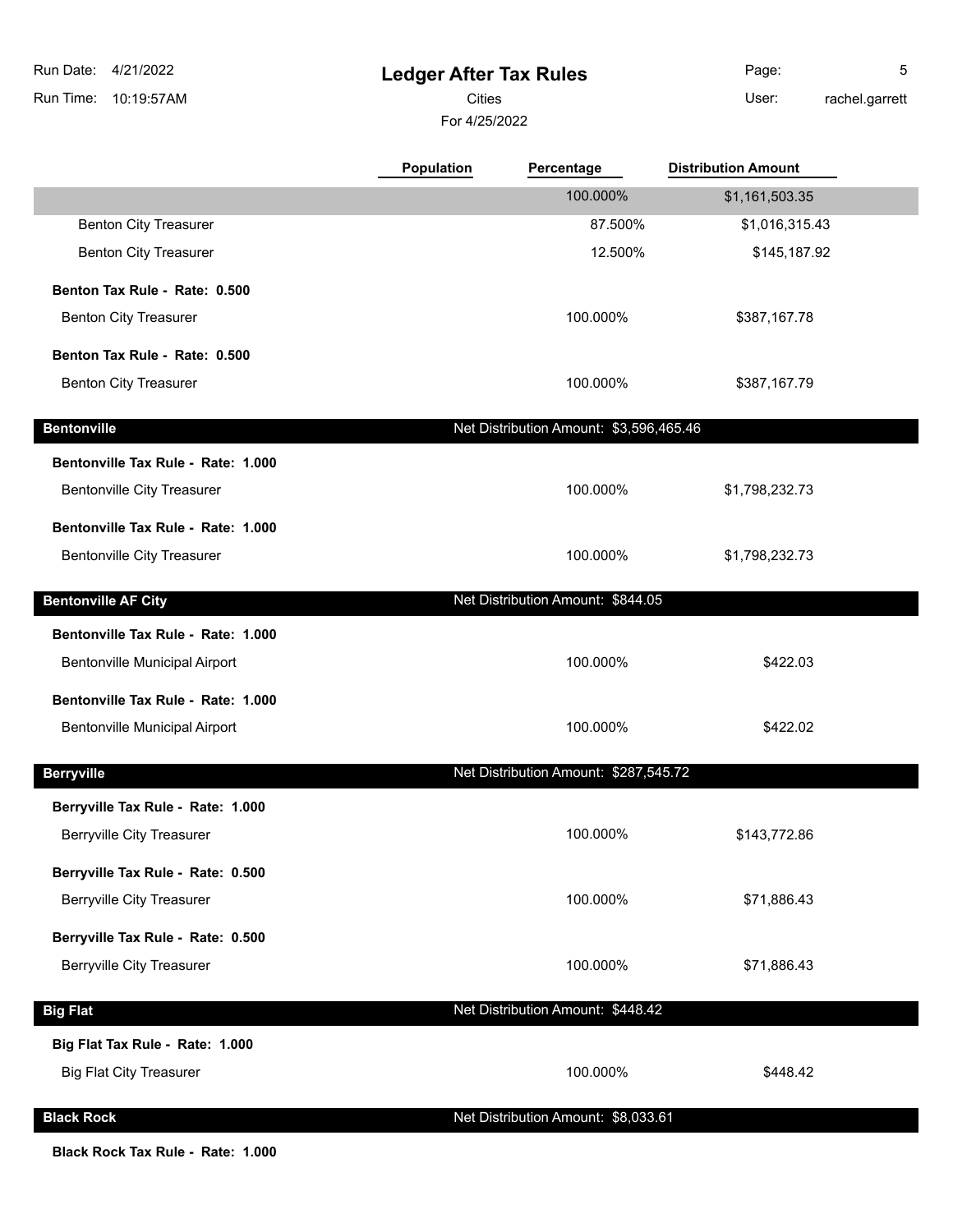# Ledger After Tax Rules

Cities

For 4/25/2022

| | Population | Percentage | Distribution Amount |
|---|---|---|---|
| | | 100.000% | $1,161,503.35 |
| Benton City Treasurer | | 87.500% | $1,016,315.43 |
| Benton City Treasurer | | 12.500% | $145,187.92 |
| **Benton Tax Rule - Rate: 0.500** | | | |
| Benton City Treasurer | | 100.000% | $387,167.78 |
| **Benton Tax Rule - Rate: 0.500** | | | |
| Benton City Treasurer | | 100.000% | $387,167.79 |
| **Bentonville** | | Net Distribution Amount: $3,596,465.46 | |
| **Bentonville Tax Rule - Rate: 1.000** | | | |
| Bentonville City Treasurer | | 100.000% | $1,798,232.73 |
| **Bentonville Tax Rule - Rate: 1.000** | | | |
| Bentonville City Treasurer | | 100.000% | $1,798,232.73 |
| **Bentonville AF City** | | Net Distribution Amount: $844.05 | |
| **Bentonville Tax Rule - Rate: 1.000** | | | |
| Bentonville Municipal Airport | | 100.000% | $422.03 |
| **Bentonville Tax Rule - Rate: 1.000** | | | |
| Bentonville Municipal Airport | | 100.000% | $422.02 |
| **Berryville** | | Net Distribution Amount: $287,545.72 | |
| **Berryville Tax Rule - Rate: 1.000** | | | |
| Berryville City Treasurer | | 100.000% | $143,772.86 |
| **Berryville Tax Rule - Rate: 0.500** | | | |
| Berryville City Treasurer | | 100.000% | $71,886.43 |
| **Berryville Tax Rule - Rate: 0.500** | | | |
| Berryville City Treasurer | | 100.000% | $71,886.43 |
| **Big Flat** | | Net Distribution Amount: $448.42 | |
| **Big Flat Tax Rule - Rate: 1.000** | | | |
| Big Flat City Treasurer | | 100.000% | $448.42 |
| **Black Rock** | | Net Distribution Amount: $8,033.61 | |
| **Black Rock Tax Rule - Rate: 1.000** | | | |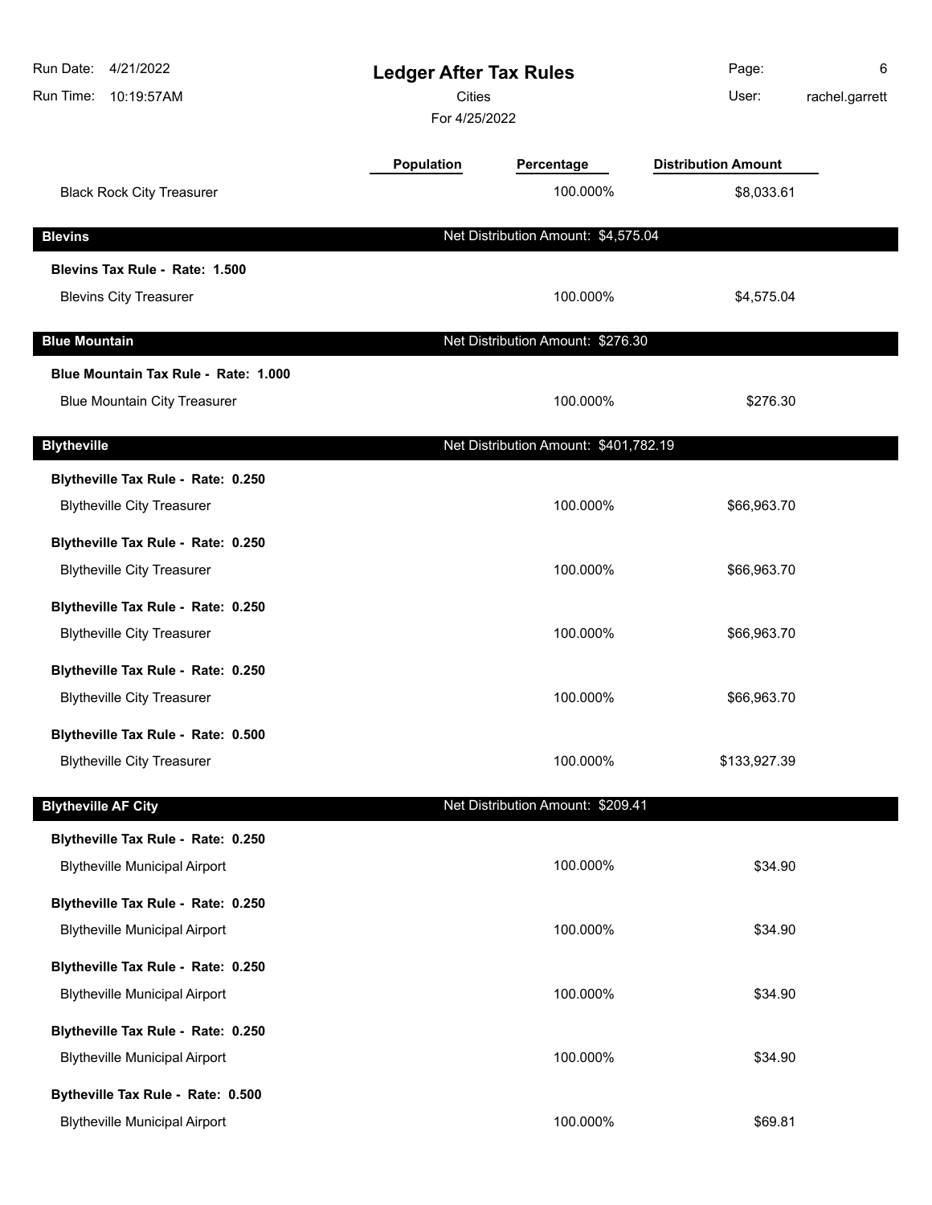| | Population | Percentage | Distribution Amount |
|---|---|---|---|
| Black Rock City Treasurer | | 100.000% | $8,033.61 |
| **Blevins** | | Net Distribution Amount: $4,575.04 | |
| **Blevins Tax Rule - Rate: 1.500** | | | |
| Blevins City Treasurer | | 100.000% | $4,575.04 |
| **Blue Mountain** | | Net Distribution Amount: $276.30 | |
| **Blue Mountain Tax Rule - Rate: 1.000** | | | |
| Blue Mountain City Treasurer | | 100.000% | $276.30 |
| **Blytheville** | | Net Distribution Amount: $401,782.19 | |
| **Blytheville Tax Rule - Rate: 0.250** | | | |
| Blytheville City Treasurer | | 100.000% | $66,963.70 |
| **Blytheville Tax Rule - Rate: 0.250** | | | |
| Blytheville City Treasurer | | 100.000% | $66,963.70 |
| **Blytheville Tax Rule - Rate: 0.250** | | | |
| Blytheville City Treasurer | | 100.000% | $66,963.70 |
| **Blytheville Tax Rule - Rate: 0.250** | | | |
| Blytheville City Treasurer | | 100.000% | $66,963.70 |
| **Blytheville Tax Rule - Rate: 0.500** | | | |
| Blytheville City Treasurer | | 100.000% | $133,927.39 |
| **Blytheville AF City** | | Net Distribution Amount: $209.41 | |
| **Blytheville Tax Rule - Rate: 0.250** | | | |
| Blytheville Municipal Airport | | 100.000% | $34.90 |
| **Blytheville Tax Rule - Rate: 0.250** | | | |
| Blytheville Municipal Airport | | 100.000% | $34.90 |
| **Blytheville Tax Rule - Rate: 0.250** | | | |
| Blytheville Municipal Airport | | 100.000% | $34.90 |
| **Blytheville Tax Rule - Rate: 0.250** | | | |
| Blytheville Municipal Airport | | 100.000% | $34.90 |
| **Bytheville Tax Rule - Rate: 0.500** | | | |
| Blytheville Municipal Airport | | 100.000% | $69.81 |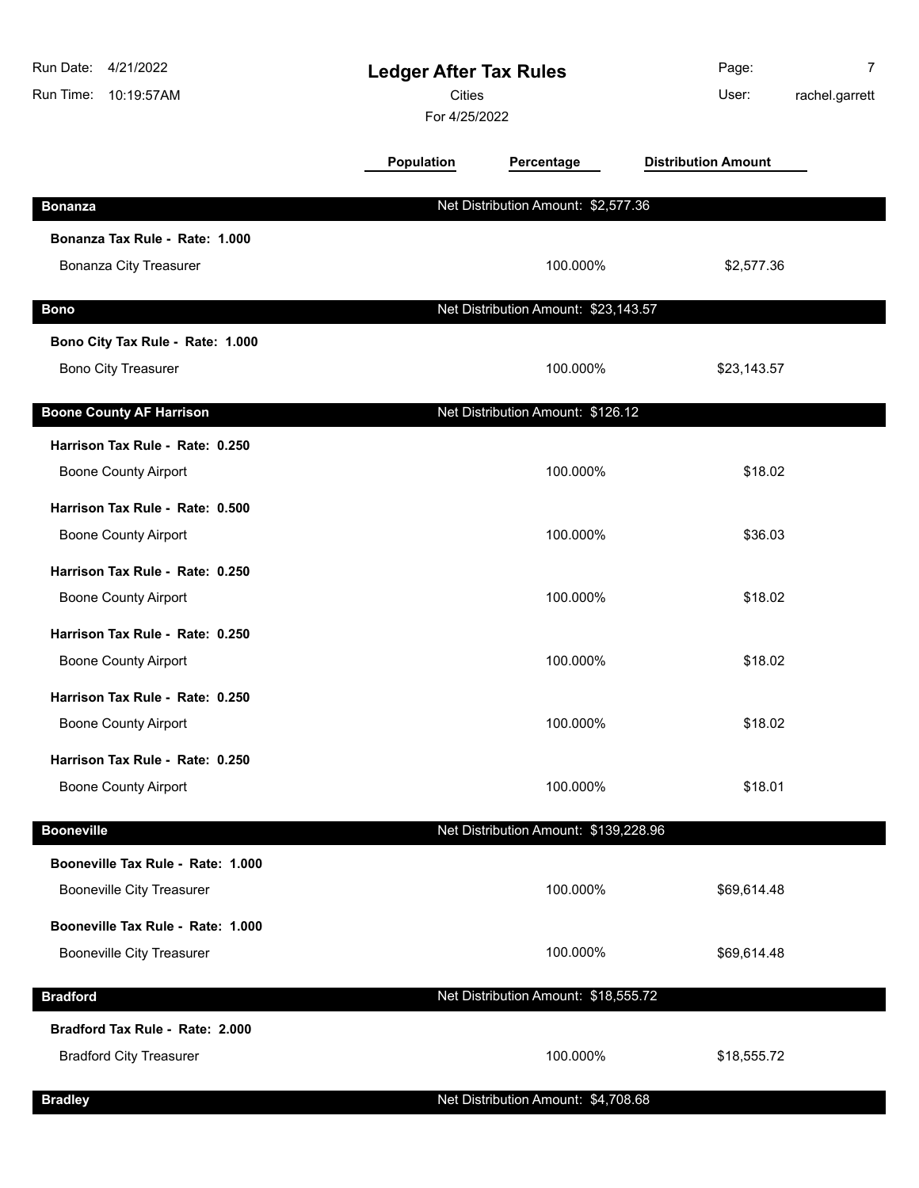# Ledger After Tax Rules

Cities

For 4/25/2022

| | Population | Percentage | Distribution Amount |
|---|---|---|---|
| **Bonanza** — Net Distribution Amount: $2,577.36 | | | |
| **Bonanza Tax Rule - Rate: 1.000** | | | |
| Bonanza City Treasurer | | 100.000% | $2,577.36 |
| **Bono** — Net Distribution Amount: $23,143.57 | | | |
| **Bono City Tax Rule - Rate: 1.000** | | | |
| Bono City Treasurer | | 100.000% | $23,143.57 |
| **Boone County AF Harrison** — Net Distribution Amount: $126.12 | | | |
| **Harrison Tax Rule - Rate: 0.250** | | | |
| Boone County Airport | | 100.000% | $18.02 |
| **Harrison Tax Rule - Rate: 0.500** | | | |
| Boone County Airport | | 100.000% | $36.03 |
| **Harrison Tax Rule - Rate: 0.250** | | | |
| Boone County Airport | | 100.000% | $18.02 |
| **Harrison Tax Rule - Rate: 0.250** | | | |
| Boone County Airport | | 100.000% | $18.02 |
| **Harrison Tax Rule - Rate: 0.250** | | | |
| Boone County Airport | | 100.000% | $18.02 |
| **Harrison Tax Rule - Rate: 0.250** | | | |
| Boone County Airport | | 100.000% | $18.01 |
| **Booneville** — Net Distribution Amount: $139,228.96 | | | |
| **Booneville Tax Rule - Rate: 1.000** | | | |
| Booneville City Treasurer | | 100.000% | $69,614.48 |
| **Booneville Tax Rule - Rate: 1.000** | | | |
| Booneville City Treasurer | | 100.000% | $69,614.48 |
| **Bradford** — Net Distribution Amount: $18,555.72 | | | |
| **Bradford Tax Rule - Rate: 2.000** | | | |
| Bradford City Treasurer | | 100.000% | $18,555.72 |
| **Bradley** — Net Distribution Amount: $4,708.68 | | | |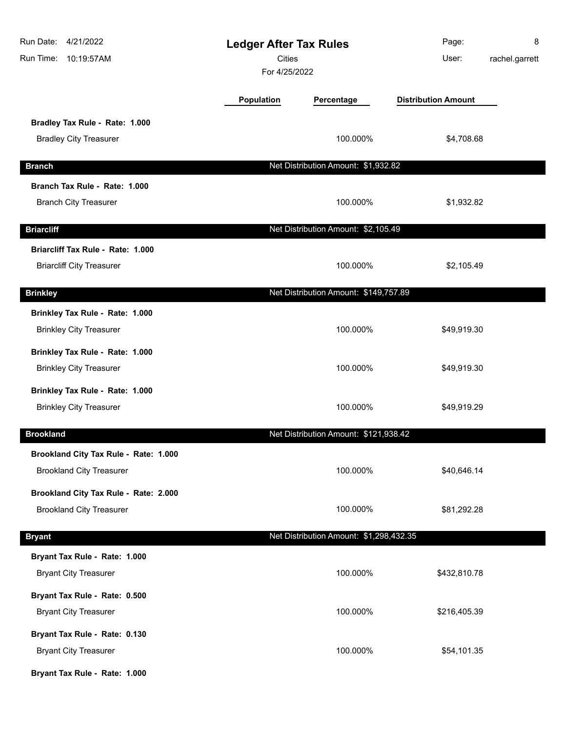# Ledger After Tax Rules

Cities

For 4/25/2022

| | Population | Percentage | Distribution Amount |
|---|---|---|---|
| **Bradley Tax Rule - Rate: 1.000** | | | |
| Bradley City Treasurer | | 100.000% | $4,708.68 |
| **Branch** | | Net Distribution Amount: $1,932.82 | |
| **Branch Tax Rule - Rate: 1.000** | | | |
| Branch City Treasurer | | 100.000% | $1,932.82 |
| **Briarcliff** | | Net Distribution Amount: $2,105.49 | |
| **Briarcliff Tax Rule - Rate: 1.000** | | | |
| Briarcliff City Treasurer | | 100.000% | $2,105.49 |
| **Brinkley** | | Net Distribution Amount: $149,757.89 | |
| **Brinkley Tax Rule - Rate: 1.000** | | | |
| Brinkley City Treasurer | | 100.000% | $49,919.30 |
| **Brinkley Tax Rule - Rate: 1.000** | | | |
| Brinkley City Treasurer | | 100.000% | $49,919.30 |
| **Brinkley Tax Rule - Rate: 1.000** | | | |
| Brinkley City Treasurer | | 100.000% | $49,919.29 |
| **Brookland** | | Net Distribution Amount: $121,938.42 | |
| **Brookland City Tax Rule - Rate: 1.000** | | | |
| Brookland City Treasurer | | 100.000% | $40,646.14 |
| **Brookland City Tax Rule - Rate: 2.000** | | | |
| Brookland City Treasurer | | 100.000% | $81,292.28 |
| **Bryant** | | Net Distribution Amount: $1,298,432.35 | |
| **Bryant Tax Rule - Rate: 1.000** | | | |
| Bryant City Treasurer | | 100.000% | $432,810.78 |
| **Bryant Tax Rule - Rate: 0.500** | | | |
| Bryant City Treasurer | | 100.000% | $216,405.39 |
| **Bryant Tax Rule - Rate: 0.130** | | | |
| Bryant City Treasurer | | 100.000% | $54,101.35 |
| **Bryant Tax Rule - Rate: 1.000** | | | |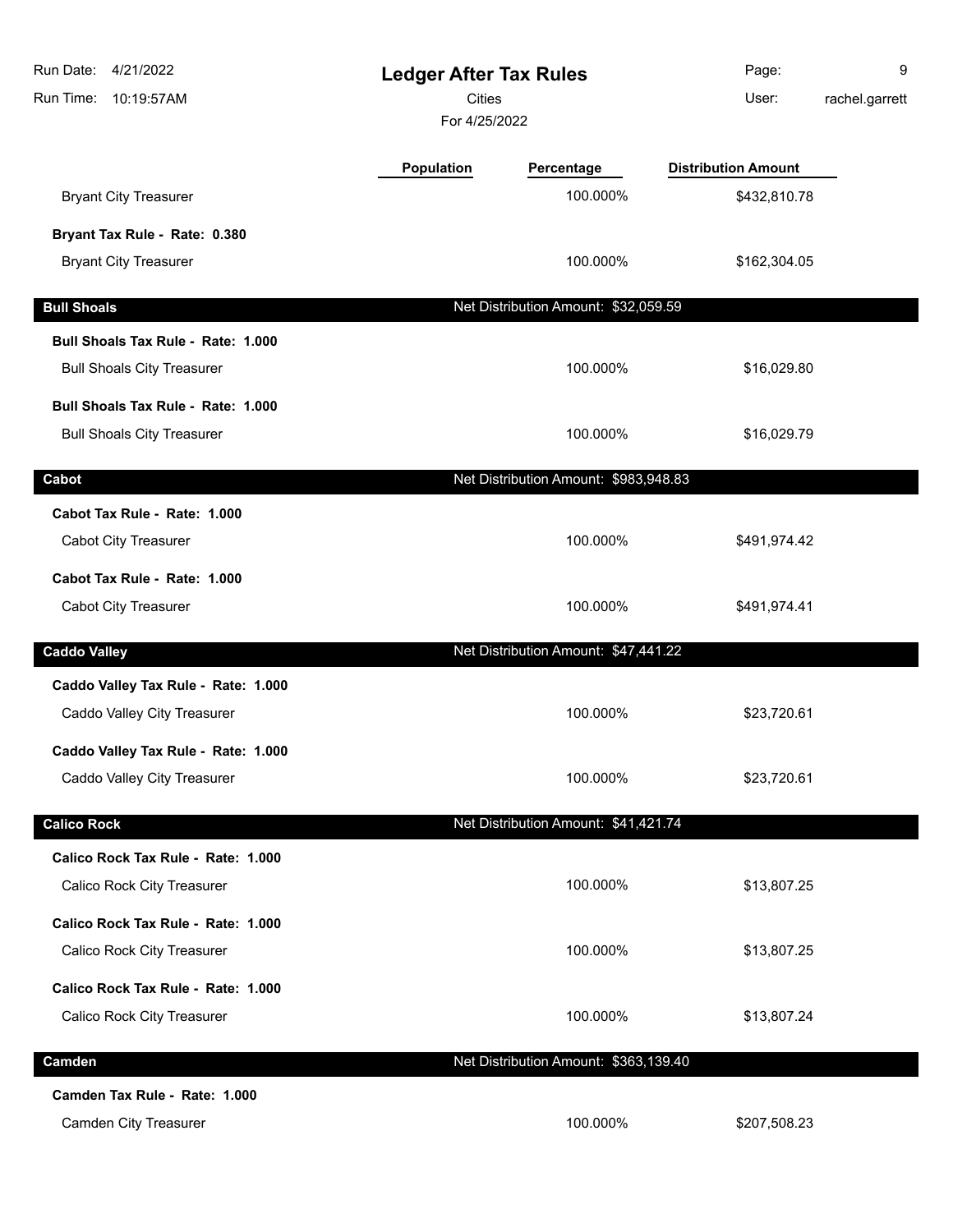**Ledger After Tax Rules**

Cities

For 4/25/2022

| | Population | Percentage | Distribution Amount |
|---|---|---|---|
| Bryant City Treasurer | | 100.000% | $432,810.78 |
| **Bryant Tax Rule - Rate: 0.380** | | | |
| Bryant City Treasurer | | 100.000% | $162,304.05 |
| **Bull Shoals** | | Net Distribution Amount: $32,059.59 | |
| **Bull Shoals Tax Rule - Rate: 1.000** | | | |
| Bull Shoals City Treasurer | | 100.000% | $16,029.80 |
| **Bull Shoals Tax Rule - Rate: 1.000** | | | |
| Bull Shoals City Treasurer | | 100.000% | $16,029.79 |
| **Cabot** | | Net Distribution Amount: $983,948.83 | |
| **Cabot Tax Rule - Rate: 1.000** | | | |
| Cabot City Treasurer | | 100.000% | $491,974.42 |
| **Cabot Tax Rule - Rate: 1.000** | | | |
| Cabot City Treasurer | | 100.000% | $491,974.41 |
| **Caddo Valley** | | Net Distribution Amount: $47,441.22 | |
| **Caddo Valley Tax Rule - Rate: 1.000** | | | |
| Caddo Valley City Treasurer | | 100.000% | $23,720.61 |
| **Caddo Valley Tax Rule - Rate: 1.000** | | | |
| Caddo Valley City Treasurer | | 100.000% | $23,720.61 |
| **Calico Rock** | | Net Distribution Amount: $41,421.74 | |
| **Calico Rock Tax Rule - Rate: 1.000** | | | |
| Calico Rock City Treasurer | | 100.000% | $13,807.25 |
| **Calico Rock Tax Rule - Rate: 1.000** | | | |
| Calico Rock City Treasurer | | 100.000% | $13,807.25 |
| **Calico Rock Tax Rule - Rate: 1.000** | | | |
| Calico Rock City Treasurer | | 100.000% | $13,807.24 |
| **Camden** | | Net Distribution Amount: $363,139.40 | |
| **Camden Tax Rule - Rate: 1.000** | | | |
| Camden City Treasurer | | 100.000% | $207,508.23 |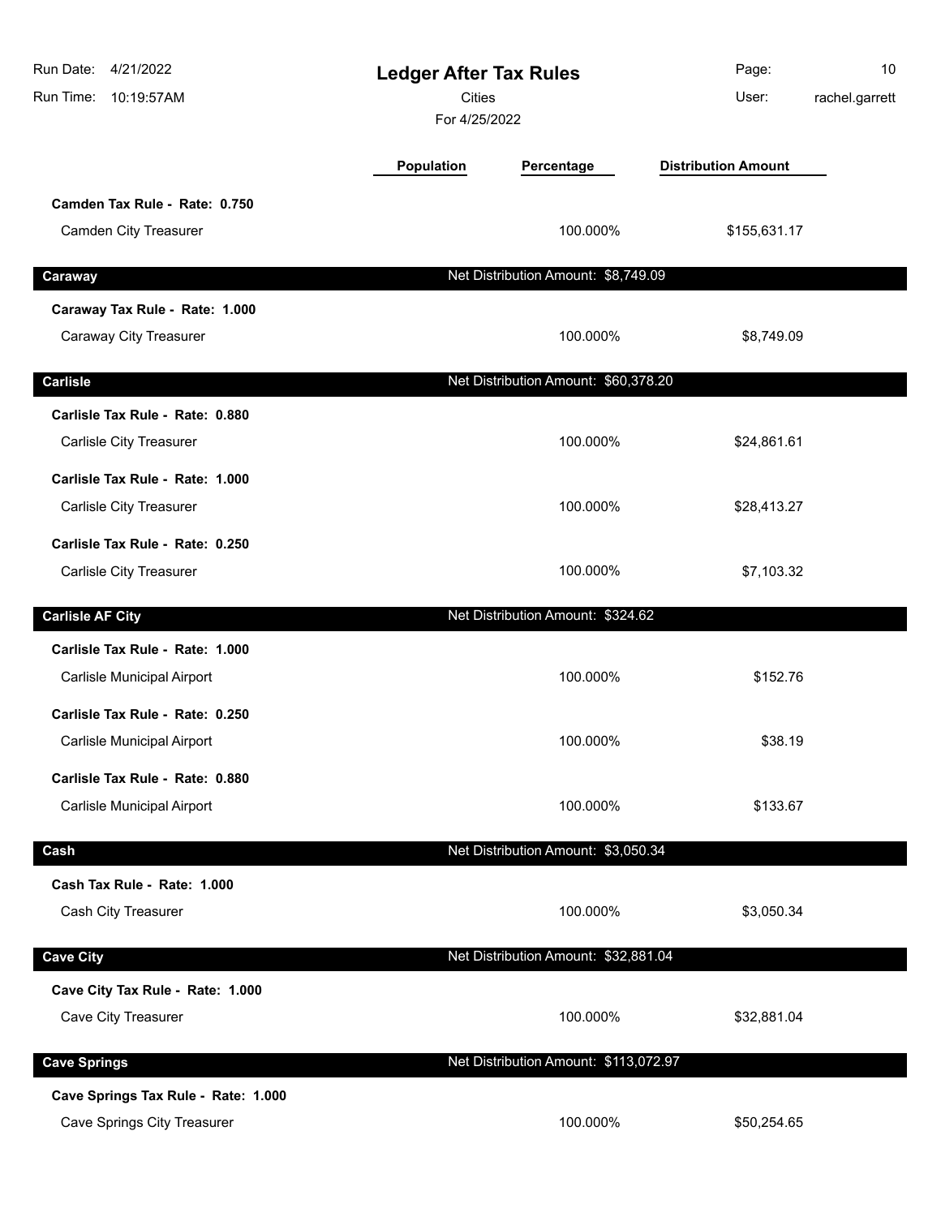# Ledger After Tax Rules

Cities

For 4/25/2022

| | Population | Percentage | Distribution Amount |
|---|---|---|---|
| **Camden Tax Rule - Rate: 0.750** | | | |
| Camden City Treasurer | | 100.000% | $155,631.17 |
| **Caraway** | | Net Distribution Amount: $8,749.09 | |
| **Caraway Tax Rule - Rate: 1.000** | | | |
| Caraway City Treasurer | | 100.000% | $8,749.09 |
| **Carlisle** | | Net Distribution Amount: $60,378.20 | |
| **Carlisle Tax Rule - Rate: 0.880** | | | |
| Carlisle City Treasurer | | 100.000% | $24,861.61 |
| **Carlisle Tax Rule - Rate: 1.000** | | | |
| Carlisle City Treasurer | | 100.000% | $28,413.27 |
| **Carlisle Tax Rule - Rate: 0.250** | | | |
| Carlisle City Treasurer | | 100.000% | $7,103.32 |
| **Carlisle AF City** | | Net Distribution Amount: $324.62 | |
| **Carlisle Tax Rule - Rate: 1.000** | | | |
| Carlisle Municipal Airport | | 100.000% | $152.76 |
| **Carlisle Tax Rule - Rate: 0.250** | | | |
| Carlisle Municipal Airport | | 100.000% | $38.19 |
| **Carlisle Tax Rule - Rate: 0.880** | | | |
| Carlisle Municipal Airport | | 100.000% | $133.67 |
| **Cash** | | Net Distribution Amount: $3,050.34 | |
| **Cash Tax Rule - Rate: 1.000** | | | |
| Cash City Treasurer | | 100.000% | $3,050.34 |
| **Cave City** | | Net Distribution Amount: $32,881.04 | |
| **Cave City Tax Rule - Rate: 1.000** | | | |
| Cave City Treasurer | | 100.000% | $32,881.04 |
| **Cave Springs** | | Net Distribution Amount: $113,072.97 | |
| **Cave Springs Tax Rule - Rate: 1.000** | | | |
| Cave Springs City Treasurer | | 100.000% | $50,254.65 |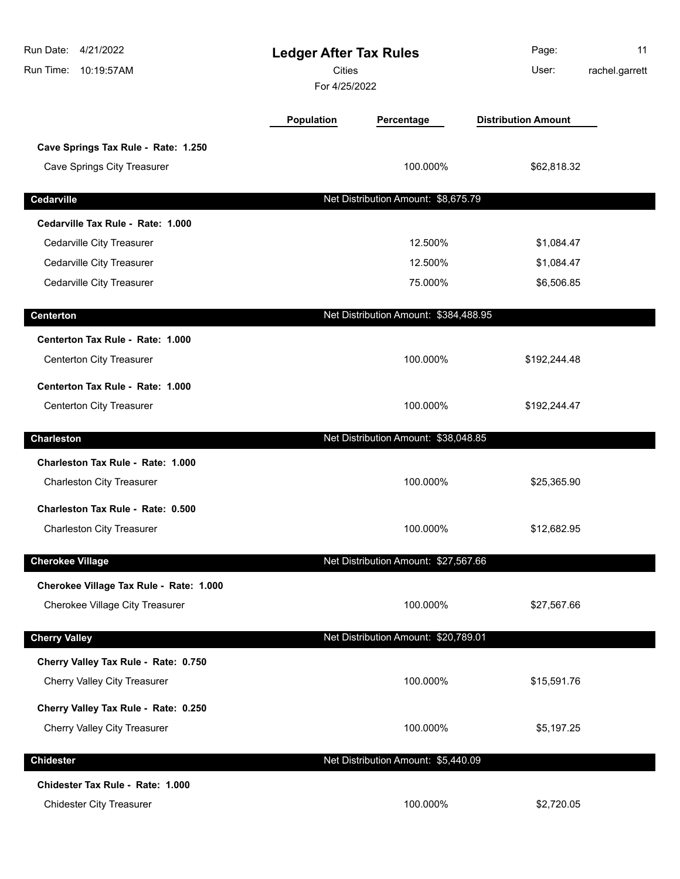# Ledger After Tax Rules

Cities

For 4/25/2022

| | Population | Percentage | Distribution Amount |
|---|---|---|---|
| **Cave Springs Tax Rule - Rate: 1.250** | | | |
| Cave Springs City Treasurer | | 100.000% | $62,818.32 |
| **Cedarville** | | Net Distribution Amount: $8,675.79 | |
| **Cedarville Tax Rule - Rate: 1.000** | | | |
| Cedarville City Treasurer | | 12.500% | $1,084.47 |
| Cedarville City Treasurer | | 12.500% | $1,084.47 |
| Cedarville City Treasurer | | 75.000% | $6,506.85 |
| **Centerton** | | Net Distribution Amount: $384,488.95 | |
| **Centerton Tax Rule - Rate: 1.000** | | | |
| Centerton City Treasurer | | 100.000% | $192,244.48 |
| **Centerton Tax Rule - Rate: 1.000** | | | |
| Centerton City Treasurer | | 100.000% | $192,244.47 |
| **Charleston** | | Net Distribution Amount: $38,048.85 | |
| **Charleston Tax Rule - Rate: 1.000** | | | |
| Charleston City Treasurer | | 100.000% | $25,365.90 |
| **Charleston Tax Rule - Rate: 0.500** | | | |
| Charleston City Treasurer | | 100.000% | $12,682.95 |
| **Cherokee Village** | | Net Distribution Amount: $27,567.66 | |
| **Cherokee Village Tax Rule - Rate: 1.000** | | | |
| Cherokee Village City Treasurer | | 100.000% | $27,567.66 |
| **Cherry Valley** | | Net Distribution Amount: $20,789.01 | |
| **Cherry Valley Tax Rule - Rate: 0.750** | | | |
| Cherry Valley City Treasurer | | 100.000% | $15,591.76 |
| **Cherry Valley Tax Rule - Rate: 0.250** | | | |
| Cherry Valley City Treasurer | | 100.000% | $5,197.25 |
| **Chidester** | | Net Distribution Amount: $5,440.09 | |
| **Chidester Tax Rule - Rate: 1.000** | | | |
| Chidester City Treasurer | | 100.000% | $2,720.05 |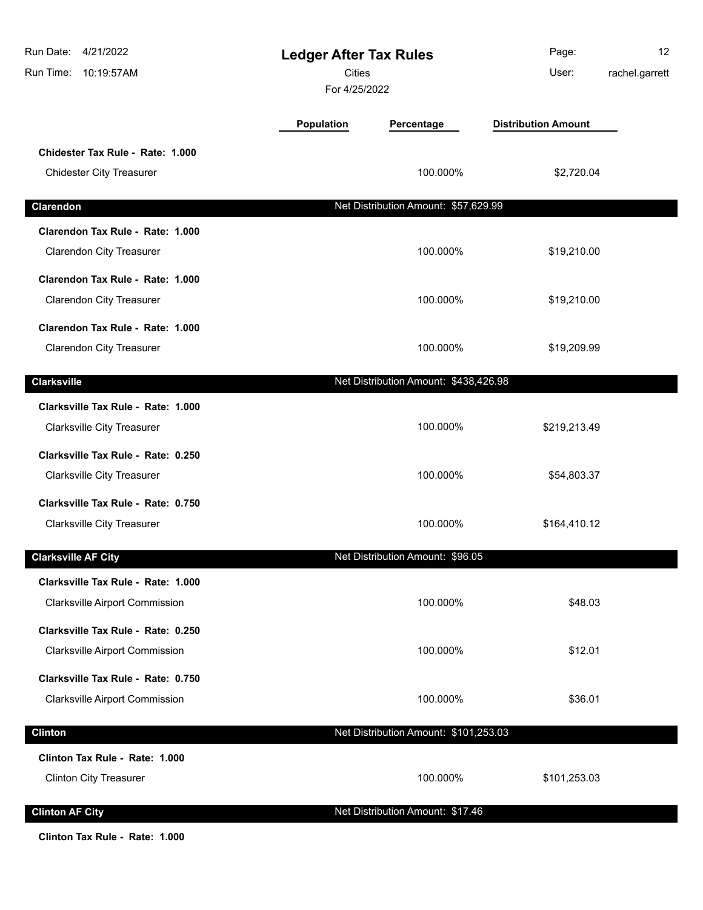# Ledger After Tax Rules

Cities

For 4/25/2022

| | Population | Percentage | Distribution Amount |
|---|---|---|---|
| **Chidester Tax Rule - Rate: 1.000** | | | |
| Chidester City Treasurer | | 100.000% | $2,720.04 |

**Clarendon** — Net Distribution Amount: $57,629.99

| | Population | Percentage | Distribution Amount |
|---|---|---|---|
| **Clarendon Tax Rule - Rate: 1.000** | | | |
| Clarendon City Treasurer | | 100.000% | $19,210.00 |
| **Clarendon Tax Rule - Rate: 1.000** | | | |
| Clarendon City Treasurer | | 100.000% | $19,210.00 |
| **Clarendon Tax Rule - Rate: 1.000** | | | |
| Clarendon City Treasurer | | 100.000% | $19,209.99 |

**Clarksville** — Net Distribution Amount: $438,426.98

| | Population | Percentage | Distribution Amount |
|---|---|---|---|
| **Clarksville Tax Rule - Rate: 1.000** | | | |
| Clarksville City Treasurer | | 100.000% | $219,213.49 |
| **Clarksville Tax Rule - Rate: 0.250** | | | |
| Clarksville City Treasurer | | 100.000% | $54,803.37 |
| **Clarksville Tax Rule - Rate: 0.750** | | | |
| Clarksville City Treasurer | | 100.000% | $164,410.12 |

**Clarksville AF City** — Net Distribution Amount: $96.05

| | Population | Percentage | Distribution Amount |
|---|---|---|---|
| **Clarksville Tax Rule - Rate: 1.000** | | | |
| Clarksville Airport Commission | | 100.000% | $48.03 |
| **Clarksville Tax Rule - Rate: 0.250** | | | |
| Clarksville Airport Commission | | 100.000% | $12.01 |
| **Clarksville Tax Rule - Rate: 0.750** | | | |
| Clarksville Airport Commission | | 100.000% | $36.01 |

**Clinton** — Net Distribution Amount: $101,253.03

| | Population | Percentage | Distribution Amount |
|---|---|---|---|
| **Clinton Tax Rule - Rate: 1.000** | | | |
| Clinton City Treasurer | | 100.000% | $101,253.03 |

**Clinton AF City** — Net Distribution Amount: $17.46

**Clinton Tax Rule - Rate: 1.000**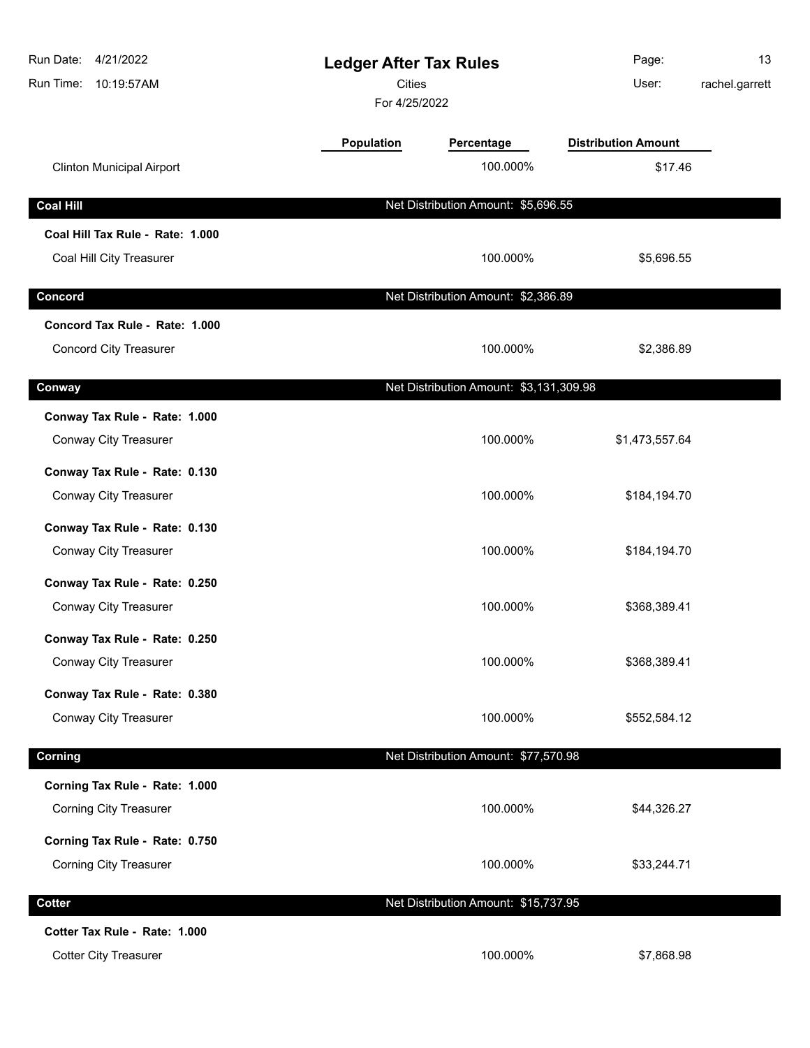# Ledger After Tax Rules

Cities

For 4/25/2022

| | Population | Percentage | Distribution Amount |
|---|---|---|---|
| Clinton Municipal Airport | | 100.000% | $17.46 |

## Coal Hill
Net Distribution Amount: $5,696.55

| | Population | Percentage | Distribution Amount |
|---|---|---|---|
| **Coal Hill Tax Rule - Rate: 1.000** | | | |
| Coal Hill City Treasurer | | 100.000% | $5,696.55 |

## Concord
Net Distribution Amount: $2,386.89

| | Population | Percentage | Distribution Amount |
|---|---|---|---|
| **Concord Tax Rule - Rate: 1.000** | | | |
| Concord City Treasurer | | 100.000% | $2,386.89 |

## Conway
Net Distribution Amount: $3,131,309.98

| | Population | Percentage | Distribution Amount |
|---|---|---|---|
| **Conway Tax Rule - Rate: 1.000** | | | |
| Conway City Treasurer | | 100.000% | $1,473,557.64 |
| **Conway Tax Rule - Rate: 0.130** | | | |
| Conway City Treasurer | | 100.000% | $184,194.70 |
| **Conway Tax Rule - Rate: 0.130** | | | |
| Conway City Treasurer | | 100.000% | $184,194.70 |
| **Conway Tax Rule - Rate: 0.250** | | | |
| Conway City Treasurer | | 100.000% | $368,389.41 |
| **Conway Tax Rule - Rate: 0.250** | | | |
| Conway City Treasurer | | 100.000% | $368,389.41 |
| **Conway Tax Rule - Rate: 0.380** | | | |
| Conway City Treasurer | | 100.000% | $552,584.12 |

## Corning
Net Distribution Amount: $77,570.98

| | Population | Percentage | Distribution Amount |
|---|---|---|---|
| **Corning Tax Rule - Rate: 1.000** | | | |
| Corning City Treasurer | | 100.000% | $44,326.27 |
| **Corning Tax Rule - Rate: 0.750** | | | |
| Corning City Treasurer | | 100.000% | $33,244.71 |

## Cotter
Net Distribution Amount: $15,737.95

| | Population | Percentage | Distribution Amount |
|---|---|---|---|
| **Cotter Tax Rule - Rate: 1.000** | | | |
| Cotter City Treasurer | | 100.000% | $7,868.98 |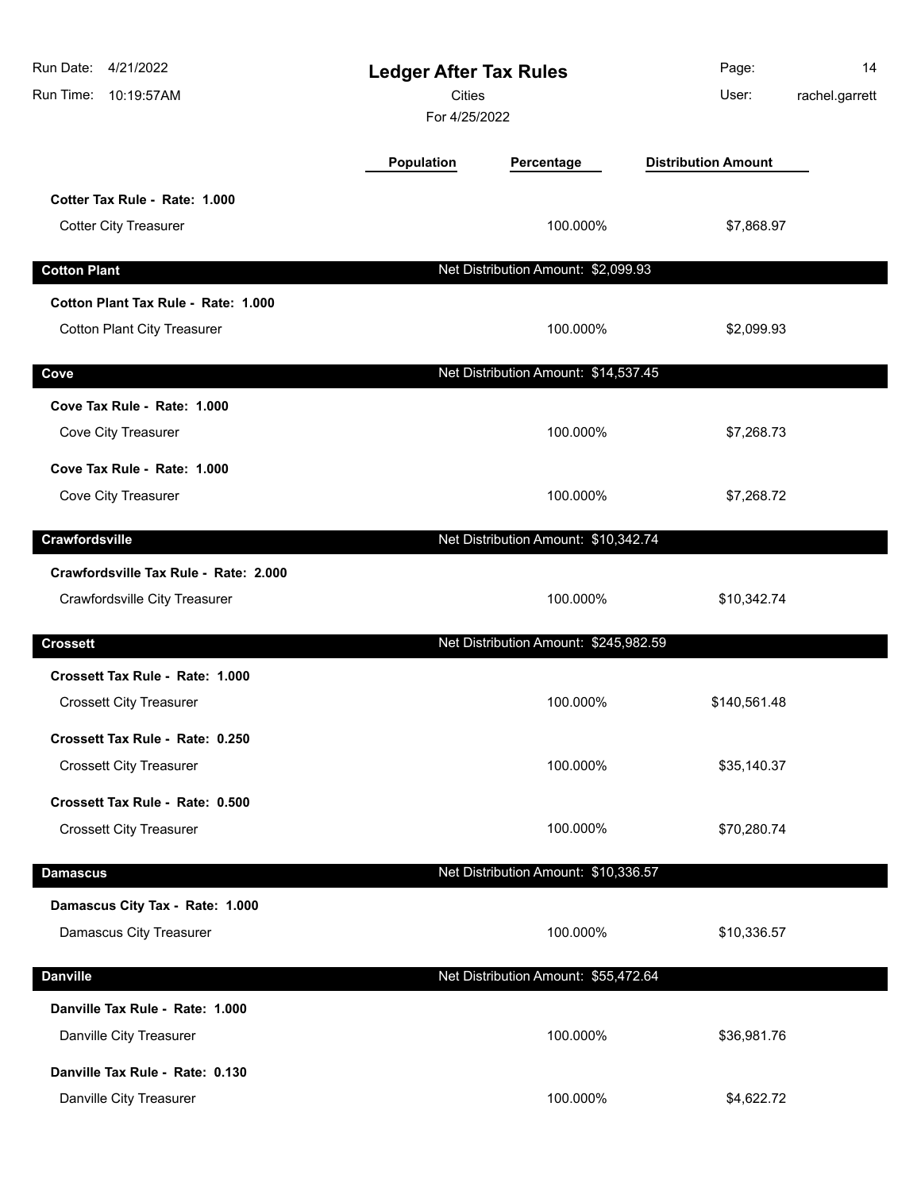# Ledger After Tax Rules

Cities

For 4/25/2022

| | Population | Percentage | Distribution Amount |
|---|---|---|---|
| **Cotter Tax Rule - Rate: 1.000** | | | |
| Cotter City Treasurer | | 100.000% | $7,868.97 |
| **Cotton Plant** | | Net Distribution Amount: $2,099.93 | |
| **Cotton Plant Tax Rule - Rate: 1.000** | | | |
| Cotton Plant City Treasurer | | 100.000% | $2,099.93 |
| **Cove** | | Net Distribution Amount: $14,537.45 | |
| **Cove Tax Rule - Rate: 1.000** | | | |
| Cove City Treasurer | | 100.000% | $7,268.73 |
| **Cove Tax Rule - Rate: 1.000** | | | |
| Cove City Treasurer | | 100.000% | $7,268.72 |
| **Crawfordsville** | | Net Distribution Amount: $10,342.74 | |
| **Crawfordsville Tax Rule - Rate: 2.000** | | | |
| Crawfordsville City Treasurer | | 100.000% | $10,342.74 |
| **Crossett** | | Net Distribution Amount: $245,982.59 | |
| **Crossett Tax Rule - Rate: 1.000** | | | |
| Crossett City Treasurer | | 100.000% | $140,561.48 |
| **Crossett Tax Rule - Rate: 0.250** | | | |
| Crossett City Treasurer | | 100.000% | $35,140.37 |
| **Crossett Tax Rule - Rate: 0.500** | | | |
| Crossett City Treasurer | | 100.000% | $70,280.74 |
| **Damascus** | | Net Distribution Amount: $10,336.57 | |
| **Damascus City Tax - Rate: 1.000** | | | |
| Damascus City Treasurer | | 100.000% | $10,336.57 |
| **Danville** | | Net Distribution Amount: $55,472.64 | |
| **Danville Tax Rule - Rate: 1.000** | | | |
| Danville City Treasurer | | 100.000% | $36,981.76 |
| **Danville Tax Rule - Rate: 0.130** | | | |
| Danville City Treasurer | | 100.000% | $4,622.72 |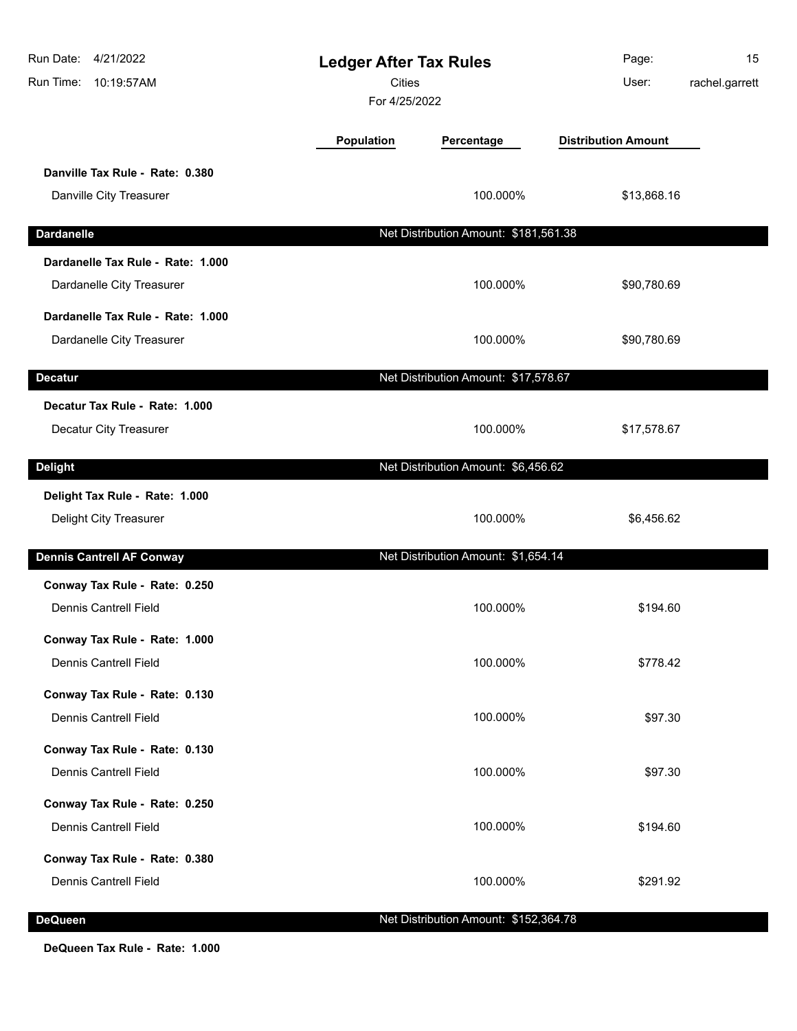# Ledger After Tax Rules

Cities

For 4/25/2022

| | Population | Percentage | Distribution Amount |
|---|---|---|---|
| **Danville Tax Rule - Rate: 0.380** | | | |
| Danville City Treasurer | | 100.000% | $13,868.16 |
| **Dardanelle** | | Net Distribution Amount: $181,561.38 | |
| **Dardanelle Tax Rule - Rate: 1.000** | | | |
| Dardanelle City Treasurer | | 100.000% | $90,780.69 |
| **Dardanelle Tax Rule - Rate: 1.000** | | | |
| Dardanelle City Treasurer | | 100.000% | $90,780.69 |
| **Decatur** | | Net Distribution Amount: $17,578.67 | |
| **Decatur Tax Rule - Rate: 1.000** | | | |
| Decatur City Treasurer | | 100.000% | $17,578.67 |
| **Delight** | | Net Distribution Amount: $6,456.62 | |
| **Delight Tax Rule - Rate: 1.000** | | | |
| Delight City Treasurer | | 100.000% | $6,456.62 |
| **Dennis Cantrell AF Conway** | | Net Distribution Amount: $1,654.14 | |
| **Conway Tax Rule - Rate: 0.250** | | | |
| Dennis Cantrell Field | | 100.000% | $194.60 |
| **Conway Tax Rule - Rate: 1.000** | | | |
| Dennis Cantrell Field | | 100.000% | $778.42 |
| **Conway Tax Rule - Rate: 0.130** | | | |
| Dennis Cantrell Field | | 100.000% | $97.30 |
| **Conway Tax Rule - Rate: 0.130** | | | |
| Dennis Cantrell Field | | 100.000% | $97.30 |
| **Conway Tax Rule - Rate: 0.250** | | | |
| Dennis Cantrell Field | | 100.000% | $194.60 |
| **Conway Tax Rule - Rate: 0.380** | | | |
| Dennis Cantrell Field | | 100.000% | $291.92 |
| **DeQueen** | | Net Distribution Amount: $152,364.78 | |
| **DeQueen Tax Rule - Rate: 1.000** | | | |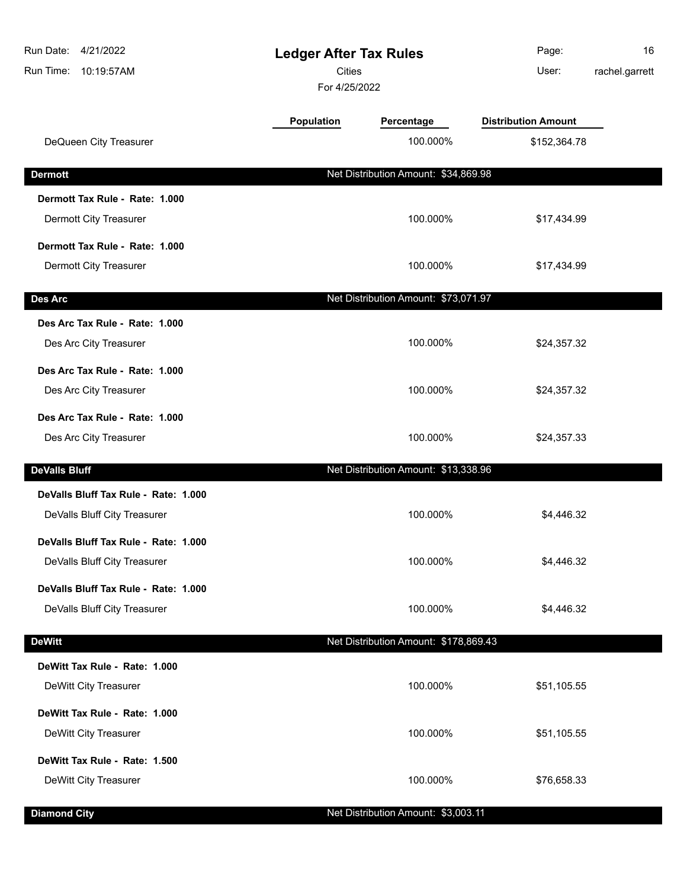# Ledger After Tax Rules

Cities

For 4/25/2022

| | Population | Percentage | Distribution Amount |
|---|---|---|---|
| DeQueen City Treasurer | | 100.000% | $152,364.78 |

**Dermott** — Net Distribution Amount: $34,869.98

| | Population | Percentage | Distribution Amount |
|---|---|---|---|
| **Dermott Tax Rule - Rate: 1.000** | | | |
| Dermott City Treasurer | | 100.000% | $17,434.99 |
| **Dermott Tax Rule - Rate: 1.000** | | | |
| Dermott City Treasurer | | 100.000% | $17,434.99 |

**Des Arc** — Net Distribution Amount: $73,071.97

| | Population | Percentage | Distribution Amount |
|---|---|---|---|
| **Des Arc Tax Rule - Rate: 1.000** | | | |
| Des Arc City Treasurer | | 100.000% | $24,357.32 |
| **Des Arc Tax Rule - Rate: 1.000** | | | |
| Des Arc City Treasurer | | 100.000% | $24,357.32 |
| **Des Arc Tax Rule - Rate: 1.000** | | | |
| Des Arc City Treasurer | | 100.000% | $24,357.33 |

**DeValls Bluff** — Net Distribution Amount: $13,338.96

| | Population | Percentage | Distribution Amount |
|---|---|---|---|
| **DeValls Bluff Tax Rule - Rate: 1.000** | | | |
| DeValls Bluff City Treasurer | | 100.000% | $4,446.32 |
| **DeValls Bluff Tax Rule - Rate: 1.000** | | | |
| DeValls Bluff City Treasurer | | 100.000% | $4,446.32 |
| **DeValls Bluff Tax Rule - Rate: 1.000** | | | |
| DeValls Bluff City Treasurer | | 100.000% | $4,446.32 |

**DeWitt** — Net Distribution Amount: $178,869.43

| | Population | Percentage | Distribution Amount |
|---|---|---|---|
| **DeWitt Tax Rule - Rate: 1.000** | | | |
| DeWitt City Treasurer | | 100.000% | $51,105.55 |
| **DeWitt Tax Rule - Rate: 1.000** | | | |
| DeWitt City Treasurer | | 100.000% | $51,105.55 |
| **DeWitt Tax Rule - Rate: 1.500** | | | |
| DeWitt City Treasurer | | 100.000% | $76,658.33 |

**Diamond City** — Net Distribution Amount: $3,003.11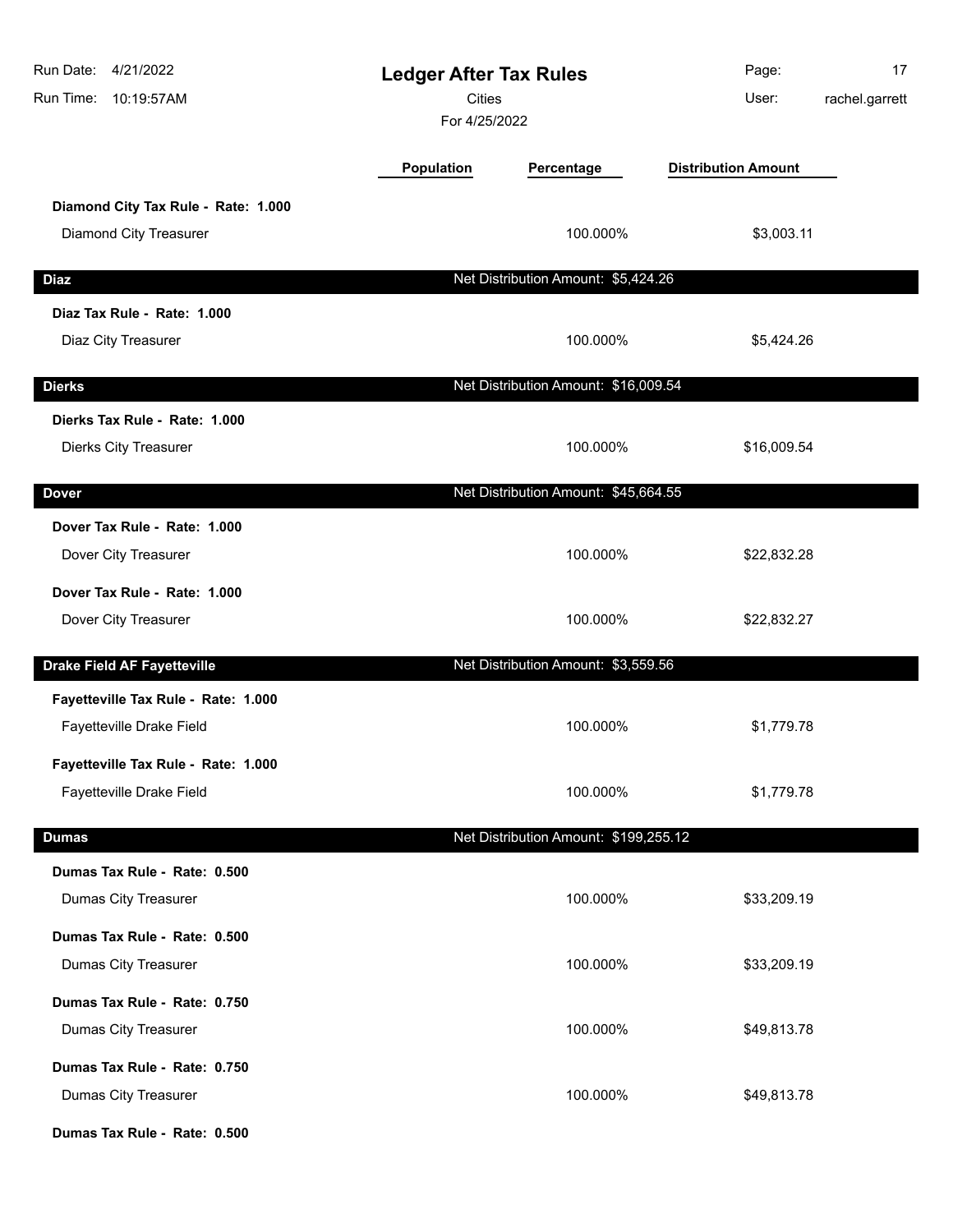# Ledger After Tax Rules

Cities

For 4/25/2022

| | Population | Percentage | Distribution Amount |
|---|---|---|---|
| **Diamond City Tax Rule - Rate: 1.000** | | | |
| Diamond City Treasurer | | 100.000% | $3,003.11 |
| **Diaz** | | Net Distribution Amount: $5,424.26 | |
| **Diaz Tax Rule - Rate: 1.000** | | | |
| Diaz City Treasurer | | 100.000% | $5,424.26 |
| **Dierks** | | Net Distribution Amount: $16,009.54 | |
| **Dierks Tax Rule - Rate: 1.000** | | | |
| Dierks City Treasurer | | 100.000% | $16,009.54 |
| **Dover** | | Net Distribution Amount: $45,664.55 | |
| **Dover Tax Rule - Rate: 1.000** | | | |
| Dover City Treasurer | | 100.000% | $22,832.28 |
| **Dover Tax Rule - Rate: 1.000** | | | |
| Dover City Treasurer | | 100.000% | $22,832.27 |
| **Drake Field AF Fayetteville** | | Net Distribution Amount: $3,559.56 | |
| **Fayetteville Tax Rule - Rate: 1.000** | | | |
| Fayetteville Drake Field | | 100.000% | $1,779.78 |
| **Fayetteville Tax Rule - Rate: 1.000** | | | |
| Fayetteville Drake Field | | 100.000% | $1,779.78 |
| **Dumas** | | Net Distribution Amount: $199,255.12 | |
| **Dumas Tax Rule - Rate: 0.500** | | | |
| Dumas City Treasurer | | 100.000% | $33,209.19 |
| **Dumas Tax Rule - Rate: 0.500** | | | |
| Dumas City Treasurer | | 100.000% | $33,209.19 |
| **Dumas Tax Rule - Rate: 0.750** | | | |
| Dumas City Treasurer | | 100.000% | $49,813.78 |
| **Dumas Tax Rule - Rate: 0.750** | | | |
| Dumas City Treasurer | | 100.000% | $49,813.78 |
| **Dumas Tax Rule - Rate: 0.500** | | | |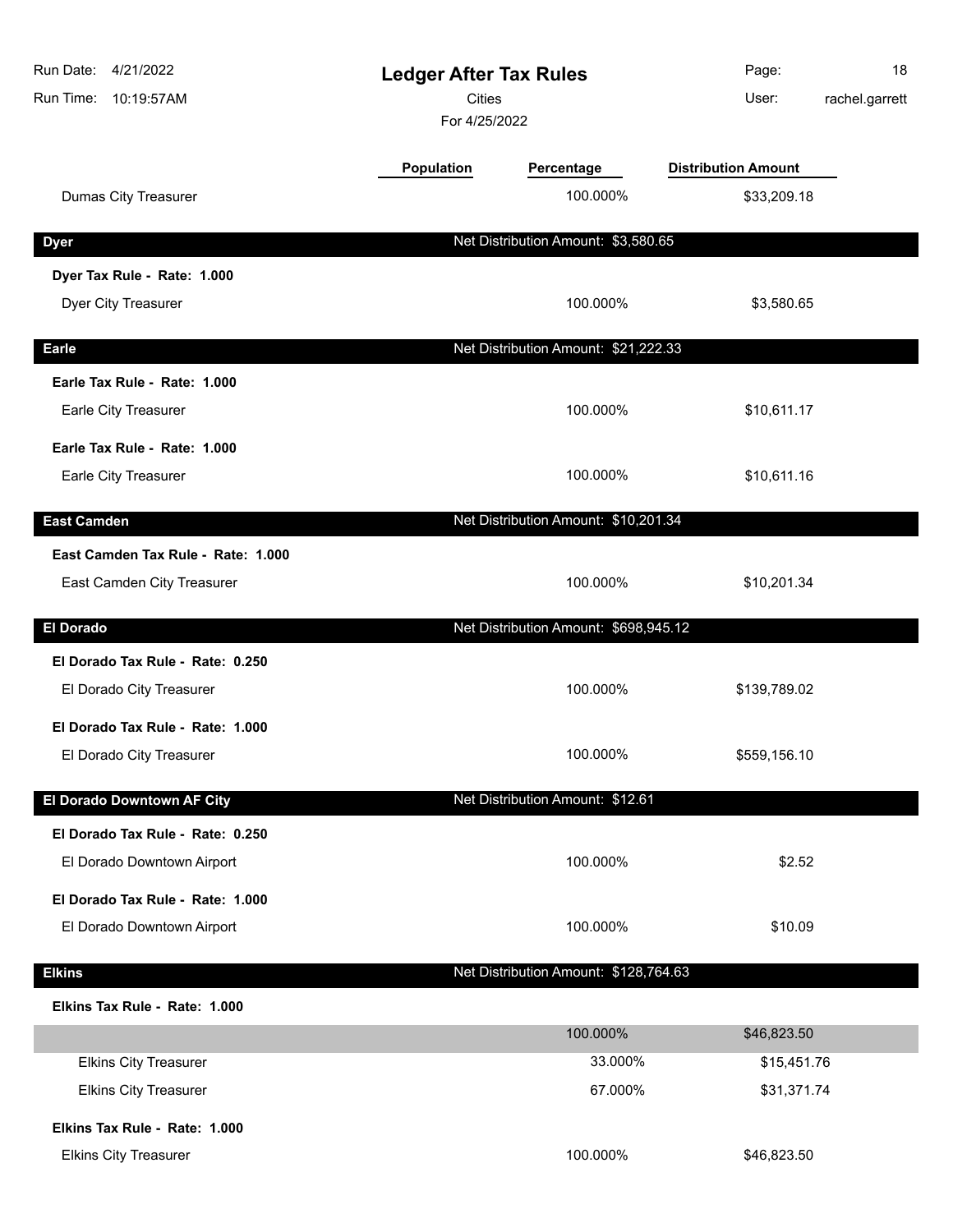| | Population | Percentage | Distribution Amount |
| --- | --- | --- | --- |
| Dumas City Treasurer | | 100.000% | $33,209.18 |
| **Dyer** | | **Net Distribution Amount: $3,580.65** | |
| **Dyer Tax Rule - Rate: 1.000** | | | |
| Dyer City Treasurer | | 100.000% | $3,580.65 |
| **Earle** | | **Net Distribution Amount: $21,222.33** | |
| **Earle Tax Rule - Rate: 1.000** | | | |
| Earle City Treasurer | | 100.000% | $10,611.17 |
| **Earle Tax Rule - Rate: 1.000** | | | |
| Earle City Treasurer | | 100.000% | $10,611.16 |
| **East Camden** | | **Net Distribution Amount: $10,201.34** | |
| **East Camden Tax Rule - Rate: 1.000** | | | |
| East Camden City Treasurer | | 100.000% | $10,201.34 |
| **El Dorado** | | **Net Distribution Amount: $698,945.12** | |
| **El Dorado Tax Rule - Rate: 0.250** | | | |
| El Dorado City Treasurer | | 100.000% | $139,789.02 |
| **El Dorado Tax Rule - Rate: 1.000** | | | |
| El Dorado City Treasurer | | 100.000% | $559,156.10 |
| **El Dorado Downtown AF City** | | **Net Distribution Amount: $12.61** | |
| **El Dorado Tax Rule - Rate: 0.250** | | | |
| El Dorado Downtown Airport | | 100.000% | $2.52 |
| **El Dorado Tax Rule - Rate: 1.000** | | | |
| El Dorado Downtown Airport | | 100.000% | $10.09 |
| **Elkins** | | **Net Distribution Amount: $128,764.63** | |
| **Elkins Tax Rule - Rate: 1.000** | | | |
| | | 100.000% | $46,823.50 |
| Elkins City Treasurer | | 33.000% | $15,451.76 |
| Elkins City Treasurer | | 67.000% | $31,371.74 |
| **Elkins Tax Rule - Rate: 1.000** | | | |
| Elkins City Treasurer | | 100.000% | $46,823.50 |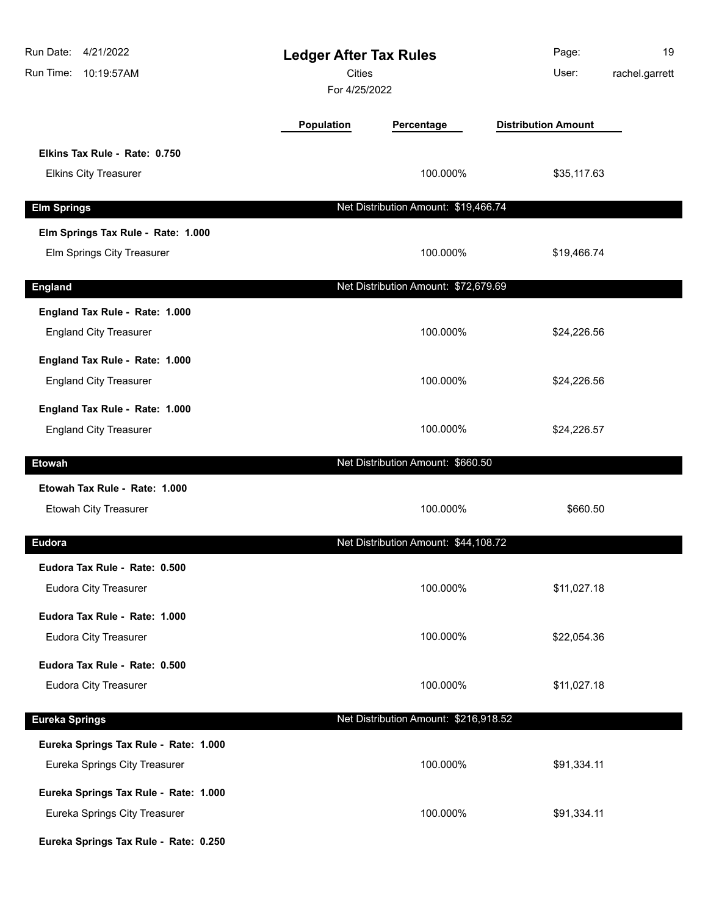# Ledger After Tax Rules

Cities

For 4/25/2022

| | Population | Percentage | Distribution Amount |
|---|---|---|---|
| **Elkins Tax Rule - Rate: 0.750** | | | |
| Elkins City Treasurer | | 100.000% | $35,117.63 |
| **Elm Springs** | | Net Distribution Amount: $19,466.74 | |
| **Elm Springs Tax Rule - Rate: 1.000** | | | |
| Elm Springs City Treasurer | | 100.000% | $19,466.74 |
| **England** | | Net Distribution Amount: $72,679.69 | |
| **England Tax Rule - Rate: 1.000** | | | |
| England City Treasurer | | 100.000% | $24,226.56 |
| **England Tax Rule - Rate: 1.000** | | | |
| England City Treasurer | | 100.000% | $24,226.56 |
| **England Tax Rule - Rate: 1.000** | | | |
| England City Treasurer | | 100.000% | $24,226.57 |
| **Etowah** | | Net Distribution Amount: $660.50 | |
| **Etowah Tax Rule - Rate: 1.000** | | | |
| Etowah City Treasurer | | 100.000% | $660.50 |
| **Eudora** | | Net Distribution Amount: $44,108.72 | |
| **Eudora Tax Rule - Rate: 0.500** | | | |
| Eudora City Treasurer | | 100.000% | $11,027.18 |
| **Eudora Tax Rule - Rate: 1.000** | | | |
| Eudora City Treasurer | | 100.000% | $22,054.36 |
| **Eudora Tax Rule - Rate: 0.500** | | | |
| Eudora City Treasurer | | 100.000% | $11,027.18 |
| **Eureka Springs** | | Net Distribution Amount: $216,918.52 | |
| **Eureka Springs Tax Rule - Rate: 1.000** | | | |
| Eureka Springs City Treasurer | | 100.000% | $91,334.11 |
| **Eureka Springs Tax Rule - Rate: 1.000** | | | |
| Eureka Springs City Treasurer | | 100.000% | $91,334.11 |
| **Eureka Springs Tax Rule - Rate: 0.250** | | | |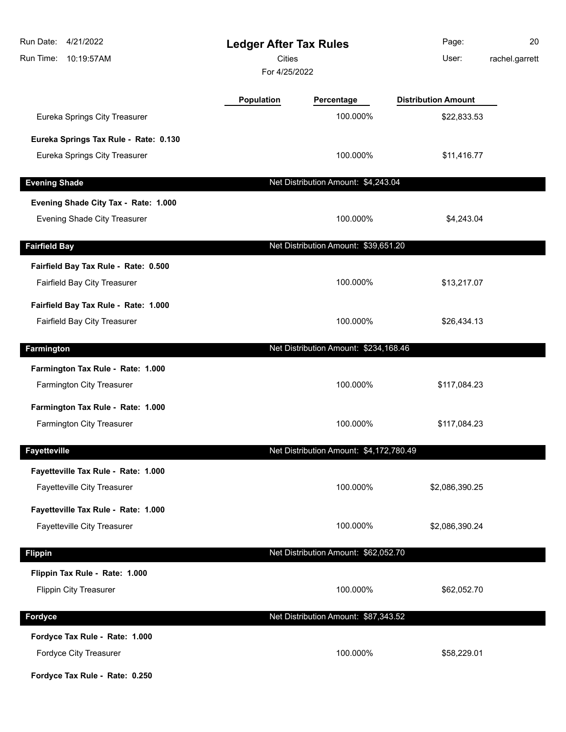| | Population | Percentage | Distribution Amount |
|---|---|---|---|
| Eureka Springs City Treasurer | | 100.000% | $22,833.53 |
| **Eureka Springs Tax Rule - Rate: 0.130** | | | |
| Eureka Springs City Treasurer | | 100.000% | $11,416.77 |

## Evening Shade — Net Distribution Amount: $4,243.04

| | Population | Percentage | Distribution Amount |
|---|---|---|---|
| **Evening Shade City Tax - Rate: 1.000** | | | |
| Evening Shade City Treasurer | | 100.000% | $4,243.04 |

## Fairfield Bay — Net Distribution Amount: $39,651.20

| | Population | Percentage | Distribution Amount |
|---|---|---|---|
| **Fairfield Bay Tax Rule - Rate: 0.500** | | | |
| Fairfield Bay City Treasurer | | 100.000% | $13,217.07 |
| **Fairfield Bay Tax Rule - Rate: 1.000** | | | |
| Fairfield Bay City Treasurer | | 100.000% | $26,434.13 |

## Farmington — Net Distribution Amount: $234,168.46

| | Population | Percentage | Distribution Amount |
|---|---|---|---|
| **Farmington Tax Rule - Rate: 1.000** | | | |
| Farmington City Treasurer | | 100.000% | $117,084.23 |
| **Farmington Tax Rule - Rate: 1.000** | | | |
| Farmington City Treasurer | | 100.000% | $117,084.23 |

## Fayetteville — Net Distribution Amount: $4,172,780.49

| | Population | Percentage | Distribution Amount |
|---|---|---|---|
| **Fayetteville Tax Rule - Rate: 1.000** | | | |
| Fayetteville City Treasurer | | 100.000% | $2,086,390.25 |
| **Fayetteville Tax Rule - Rate: 1.000** | | | |
| Fayetteville City Treasurer | | 100.000% | $2,086,390.24 |

## Flippin — Net Distribution Amount: $62,052.70

| | Population | Percentage | Distribution Amount |
|---|---|---|---|
| **Flippin Tax Rule - Rate: 1.000** | | | |
| Flippin City Treasurer | | 100.000% | $62,052.70 |

## Fordyce — Net Distribution Amount: $87,343.52

| | Population | Percentage | Distribution Amount |
|---|---|---|---|
| **Fordyce Tax Rule - Rate: 1.000** | | | |
| Fordyce City Treasurer | | 100.000% | $58,229.01 |
| **Fordyce Tax Rule - Rate: 0.250** | | | |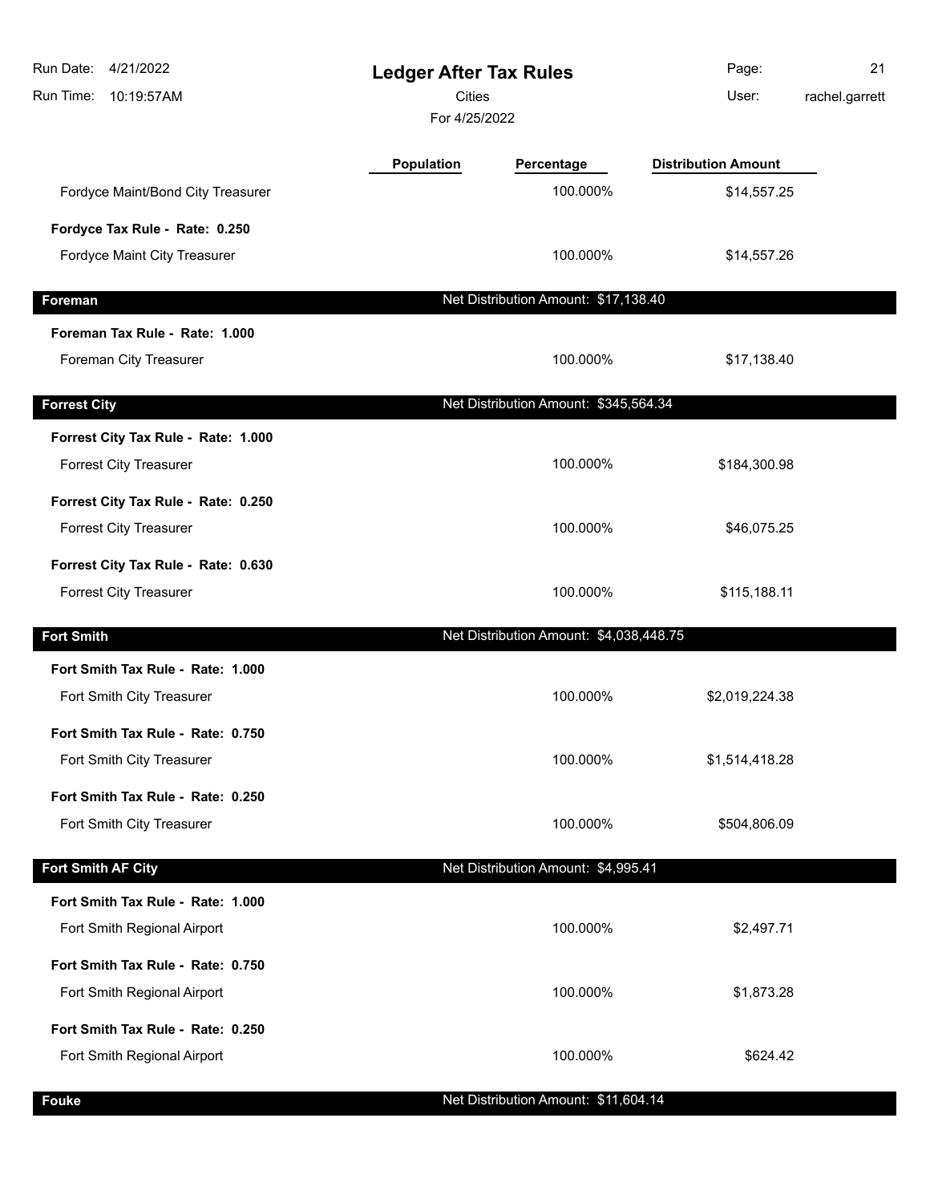| | Population | Percentage | Distribution Amount |
|---|---|---|---|
| Fordyce Maint/Bond City Treasurer | | 100.000% | $14,557.25 |
| **Fordyce Tax Rule - Rate: 0.250** | | | |
| Fordyce Maint City Treasurer | | 100.000% | $14,557.26 |
| **Foreman** | | Net Distribution Amount: $17,138.40 | |
| **Foreman Tax Rule - Rate: 1.000** | | | |
| Foreman City Treasurer | | 100.000% | $17,138.40 |
| **Forrest City** | | Net Distribution Amount: $345,564.34 | |
| **Forrest City Tax Rule - Rate: 1.000** | | | |
| Forrest City Treasurer | | 100.000% | $184,300.98 |
| **Forrest City Tax Rule - Rate: 0.250** | | | |
| Forrest City Treasurer | | 100.000% | $46,075.25 |
| **Forrest City Tax Rule - Rate: 0.630** | | | |
| Forrest City Treasurer | | 100.000% | $115,188.11 |
| **Fort Smith** | | Net Distribution Amount: $4,038,448.75 | |
| **Fort Smith Tax Rule - Rate: 1.000** | | | |
| Fort Smith City Treasurer | | 100.000% | $2,019,224.38 |
| **Fort Smith Tax Rule - Rate: 0.750** | | | |
| Fort Smith City Treasurer | | 100.000% | $1,514,418.28 |
| **Fort Smith Tax Rule - Rate: 0.250** | | | |
| Fort Smith City Treasurer | | 100.000% | $504,806.09 |
| **Fort Smith AF City** | | Net Distribution Amount: $4,995.41 | |
| **Fort Smith Tax Rule - Rate: 1.000** | | | |
| Fort Smith Regional Airport | | 100.000% | $2,497.71 |
| **Fort Smith Tax Rule - Rate: 0.750** | | | |
| Fort Smith Regional Airport | | 100.000% | $1,873.28 |
| **Fort Smith Tax Rule - Rate: 0.250** | | | |
| Fort Smith Regional Airport | | 100.000% | $624.42 |
| **Fouke** | | Net Distribution Amount: $11,604.14 | |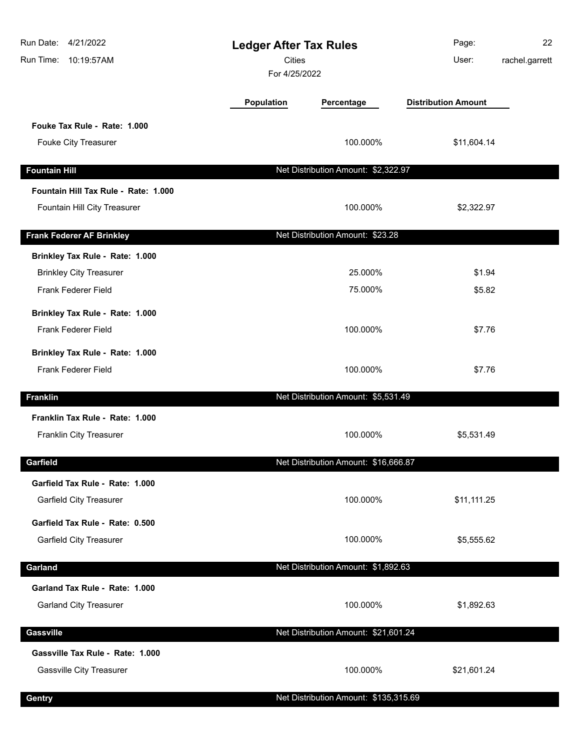| | Population | Percentage | Distribution Amount |
|---|---|---|---|
| **Fouke Tax Rule - Rate: 1.000** | | | |
| Fouke City Treasurer | | 100.000% | $11,604.14 |
| **Fountain Hill** | | Net Distribution Amount: $2,322.97 | |
| **Fountain Hill Tax Rule - Rate: 1.000** | | | |
| Fountain Hill City Treasurer | | 100.000% | $2,322.97 |
| **Frank Federer AF Brinkley** | | Net Distribution Amount: $23.28 | |
| **Brinkley Tax Rule - Rate: 1.000** | | | |
| Brinkley City Treasurer | | 25.000% | $1.94 |
| Frank Federer Field | | 75.000% | $5.82 |
| **Brinkley Tax Rule - Rate: 1.000** | | | |
| Frank Federer Field | | 100.000% | $7.76 |
| **Brinkley Tax Rule - Rate: 1.000** | | | |
| Frank Federer Field | | 100.000% | $7.76 |
| **Franklin** | | Net Distribution Amount: $5,531.49 | |
| **Franklin Tax Rule - Rate: 1.000** | | | |
| Franklin City Treasurer | | 100.000% | $5,531.49 |
| **Garfield** | | Net Distribution Amount: $16,666.87 | |
| **Garfield Tax Rule - Rate: 1.000** | | | |
| Garfield City Treasurer | | 100.000% | $11,111.25 |
| **Garfield Tax Rule - Rate: 0.500** | | | |
| Garfield City Treasurer | | 100.000% | $5,555.62 |
| **Garland** | | Net Distribution Amount: $1,892.63 | |
| **Garland Tax Rule - Rate: 1.000** | | | |
| Garland City Treasurer | | 100.000% | $1,892.63 |
| **Gassville** | | Net Distribution Amount: $21,601.24 | |
| **Gassville Tax Rule - Rate: 1.000** | | | |
| Gassville City Treasurer | | 100.000% | $21,601.24 |
| **Gentry** | | Net Distribution Amount: $135,315.69 | |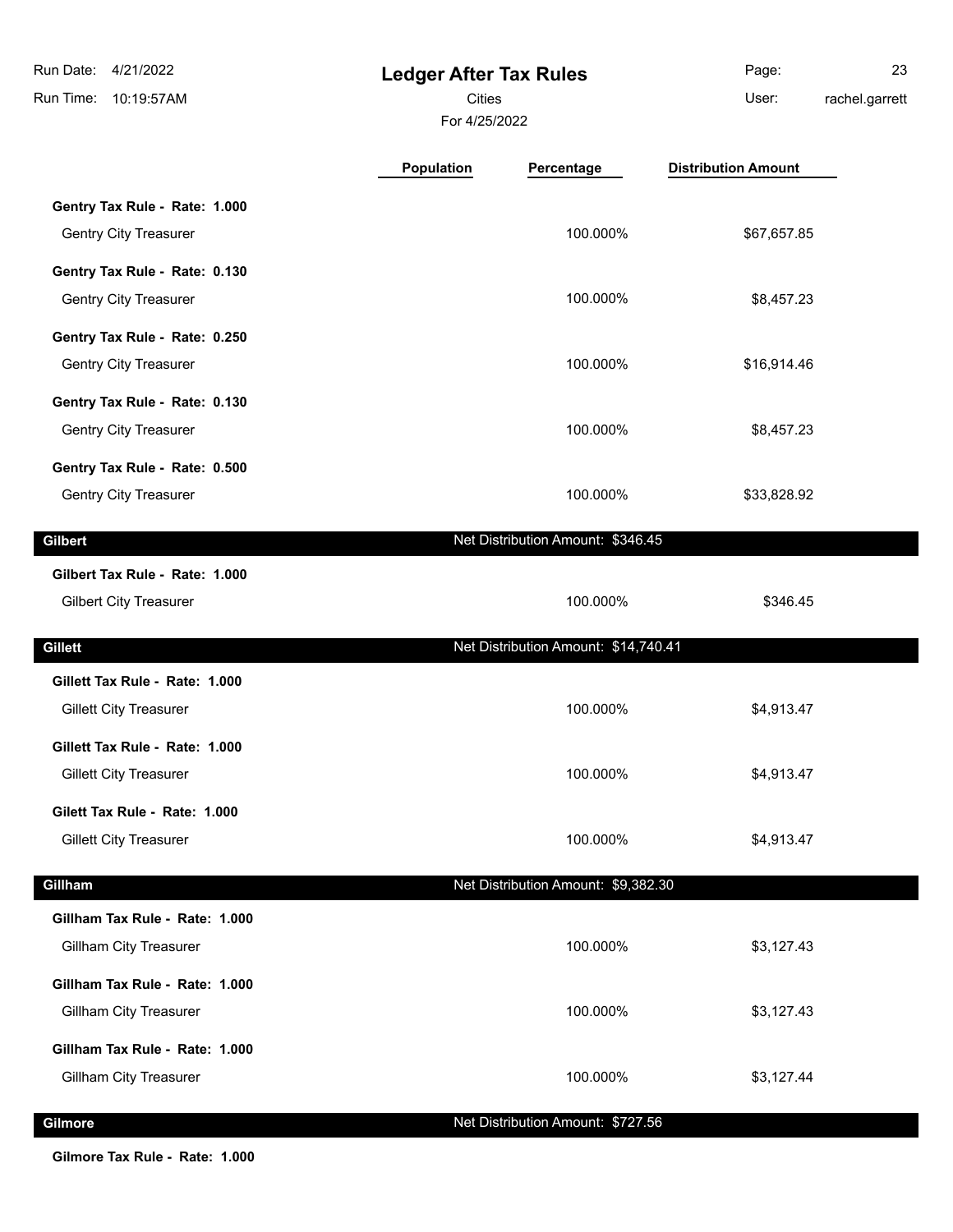# Ledger After Tax Rules

Cities

For 4/25/2022

| | Population | Percentage | Distribution Amount |
|---|---|---|---|
| **Gentry Tax Rule - Rate: 1.000** | | | |
| Gentry City Treasurer | | 100.000% | $67,657.85 |
| **Gentry Tax Rule - Rate: 0.130** | | | |
| Gentry City Treasurer | | 100.000% | $8,457.23 |
| **Gentry Tax Rule - Rate: 0.250** | | | |
| Gentry City Treasurer | | 100.000% | $16,914.46 |
| **Gentry Tax Rule - Rate: 0.130** | | | |
| Gentry City Treasurer | | 100.000% | $8,457.23 |
| **Gentry Tax Rule - Rate: 0.500** | | | |
| Gentry City Treasurer | | 100.000% | $33,828.92 |
| **Gilbert** | | Net Distribution Amount: $346.45 | |
| **Gilbert Tax Rule - Rate: 1.000** | | | |
| Gilbert City Treasurer | | 100.000% | $346.45 |
| **Gillett** | | Net Distribution Amount: $14,740.41 | |
| **Gillett Tax Rule - Rate: 1.000** | | | |
| Gillett City Treasurer | | 100.000% | $4,913.47 |
| **Gillett Tax Rule - Rate: 1.000** | | | |
| Gillett City Treasurer | | 100.000% | $4,913.47 |
| **Gilett Tax Rule - Rate: 1.000** | | | |
| Gillett City Treasurer | | 100.000% | $4,913.47 |
| **Gillham** | | Net Distribution Amount: $9,382.30 | |
| **Gillham Tax Rule - Rate: 1.000** | | | |
| Gillham City Treasurer | | 100.000% | $3,127.43 |
| **Gillham Tax Rule - Rate: 1.000** | | | |
| Gillham City Treasurer | | 100.000% | $3,127.43 |
| **Gillham Tax Rule - Rate: 1.000** | | | |
| Gillham City Treasurer | | 100.000% | $3,127.44 |
| **Gilmore** | | Net Distribution Amount: $727.56 | |
| **Gilmore Tax Rule - Rate: 1.000** | | | |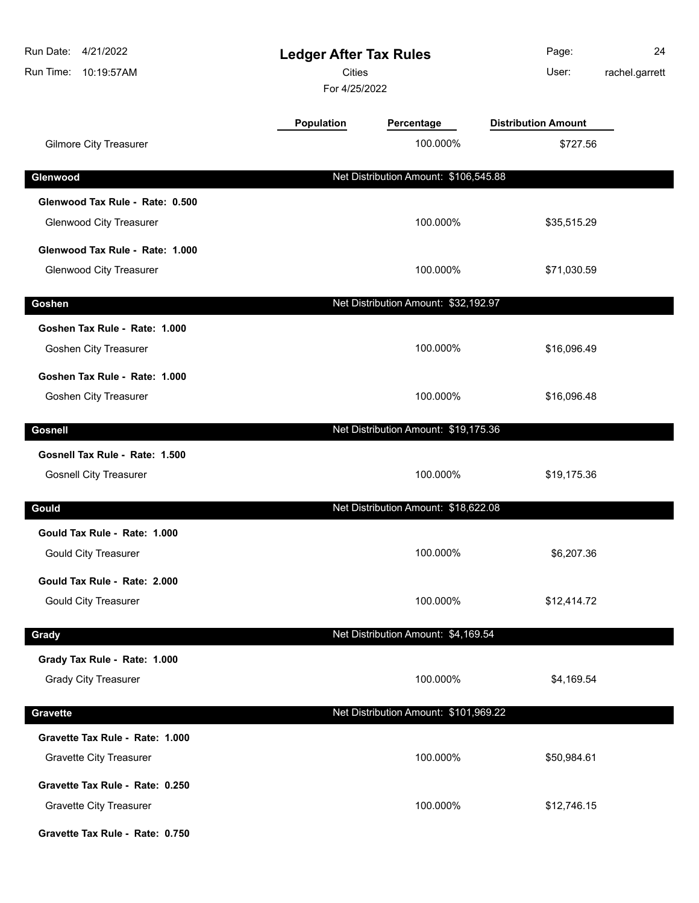| | Population | Percentage | Distribution Amount |
|---|---|---|---|
| Gilmore City Treasurer | | 100.000% | $727.56 |
| **Glenwood** | | **Net Distribution Amount: $106,545.88** | |
| **Glenwood Tax Rule - Rate: 0.500** | | | |
| Glenwood City Treasurer | | 100.000% | $35,515.29 |
| **Glenwood Tax Rule - Rate: 1.000** | | | |
| Glenwood City Treasurer | | 100.000% | $71,030.59 |
| **Goshen** | | **Net Distribution Amount: $32,192.97** | |
| **Goshen Tax Rule - Rate: 1.000** | | | |
| Goshen City Treasurer | | 100.000% | $16,096.49 |
| **Goshen Tax Rule - Rate: 1.000** | | | |
| Goshen City Treasurer | | 100.000% | $16,096.48 |
| **Gosnell** | | **Net Distribution Amount: $19,175.36** | |
| **Gosnell Tax Rule - Rate: 1.500** | | | |
| Gosnell City Treasurer | | 100.000% | $19,175.36 |
| **Gould** | | **Net Distribution Amount: $18,622.08** | |
| **Gould Tax Rule - Rate: 1.000** | | | |
| Gould City Treasurer | | 100.000% | $6,207.36 |
| **Gould Tax Rule - Rate: 2.000** | | | |
| Gould City Treasurer | | 100.000% | $12,414.72 |
| **Grady** | | **Net Distribution Amount: $4,169.54** | |
| **Grady Tax Rule - Rate: 1.000** | | | |
| Grady City Treasurer | | 100.000% | $4,169.54 |
| **Gravette** | | **Net Distribution Amount: $101,969.22** | |
| **Gravette Tax Rule - Rate: 1.000** | | | |
| Gravette City Treasurer | | 100.000% | $50,984.61 |
| **Gravette Tax Rule - Rate: 0.250** | | | |
| Gravette City Treasurer | | 100.000% | $12,746.15 |
| **Gravette Tax Rule - Rate: 0.750** | | | |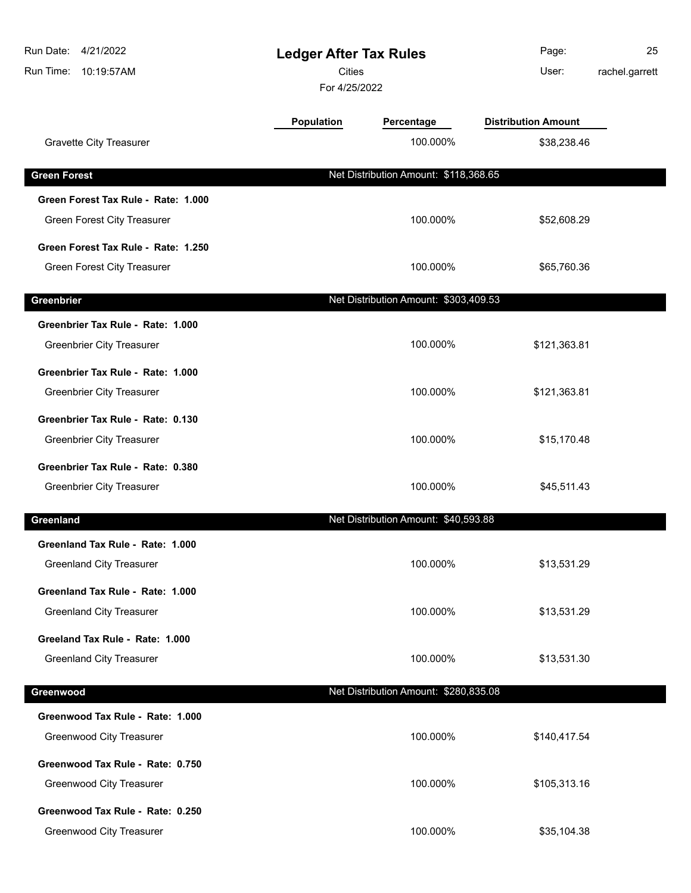# Ledger After Tax Rules

Cities

For 4/25/2022

| | Population | Percentage | Distribution Amount |
|---|---|---|---|
| Gravette City Treasurer | | 100.000% | $38,238.46 |

## Green Forest — Net Distribution Amount: $118,368.65

| | Population | Percentage | Distribution Amount |
|---|---|---|---|
| **Green Forest Tax Rule - Rate: 1.000** | | | |
| Green Forest City Treasurer | | 100.000% | $52,608.29 |
| **Green Forest Tax Rule - Rate: 1.250** | | | |
| Green Forest City Treasurer | | 100.000% | $65,760.36 |

## Greenbrier — Net Distribution Amount: $303,409.53

| | Population | Percentage | Distribution Amount |
|---|---|---|---|
| **Greenbrier Tax Rule - Rate: 1.000** | | | |
| Greenbrier City Treasurer | | 100.000% | $121,363.81 |
| **Greenbrier Tax Rule - Rate: 1.000** | | | |
| Greenbrier City Treasurer | | 100.000% | $121,363.81 |
| **Greenbrier Tax Rule - Rate: 0.130** | | | |
| Greenbrier City Treasurer | | 100.000% | $15,170.48 |
| **Greenbrier Tax Rule - Rate: 0.380** | | | |
| Greenbrier City Treasurer | | 100.000% | $45,511.43 |

## Greenland — Net Distribution Amount: $40,593.88

| | Population | Percentage | Distribution Amount |
|---|---|---|---|
| **Greenland Tax Rule - Rate: 1.000** | | | |
| Greenland City Treasurer | | 100.000% | $13,531.29 |
| **Greenland Tax Rule - Rate: 1.000** | | | |
| Greenland City Treasurer | | 100.000% | $13,531.29 |
| **Greeland Tax Rule - Rate: 1.000** | | | |
| Greenland City Treasurer | | 100.000% | $13,531.30 |

## Greenwood — Net Distribution Amount: $280,835.08

| | Population | Percentage | Distribution Amount |
|---|---|---|---|
| **Greenwood Tax Rule - Rate: 1.000** | | | |
| Greenwood City Treasurer | | 100.000% | $140,417.54 |
| **Greenwood Tax Rule - Rate: 0.750** | | | |
| Greenwood City Treasurer | | 100.000% | $105,313.16 |
| **Greenwood Tax Rule - Rate: 0.250** | | | |
| Greenwood City Treasurer | | 100.000% | $35,104.38 |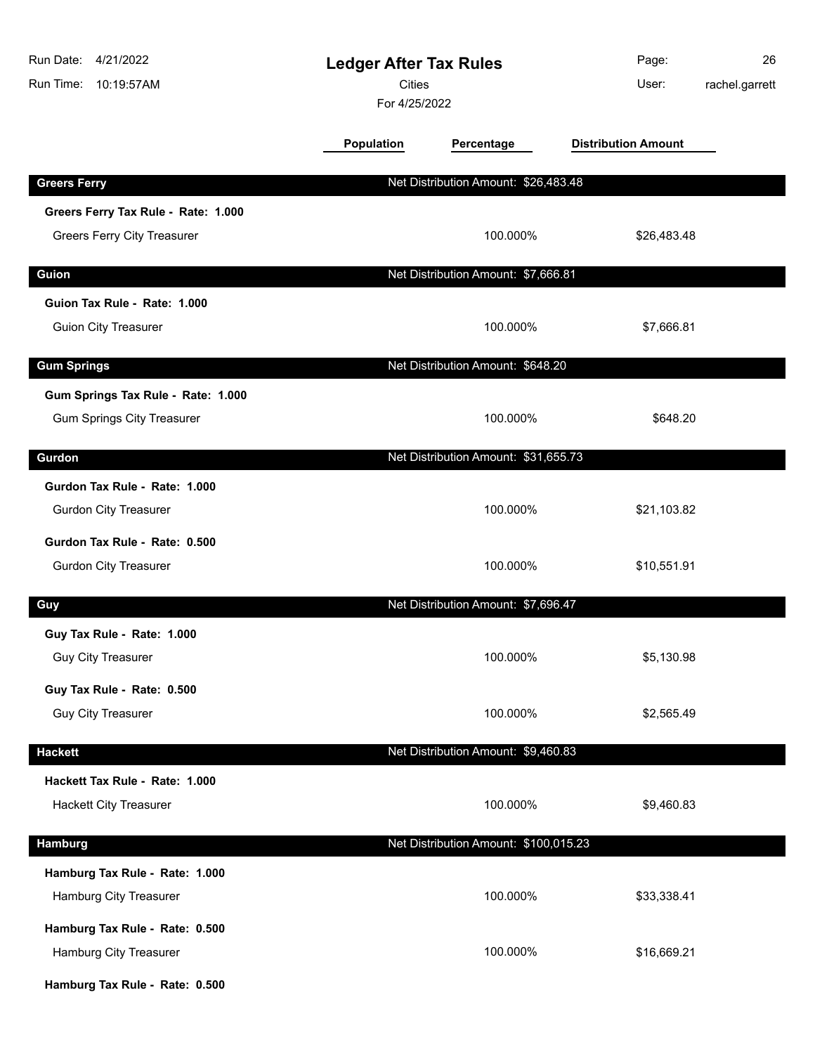# Ledger After Tax Rules

Cities

For 4/25/2022

Run Date: 4/21/2022
Run Time: 10:19:57AM
User: rachel.garrett

| | Population | Percentage | Distribution Amount |
|---|---|---|---|
| **Greers Ferry** | | Net Distribution Amount: $26,483.48 | |
| **Greers Ferry Tax Rule - Rate: 1.000** | | | |
| Greers Ferry City Treasurer | | 100.000% | $26,483.48 |
| **Guion** | | Net Distribution Amount: $7,666.81 | |
| **Guion Tax Rule - Rate: 1.000** | | | |
| Guion City Treasurer | | 100.000% | $7,666.81 |
| **Gum Springs** | | Net Distribution Amount: $648.20 | |
| **Gum Springs Tax Rule - Rate: 1.000** | | | |
| Gum Springs City Treasurer | | 100.000% | $648.20 |
| **Gurdon** | | Net Distribution Amount: $31,655.73 | |
| **Gurdon Tax Rule - Rate: 1.000** | | | |
| Gurdon City Treasurer | | 100.000% | $21,103.82 |
| **Gurdon Tax Rule - Rate: 0.500** | | | |
| Gurdon City Treasurer | | 100.000% | $10,551.91 |
| **Guy** | | Net Distribution Amount: $7,696.47 | |
| **Guy Tax Rule - Rate: 1.000** | | | |
| Guy City Treasurer | | 100.000% | $5,130.98 |
| **Guy Tax Rule - Rate: 0.500** | | | |
| Guy City Treasurer | | 100.000% | $2,565.49 |
| **Hackett** | | Net Distribution Amount: $9,460.83 | |
| **Hackett Tax Rule - Rate: 1.000** | | | |
| Hackett City Treasurer | | 100.000% | $9,460.83 |
| **Hamburg** | | Net Distribution Amount: $100,015.23 | |
| **Hamburg Tax Rule - Rate: 1.000** | | | |
| Hamburg City Treasurer | | 100.000% | $33,338.41 |
| **Hamburg Tax Rule - Rate: 0.500** | | | |
| Hamburg City Treasurer | | 100.000% | $16,669.21 |
| **Hamburg Tax Rule - Rate: 0.500** | | | |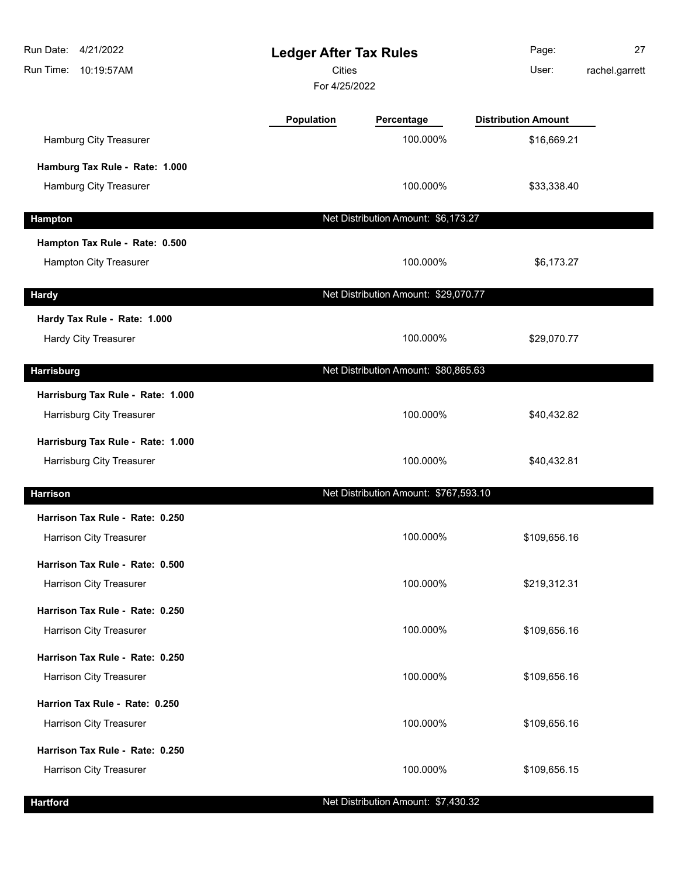# Ledger After Tax Rules

Cities

For 4/25/2022

Run Date: 4/21/2022
Run Time: 10:19:57AM
User: rachel.garrett

| | Population | Percentage | Distribution Amount |
|---|---|---|---|
| Hamburg City Treasurer | | 100.000% | $16,669.21 |
| **Hamburg Tax Rule - Rate: 1.000** | | | |
| Hamburg City Treasurer | | 100.000% | $33,338.40 |
| **Hampton** | Net Distribution Amount: $6,173.27 | | |
| **Hampton Tax Rule - Rate: 0.500** | | | |
| Hampton City Treasurer | | 100.000% | $6,173.27 |
| **Hardy** | Net Distribution Amount: $29,070.77 | | |
| **Hardy Tax Rule - Rate: 1.000** | | | |
| Hardy City Treasurer | | 100.000% | $29,070.77 |
| **Harrisburg** | Net Distribution Amount: $80,865.63 | | |
| **Harrisburg Tax Rule - Rate: 1.000** | | | |
| Harrisburg City Treasurer | | 100.000% | $40,432.82 |
| **Harrisburg Tax Rule - Rate: 1.000** | | | |
| Harrisburg City Treasurer | | 100.000% | $40,432.81 |
| **Harrison** | Net Distribution Amount: $767,593.10 | | |
| **Harrison Tax Rule - Rate: 0.250** | | | |
| Harrison City Treasurer | | 100.000% | $109,656.16 |
| **Harrison Tax Rule - Rate: 0.500** | | | |
| Harrison City Treasurer | | 100.000% | $219,312.31 |
| **Harrison Tax Rule - Rate: 0.250** | | | |
| Harrison City Treasurer | | 100.000% | $109,656.16 |
| **Harrison Tax Rule - Rate: 0.250** | | | |
| Harrison City Treasurer | | 100.000% | $109,656.16 |
| **Harrion Tax Rule - Rate: 0.250** | | | |
| Harrison City Treasurer | | 100.000% | $109,656.16 |
| **Harrison Tax Rule - Rate: 0.250** | | | |
| Harrison City Treasurer | | 100.000% | $109,656.15 |
| **Hartford** | Net Distribution Amount: $7,430.32 | | |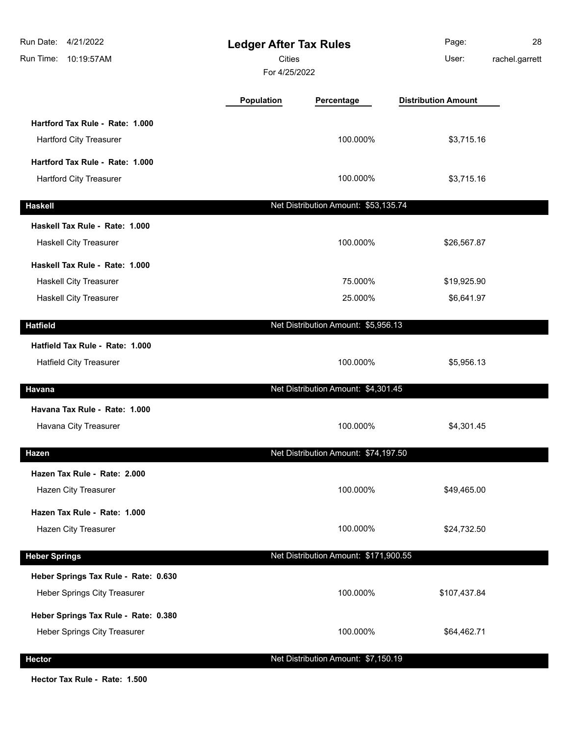# Ledger After Tax Rules

Cities

For 4/25/2022

| | Population | Percentage | Distribution Amount |
|---|---|---|---|
| **Hartford Tax Rule - Rate: 1.000** | | | |
| Hartford City Treasurer | | 100.000% | $3,715.16 |
| **Hartford Tax Rule - Rate: 1.000** | | | |
| Hartford City Treasurer | | 100.000% | $3,715.16 |
| **Haskell** | | Net Distribution Amount: $53,135.74 | |
| **Haskell Tax Rule - Rate: 1.000** | | | |
| Haskell City Treasurer | | 100.000% | $26,567.87 |
| **Haskell Tax Rule - Rate: 1.000** | | | |
| Haskell City Treasurer | | 75.000% | $19,925.90 |
| Haskell City Treasurer | | 25.000% | $6,641.97 |
| **Hatfield** | | Net Distribution Amount: $5,956.13 | |
| **Hatfield Tax Rule - Rate: 1.000** | | | |
| Hatfield City Treasurer | | 100.000% | $5,956.13 |
| **Havana** | | Net Distribution Amount: $4,301.45 | |
| **Havana Tax Rule - Rate: 1.000** | | | |
| Havana City Treasurer | | 100.000% | $4,301.45 |
| **Hazen** | | Net Distribution Amount: $74,197.50 | |
| **Hazen Tax Rule - Rate: 2.000** | | | |
| Hazen City Treasurer | | 100.000% | $49,465.00 |
| **Hazen Tax Rule - Rate: 1.000** | | | |
| Hazen City Treasurer | | 100.000% | $24,732.50 |
| **Heber Springs** | | Net Distribution Amount: $171,900.55 | |
| **Heber Springs Tax Rule - Rate: 0.630** | | | |
| Heber Springs City Treasurer | | 100.000% | $107,437.84 |
| **Heber Springs Tax Rule - Rate: 0.380** | | | |
| Heber Springs City Treasurer | | 100.000% | $64,462.71 |
| **Hector** | | Net Distribution Amount: $7,150.19 | |
| **Hector Tax Rule - Rate: 1.500** | | | |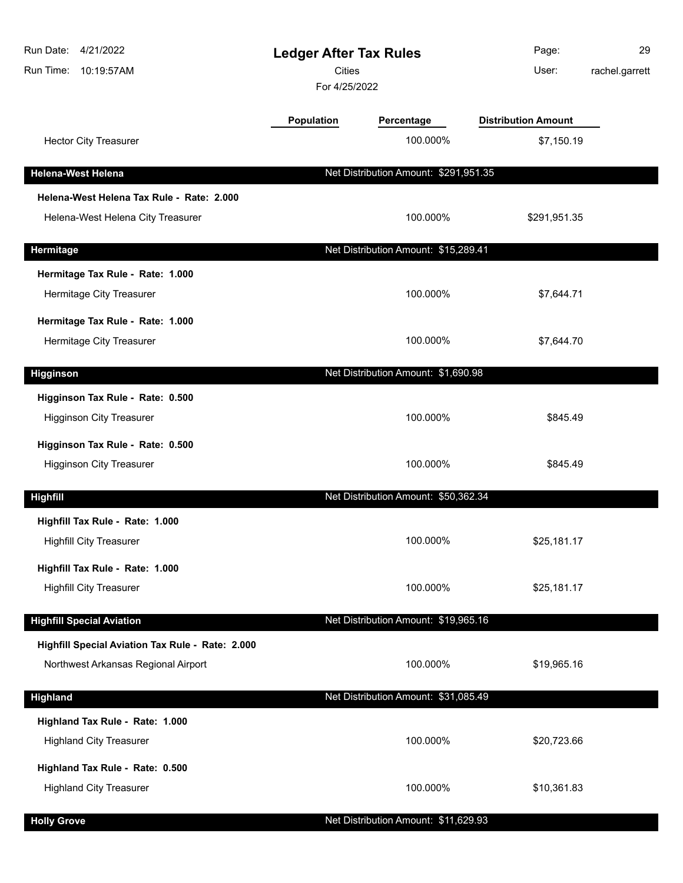| | Population | Percentage | Distribution Amount |
|---|---|---|---|
| Hector City Treasurer | | 100.000% | $7,150.19 |
| **Helena-West Helena** | | Net Distribution Amount: $291,951.35 | |
| **Helena-West Helena Tax Rule - Rate: 2.000** | | | |
| Helena-West Helena City Treasurer | | 100.000% | $291,951.35 |
| **Hermitage** | | Net Distribution Amount: $15,289.41 | |
| **Hermitage Tax Rule - Rate: 1.000** | | | |
| Hermitage City Treasurer | | 100.000% | $7,644.71 |
| **Hermitage Tax Rule - Rate: 1.000** | | | |
| Hermitage City Treasurer | | 100.000% | $7,644.70 |
| **Higginson** | | Net Distribution Amount: $1,690.98 | |
| **Higginson Tax Rule - Rate: 0.500** | | | |
| Higginson City Treasurer | | 100.000% | $845.49 |
| **Higginson Tax Rule - Rate: 0.500** | | | |
| Higginson City Treasurer | | 100.000% | $845.49 |
| **Highfill** | | Net Distribution Amount: $50,362.34 | |
| **Highfill Tax Rule - Rate: 1.000** | | | |
| Highfill City Treasurer | | 100.000% | $25,181.17 |
| **Highfill Tax Rule - Rate: 1.000** | | | |
| Highfill City Treasurer | | 100.000% | $25,181.17 |
| **Highfill Special Aviation** | | Net Distribution Amount: $19,965.16 | |
| **Highfill Special Aviation Tax Rule - Rate: 2.000** | | | |
| Northwest Arkansas Regional Airport | | 100.000% | $19,965.16 |
| **Highland** | | Net Distribution Amount: $31,085.49 | |
| **Highland Tax Rule - Rate: 1.000** | | | |
| Highland City Treasurer | | 100.000% | $20,723.66 |
| **Highland Tax Rule - Rate: 0.500** | | | |
| Highland City Treasurer | | 100.000% | $10,361.83 |
| **Holly Grove** | | Net Distribution Amount: $11,629.93 | |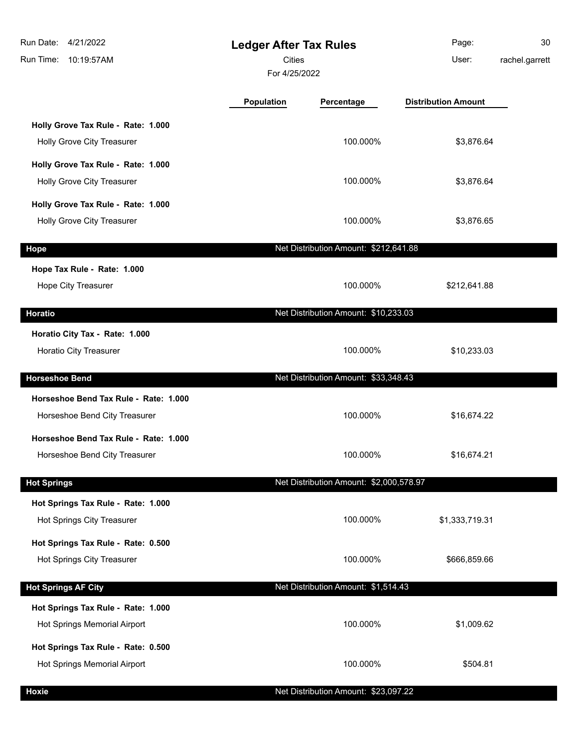# Ledger After Tax Rules

Cities

For 4/25/2022

| | Population | Percentage | Distribution Amount |
|---|---|---|---|
| **Holly Grove Tax Rule - Rate: 1.000** | | | |
| Holly Grove City Treasurer | | 100.000% | $3,876.64 |
| **Holly Grove Tax Rule - Rate: 1.000** | | | |
| Holly Grove City Treasurer | | 100.000% | $3,876.64 |
| **Holly Grove Tax Rule - Rate: 1.000** | | | |
| Holly Grove City Treasurer | | 100.000% | $3,876.65 |
| **Hope** | | Net Distribution Amount: $212,641.88 | |
| **Hope Tax Rule - Rate: 1.000** | | | |
| Hope City Treasurer | | 100.000% | $212,641.88 |
| **Horatio** | | Net Distribution Amount: $10,233.03 | |
| **Horatio City Tax - Rate: 1.000** | | | |
| Horatio City Treasurer | | 100.000% | $10,233.03 |
| **Horseshoe Bend** | | Net Distribution Amount: $33,348.43 | |
| **Horseshoe Bend Tax Rule - Rate: 1.000** | | | |
| Horseshoe Bend City Treasurer | | 100.000% | $16,674.22 |
| **Horseshoe Bend Tax Rule - Rate: 1.000** | | | |
| Horseshoe Bend City Treasurer | | 100.000% | $16,674.21 |
| **Hot Springs** | | Net Distribution Amount: $2,000,578.97 | |
| **Hot Springs Tax Rule - Rate: 1.000** | | | |
| Hot Springs City Treasurer | | 100.000% | $1,333,719.31 |
| **Hot Springs Tax Rule - Rate: 0.500** | | | |
| Hot Springs City Treasurer | | 100.000% | $666,859.66 |
| **Hot Springs AF City** | | Net Distribution Amount: $1,514.43 | |
| **Hot Springs Tax Rule - Rate: 1.000** | | | |
| Hot Springs Memorial Airport | | 100.000% | $1,009.62 |
| **Hot Springs Tax Rule - Rate: 0.500** | | | |
| Hot Springs Memorial Airport | | 100.000% | $504.81 |
| **Hoxie** | | Net Distribution Amount: $23,097.22 | |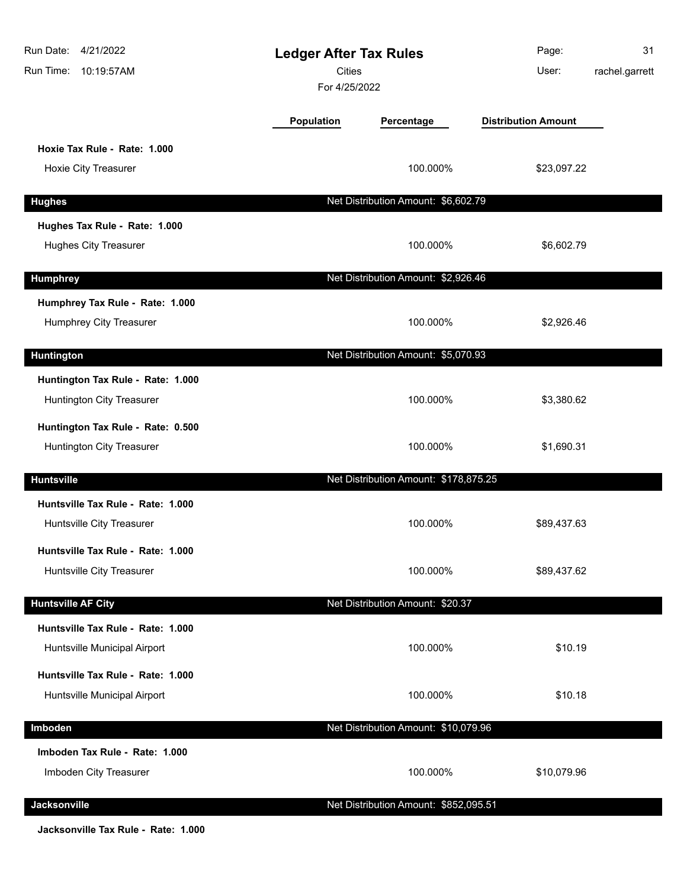| | Population | Percentage | Distribution Amount |
|---|---|---|---|
| **Hoxie Tax Rule - Rate: 1.000** | | | |
| Hoxie City Treasurer | | 100.000% | $23,097.22 |
| **Hughes** | | Net Distribution Amount: $6,602.79 | |
| **Hughes Tax Rule - Rate: 1.000** | | | |
| Hughes City Treasurer | | 100.000% | $6,602.79 |
| **Humphrey** | | Net Distribution Amount: $2,926.46 | |
| **Humphrey Tax Rule - Rate: 1.000** | | | |
| Humphrey City Treasurer | | 100.000% | $2,926.46 |
| **Huntington** | | Net Distribution Amount: $5,070.93 | |
| **Huntington Tax Rule - Rate: 1.000** | | | |
| Huntington City Treasurer | | 100.000% | $3,380.62 |
| **Huntington Tax Rule - Rate: 0.500** | | | |
| Huntington City Treasurer | | 100.000% | $1,690.31 |
| **Huntsville** | | Net Distribution Amount: $178,875.25 | |
| **Huntsville Tax Rule - Rate: 1.000** | | | |
| Huntsville City Treasurer | | 100.000% | $89,437.63 |
| **Huntsville Tax Rule - Rate: 1.000** | | | |
| Huntsville City Treasurer | | 100.000% | $89,437.62 |
| **Huntsville AF City** | | Net Distribution Amount: $20.37 | |
| **Huntsville Tax Rule - Rate: 1.000** | | | |
| Huntsville Municipal Airport | | 100.000% | $10.19 |
| **Huntsville Tax Rule - Rate: 1.000** | | | |
| Huntsville Municipal Airport | | 100.000% | $10.18 |
| **Imboden** | | Net Distribution Amount: $10,079.96 | |
| **Imboden Tax Rule - Rate: 1.000** | | | |
| Imboden City Treasurer | | 100.000% | $10,079.96 |
| **Jacksonville** | | Net Distribution Amount: $852,095.51 | |
| **Jacksonville Tax Rule - Rate: 1.000** | | | |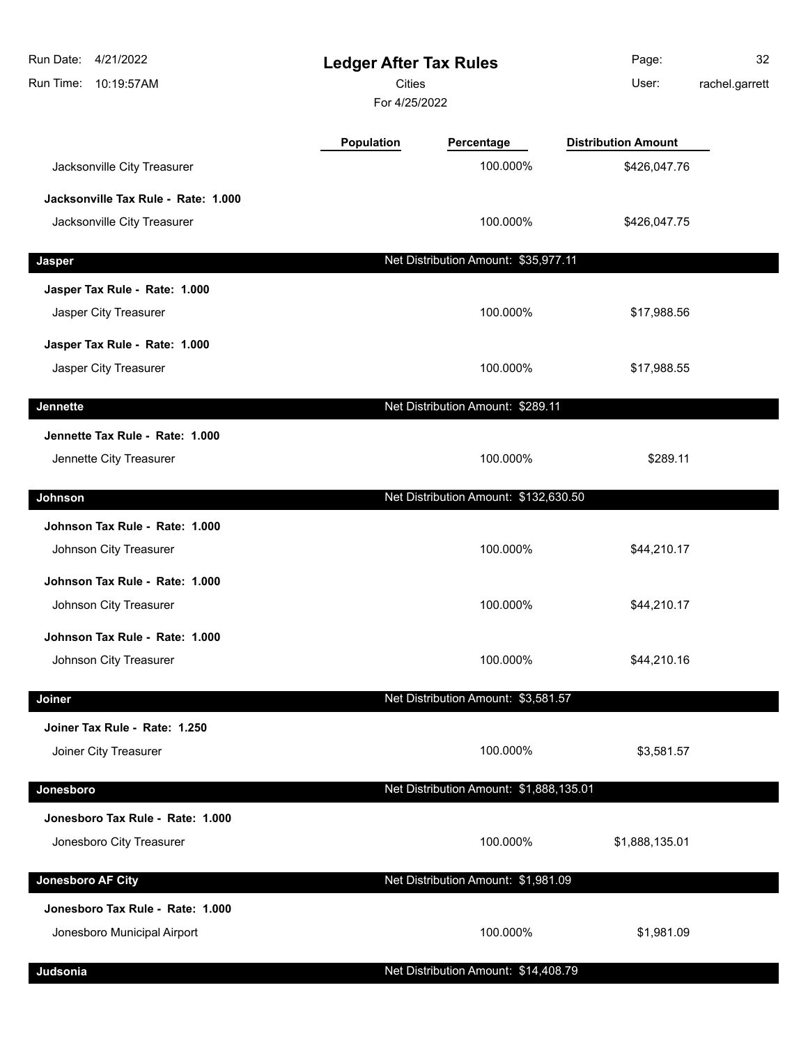# Ledger After Tax Rules

Cities

For 4/25/2022

| | Population | Percentage | Distribution Amount |
|---|---|---|---|
| Jacksonville City Treasurer | | 100.000% | $426,047.76 |
| **Jacksonville Tax Rule - Rate: 1.000** | | | |
| Jacksonville City Treasurer | | 100.000% | $426,047.75 |
| **Jasper** | | Net Distribution Amount: $35,977.11 | |
| **Jasper Tax Rule - Rate: 1.000** | | | |
| Jasper City Treasurer | | 100.000% | $17,988.56 |
| **Jasper Tax Rule - Rate: 1.000** | | | |
| Jasper City Treasurer | | 100.000% | $17,988.55 |
| **Jennette** | | Net Distribution Amount: $289.11 | |
| **Jennette Tax Rule - Rate: 1.000** | | | |
| Jennette City Treasurer | | 100.000% | $289.11 |
| **Johnson** | | Net Distribution Amount: $132,630.50 | |
| **Johnson Tax Rule - Rate: 1.000** | | | |
| Johnson City Treasurer | | 100.000% | $44,210.17 |
| **Johnson Tax Rule - Rate: 1.000** | | | |
| Johnson City Treasurer | | 100.000% | $44,210.17 |
| **Johnson Tax Rule - Rate: 1.000** | | | |
| Johnson City Treasurer | | 100.000% | $44,210.16 |
| **Joiner** | | Net Distribution Amount: $3,581.57 | |
| **Joiner Tax Rule - Rate: 1.250** | | | |
| Joiner City Treasurer | | 100.000% | $3,581.57 |
| **Jonesboro** | | Net Distribution Amount: $1,888,135.01 | |
| **Jonesboro Tax Rule - Rate: 1.000** | | | |
| Jonesboro City Treasurer | | 100.000% | $1,888,135.01 |
| **Jonesboro AF City** | | Net Distribution Amount: $1,981.09 | |
| **Jonesboro Tax Rule - Rate: 1.000** | | | |
| Jonesboro Municipal Airport | | 100.000% | $1,981.09 |
| **Judsonia** | | Net Distribution Amount: $14,408.79 | |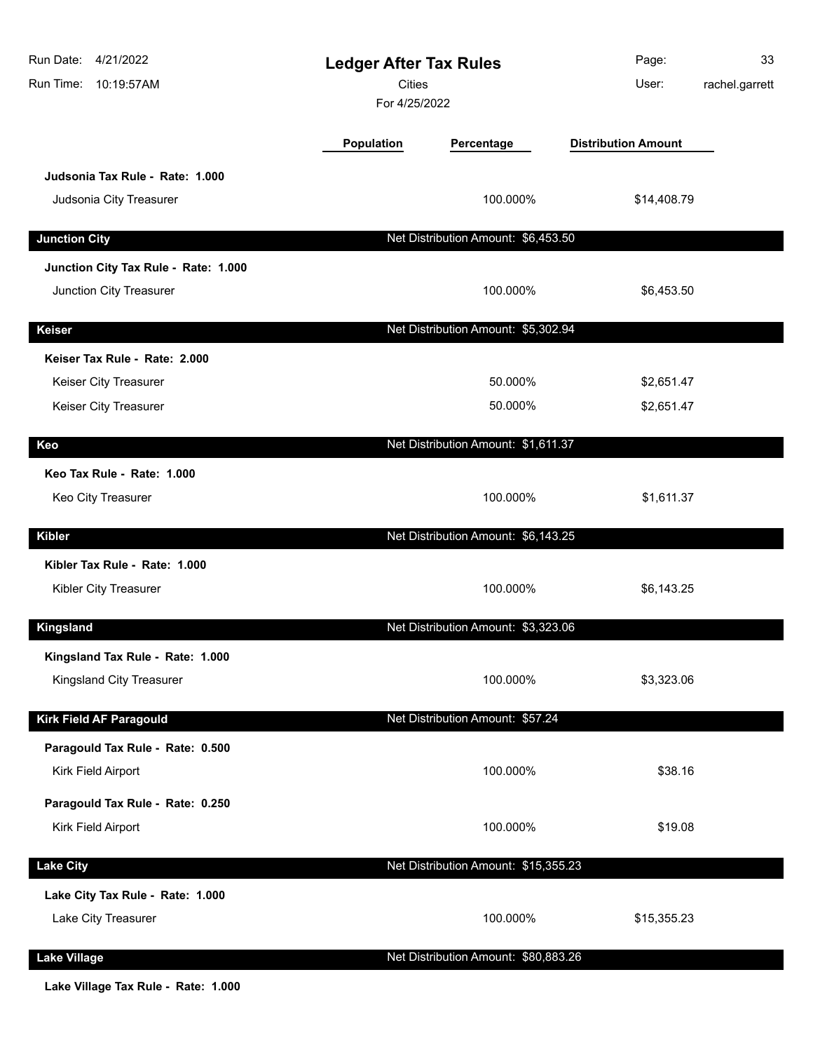# Ledger After Tax Rules

Cities

For 4/25/2022

| | Population | Percentage | Distribution Amount |
|---|---|---|---|
| **Judsonia Tax Rule - Rate: 1.000** | | | |
| Judsonia City Treasurer | | 100.000% | $14,408.79 |
| **Junction City** | | Net Distribution Amount: $6,453.50 | |
| **Junction City Tax Rule - Rate: 1.000** | | | |
| Junction City Treasurer | | 100.000% | $6,453.50 |
| **Keiser** | | Net Distribution Amount: $5,302.94 | |
| **Keiser Tax Rule - Rate: 2.000** | | | |
| Keiser City Treasurer | | 50.000% | $2,651.47 |
| Keiser City Treasurer | | 50.000% | $2,651.47 |
| **Keo** | | Net Distribution Amount: $1,611.37 | |
| **Keo Tax Rule - Rate: 1.000** | | | |
| Keo City Treasurer | | 100.000% | $1,611.37 |
| **Kibler** | | Net Distribution Amount: $6,143.25 | |
| **Kibler Tax Rule - Rate: 1.000** | | | |
| Kibler City Treasurer | | 100.000% | $6,143.25 |
| **Kingsland** | | Net Distribution Amount: $3,323.06 | |
| **Kingsland Tax Rule - Rate: 1.000** | | | |
| Kingsland City Treasurer | | 100.000% | $3,323.06 |
| **Kirk Field AF Paragould** | | Net Distribution Amount: $57.24 | |
| **Paragould Tax Rule - Rate: 0.500** | | | |
| Kirk Field Airport | | 100.000% | $38.16 |
| **Paragould Tax Rule - Rate: 0.250** | | | |
| Kirk Field Airport | | 100.000% | $19.08 |
| **Lake City** | | Net Distribution Amount: $15,355.23 | |
| **Lake City Tax Rule - Rate: 1.000** | | | |
| Lake City Treasurer | | 100.000% | $15,355.23 |
| **Lake Village** | | Net Distribution Amount: $80,883.26 | |
| **Lake Village Tax Rule - Rate: 1.000** | | | |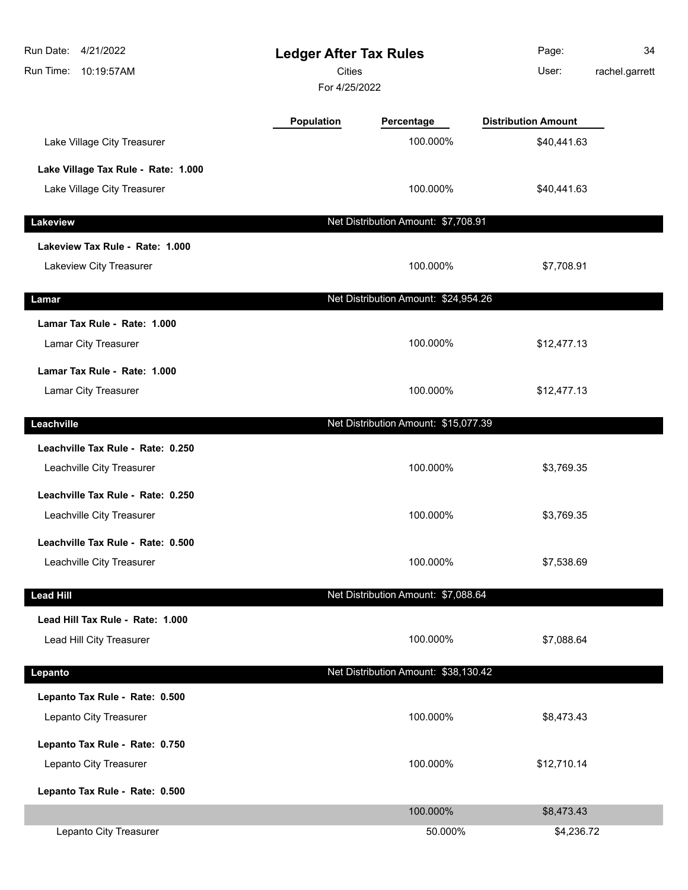# Ledger After Tax Rules

Cities

For 4/25/2022

| | Population | Percentage | Distribution Amount |
|---|---|---|---|
| Lake Village City Treasurer | | 100.000% | $40,441.63 |
| **Lake Village Tax Rule - Rate: 1.000** | | | |
| Lake Village City Treasurer | | 100.000% | $40,441.63 |
| **Lakeview** | | Net Distribution Amount: $7,708.91 | |
| **Lakeview Tax Rule - Rate: 1.000** | | | |
| Lakeview City Treasurer | | 100.000% | $7,708.91 |
| **Lamar** | | Net Distribution Amount: $24,954.26 | |
| **Lamar Tax Rule - Rate: 1.000** | | | |
| Lamar City Treasurer | | 100.000% | $12,477.13 |
| **Lamar Tax Rule - Rate: 1.000** | | | |
| Lamar City Treasurer | | 100.000% | $12,477.13 |
| **Leachville** | | Net Distribution Amount: $15,077.39 | |
| **Leachville Tax Rule - Rate: 0.250** | | | |
| Leachville City Treasurer | | 100.000% | $3,769.35 |
| **Leachville Tax Rule - Rate: 0.250** | | | |
| Leachville City Treasurer | | 100.000% | $3,769.35 |
| **Leachville Tax Rule - Rate: 0.500** | | | |
| Leachville City Treasurer | | 100.000% | $7,538.69 |
| **Lead Hill** | | Net Distribution Amount: $7,088.64 | |
| **Lead Hill Tax Rule - Rate: 1.000** | | | |
| Lead Hill City Treasurer | | 100.000% | $7,088.64 |
| **Lepanto** | | Net Distribution Amount: $38,130.42 | |
| **Lepanto Tax Rule - Rate: 0.500** | | | |
| Lepanto City Treasurer | | 100.000% | $8,473.43 |
| **Lepanto Tax Rule - Rate: 0.750** | | | |
| Lepanto City Treasurer | | 100.000% | $12,710.14 |
| **Lepanto Tax Rule - Rate: 0.500** | | | |
| | | 100.000% | $8,473.43 |
| Lepanto City Treasurer | | 50.000% | $4,236.72 |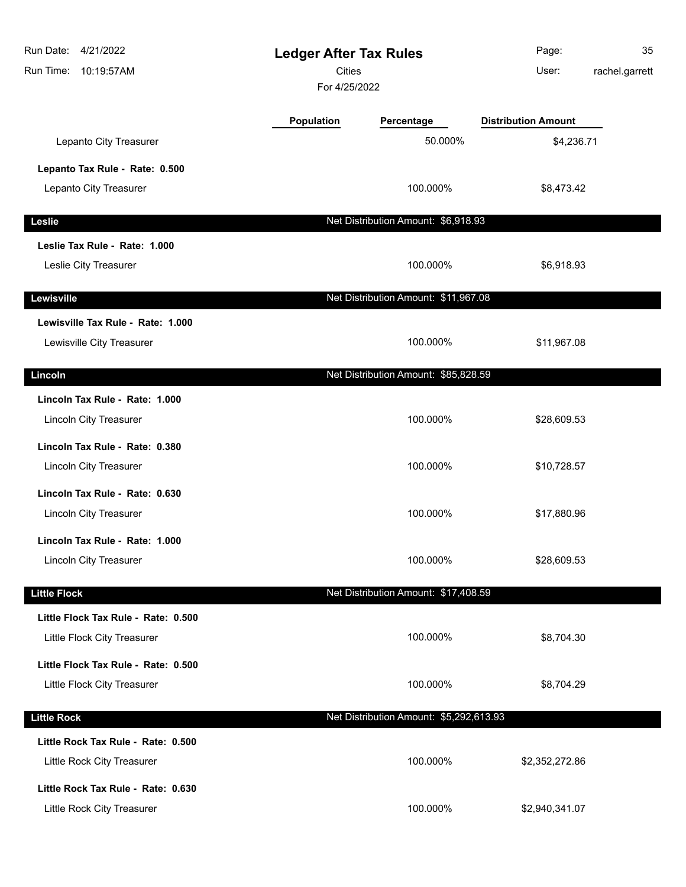# Ledger After Tax Rules

Cities

For 4/25/2022

| | Population | Percentage | Distribution Amount |
|---|---|---|---|
| Lepanto City Treasurer | | 50.000% | $4,236.71 |
| **Lepanto Tax Rule - Rate: 0.500** | | | |
| Lepanto City Treasurer | | 100.000% | $8,473.42 |

## Leslie

Net Distribution Amount: $6,918.93

| | Population | Percentage | Distribution Amount |
|---|---|---|---|
| **Leslie Tax Rule - Rate: 1.000** | | | |
| Leslie City Treasurer | | 100.000% | $6,918.93 |

## Lewisville

Net Distribution Amount: $11,967.08

| | Population | Percentage | Distribution Amount |
|---|---|---|---|
| **Lewisville Tax Rule - Rate: 1.000** | | | |
| Lewisville City Treasurer | | 100.000% | $11,967.08 |

## Lincoln

Net Distribution Amount: $85,828.59

| | Population | Percentage | Distribution Amount |
|---|---|---|---|
| **Lincoln Tax Rule - Rate: 1.000** | | | |
| Lincoln City Treasurer | | 100.000% | $28,609.53 |
| **Lincoln Tax Rule - Rate: 0.380** | | | |
| Lincoln City Treasurer | | 100.000% | $10,728.57 |
| **Lincoln Tax Rule - Rate: 0.630** | | | |
| Lincoln City Treasurer | | 100.000% | $17,880.96 |
| **Lincoln Tax Rule - Rate: 1.000** | | | |
| Lincoln City Treasurer | | 100.000% | $28,609.53 |

## Little Flock

Net Distribution Amount: $17,408.59

| | Population | Percentage | Distribution Amount |
|---|---|---|---|
| **Little Flock Tax Rule - Rate: 0.500** | | | |
| Little Flock City Treasurer | | 100.000% | $8,704.30 |
| **Little Flock Tax Rule - Rate: 0.500** | | | |
| Little Flock City Treasurer | | 100.000% | $8,704.29 |

## Little Rock

Net Distribution Amount: $5,292,613.93

| | Population | Percentage | Distribution Amount |
|---|---|---|---|
| **Little Rock Tax Rule - Rate: 0.500** | | | |
| Little Rock City Treasurer | | 100.000% | $2,352,272.86 |
| **Little Rock Tax Rule - Rate: 0.630** | | | |
| Little Rock City Treasurer | | 100.000% | $2,940,341.07 |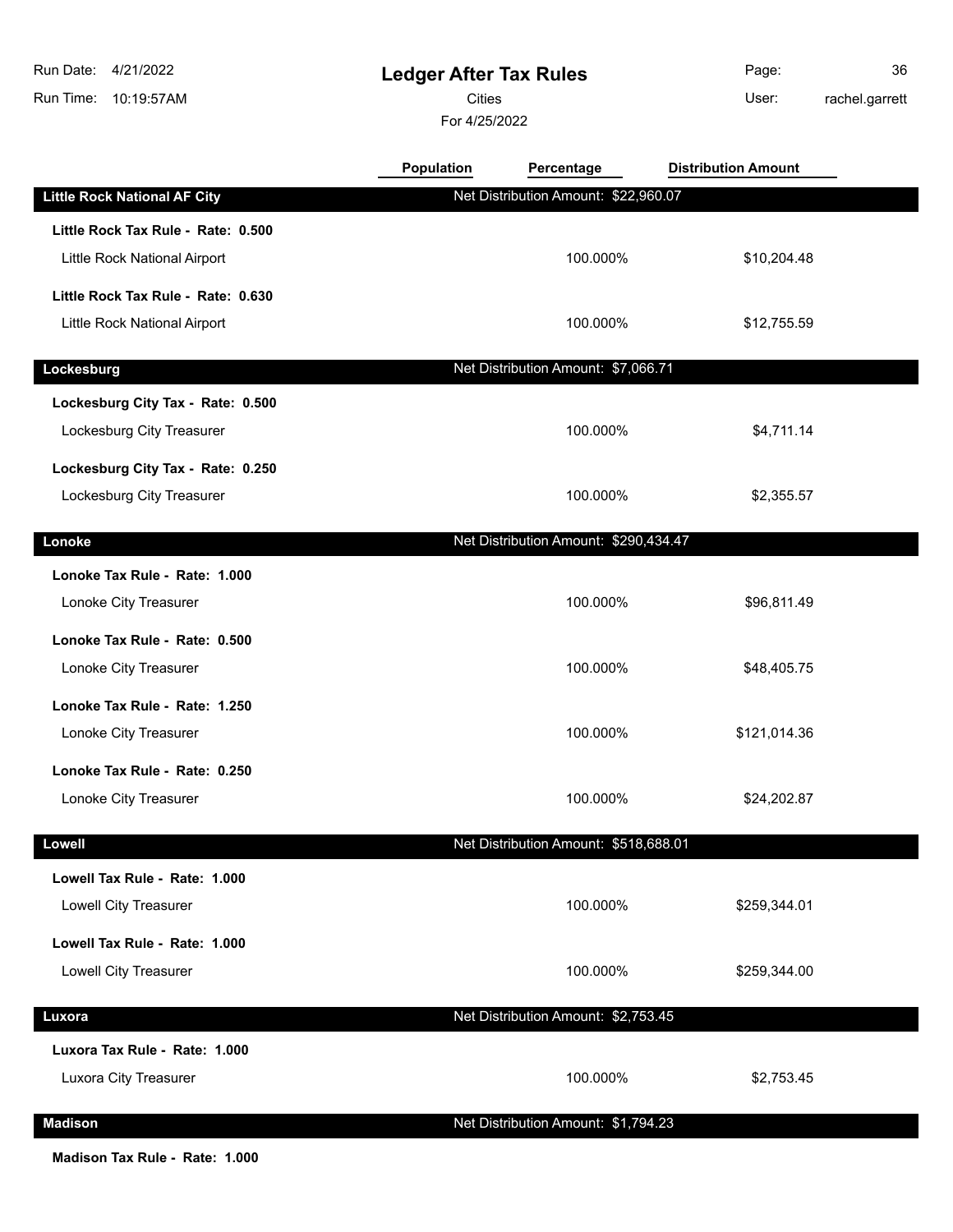# Ledger After Tax Rules

Cities

For 4/25/2022

| | Population | Percentage | Distribution Amount |
|---|---|---|---|
| **Little Rock National AF City** | Net Distribution Amount: $22,960.07 | | |
| **Little Rock Tax Rule - Rate: 0.500** | | | |
| Little Rock National Airport | | 100.000% | $10,204.48 |
| **Little Rock Tax Rule - Rate: 0.630** | | | |
| Little Rock National Airport | | 100.000% | $12,755.59 |
| **Lockesburg** | Net Distribution Amount: $7,066.71 | | |
| **Lockesburg City Tax - Rate: 0.500** | | | |
| Lockesburg City Treasurer | | 100.000% | $4,711.14 |
| **Lockesburg City Tax - Rate: 0.250** | | | |
| Lockesburg City Treasurer | | 100.000% | $2,355.57 |
| **Lonoke** | Net Distribution Amount: $290,434.47 | | |
| **Lonoke Tax Rule - Rate: 1.000** | | | |
| Lonoke City Treasurer | | 100.000% | $96,811.49 |
| **Lonoke Tax Rule - Rate: 0.500** | | | |
| Lonoke City Treasurer | | 100.000% | $48,405.75 |
| **Lonoke Tax Rule - Rate: 1.250** | | | |
| Lonoke City Treasurer | | 100.000% | $121,014.36 |
| **Lonoke Tax Rule - Rate: 0.250** | | | |
| Lonoke City Treasurer | | 100.000% | $24,202.87 |
| **Lowell** | Net Distribution Amount: $518,688.01 | | |
| **Lowell Tax Rule - Rate: 1.000** | | | |
| Lowell City Treasurer | | 100.000% | $259,344.01 |
| **Lowell Tax Rule - Rate: 1.000** | | | |
| Lowell City Treasurer | | 100.000% | $259,344.00 |
| **Luxora** | Net Distribution Amount: $2,753.45 | | |
| **Luxora Tax Rule - Rate: 1.000** | | | |
| Luxora City Treasurer | | 100.000% | $2,753.45 |
| **Madison** | Net Distribution Amount: $1,794.23 | | |
| **Madison Tax Rule - Rate: 1.000** | | | |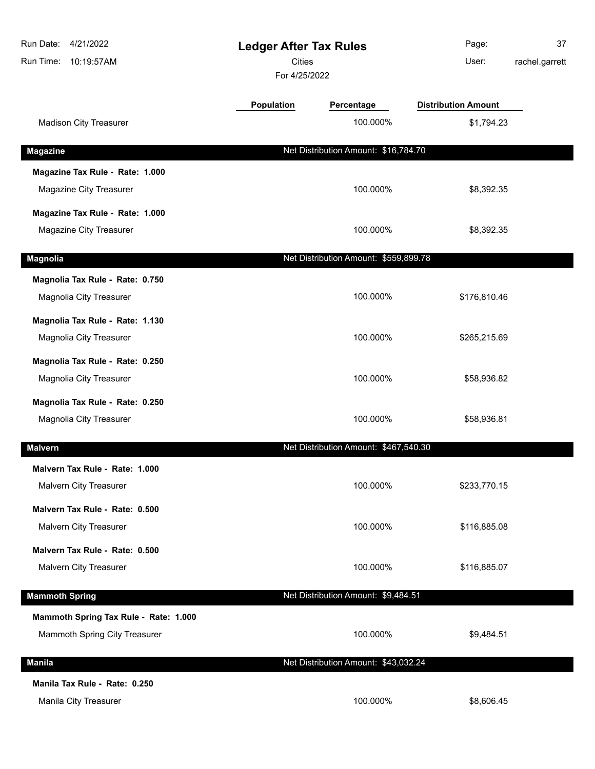| | Population | Percentage | Distribution Amount |
|---|---|---|---|
| Madison City Treasurer | | 100.000% | $1,794.23 |

| **Magazine** | Net Distribution Amount: $16,784.70 | | |
|---|---|---|---|
| **Magazine Tax Rule - Rate: 1.000** | | | |
| Magazine City Treasurer | | 100.000% | $8,392.35 |
| **Magazine Tax Rule - Rate: 1.000** | | | |
| Magazine City Treasurer | | 100.000% | $8,392.35 |

| **Magnolia** | Net Distribution Amount: $559,899.78 | | |
|---|---|---|---|
| **Magnolia Tax Rule - Rate: 0.750** | | | |
| Magnolia City Treasurer | | 100.000% | $176,810.46 |
| **Magnolia Tax Rule - Rate: 1.130** | | | |
| Magnolia City Treasurer | | 100.000% | $265,215.69 |
| **Magnolia Tax Rule - Rate: 0.250** | | | |
| Magnolia City Treasurer | | 100.000% | $58,936.82 |
| **Magnolia Tax Rule - Rate: 0.250** | | | |
| Magnolia City Treasurer | | 100.000% | $58,936.81 |

| **Malvern** | Net Distribution Amount: $467,540.30 | | |
|---|---|---|---|
| **Malvern Tax Rule - Rate: 1.000** | | | |
| Malvern City Treasurer | | 100.000% | $233,770.15 |
| **Malvern Tax Rule - Rate: 0.500** | | | |
| Malvern City Treasurer | | 100.000% | $116,885.08 |
| **Malvern Tax Rule - Rate: 0.500** | | | |
| Malvern City Treasurer | | 100.000% | $116,885.07 |

| **Mammoth Spring** | Net Distribution Amount: $9,484.51 | | |
|---|---|---|---|
| **Mammoth Spring Tax Rule - Rate: 1.000** | | | |
| Mammoth Spring City Treasurer | | 100.000% | $9,484.51 |

| **Manila** | Net Distribution Amount: $43,032.24 | | |
|---|---|---|---|
| **Manila Tax Rule - Rate: 0.250** | | | |
| Manila City Treasurer | | 100.000% | $8,606.45 |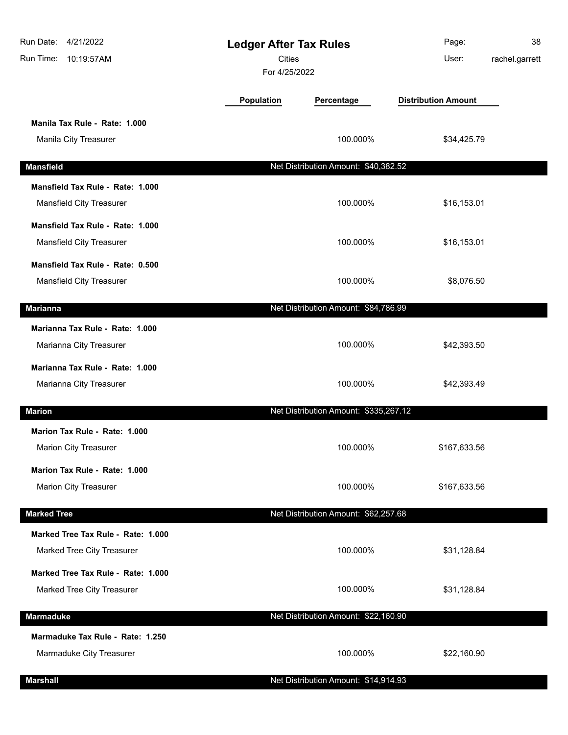| | Population | Percentage | Distribution Amount |
|---|---|---|---|
| **Manila Tax Rule - Rate: 1.000** | | | |
| Manila City Treasurer | | 100.000% | $34,425.79 |
| **Mansfield** | | Net Distribution Amount: $40,382.52 | |
| **Mansfield Tax Rule - Rate: 1.000** | | | |
| Mansfield City Treasurer | | 100.000% | $16,153.01 |
| **Mansfield Tax Rule - Rate: 1.000** | | | |
| Mansfield City Treasurer | | 100.000% | $16,153.01 |
| **Mansfield Tax Rule - Rate: 0.500** | | | |
| Mansfield City Treasurer | | 100.000% | $8,076.50 |
| **Marianna** | | Net Distribution Amount: $84,786.99 | |
| **Marianna Tax Rule - Rate: 1.000** | | | |
| Marianna City Treasurer | | 100.000% | $42,393.50 |
| **Marianna Tax Rule - Rate: 1.000** | | | |
| Marianna City Treasurer | | 100.000% | $42,393.49 |
| **Marion** | | Net Distribution Amount: $335,267.12 | |
| **Marion Tax Rule - Rate: 1.000** | | | |
| Marion City Treasurer | | 100.000% | $167,633.56 |
| **Marion Tax Rule - Rate: 1.000** | | | |
| Marion City Treasurer | | 100.000% | $167,633.56 |
| **Marked Tree** | | Net Distribution Amount: $62,257.68 | |
| **Marked Tree Tax Rule - Rate: 1.000** | | | |
| Marked Tree City Treasurer | | 100.000% | $31,128.84 |
| **Marked Tree Tax Rule - Rate: 1.000** | | | |
| Marked Tree City Treasurer | | 100.000% | $31,128.84 |
| **Marmaduke** | | Net Distribution Amount: $22,160.90 | |
| **Marmaduke Tax Rule - Rate: 1.250** | | | |
| Marmaduke City Treasurer | | 100.000% | $22,160.90 |
| **Marshall** | | Net Distribution Amount: $14,914.93 | |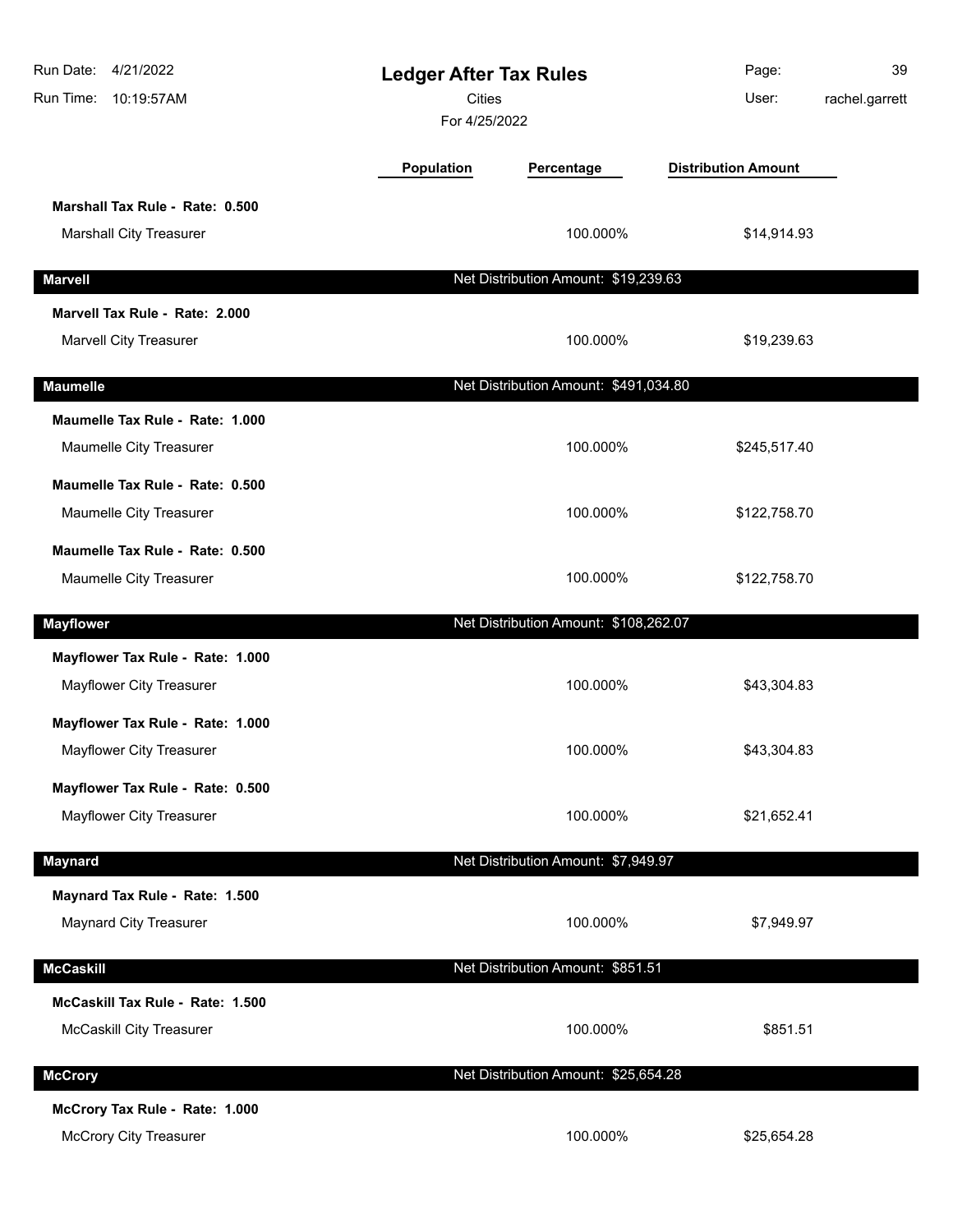# Ledger After Tax Rules

Run Date: 4/21/2022
Run Time: 10:19:57AM

Cities

For 4/25/2022

User: rachel.garrett

| | Population | Percentage | Distribution Amount |
|---|---|---|---|
| **Marshall Tax Rule - Rate: 0.500** | | | |
| Marshall City Treasurer | | 100.000% | $14,914.93 |
| **Marvell** | | Net Distribution Amount: $19,239.63 | |
| **Marvell Tax Rule - Rate: 2.000** | | | |
| Marvell City Treasurer | | 100.000% | $19,239.63 |
| **Maumelle** | | Net Distribution Amount: $491,034.80 | |
| **Maumelle Tax Rule - Rate: 1.000** | | | |
| Maumelle City Treasurer | | 100.000% | $245,517.40 |
| **Maumelle Tax Rule - Rate: 0.500** | | | |
| Maumelle City Treasurer | | 100.000% | $122,758.70 |
| **Maumelle Tax Rule - Rate: 0.500** | | | |
| Maumelle City Treasurer | | 100.000% | $122,758.70 |
| **Mayflower** | | Net Distribution Amount: $108,262.07 | |
| **Mayflower Tax Rule - Rate: 1.000** | | | |
| Mayflower City Treasurer | | 100.000% | $43,304.83 |
| **Mayflower Tax Rule - Rate: 1.000** | | | |
| Mayflower City Treasurer | | 100.000% | $43,304.83 |
| **Mayflower Tax Rule - Rate: 0.500** | | | |
| Mayflower City Treasurer | | 100.000% | $21,652.41 |
| **Maynard** | | Net Distribution Amount: $7,949.97 | |
| **Maynard Tax Rule - Rate: 1.500** | | | |
| Maynard City Treasurer | | 100.000% | $7,949.97 |
| **McCaskill** | | Net Distribution Amount: $851.51 | |
| **McCaskill Tax Rule - Rate: 1.500** | | | |
| McCaskill City Treasurer | | 100.000% | $851.51 |
| **McCrory** | | Net Distribution Amount: $25,654.28 | |
| **McCrory Tax Rule - Rate: 1.000** | | | |
| McCrory City Treasurer | | 100.000% | $25,654.28 |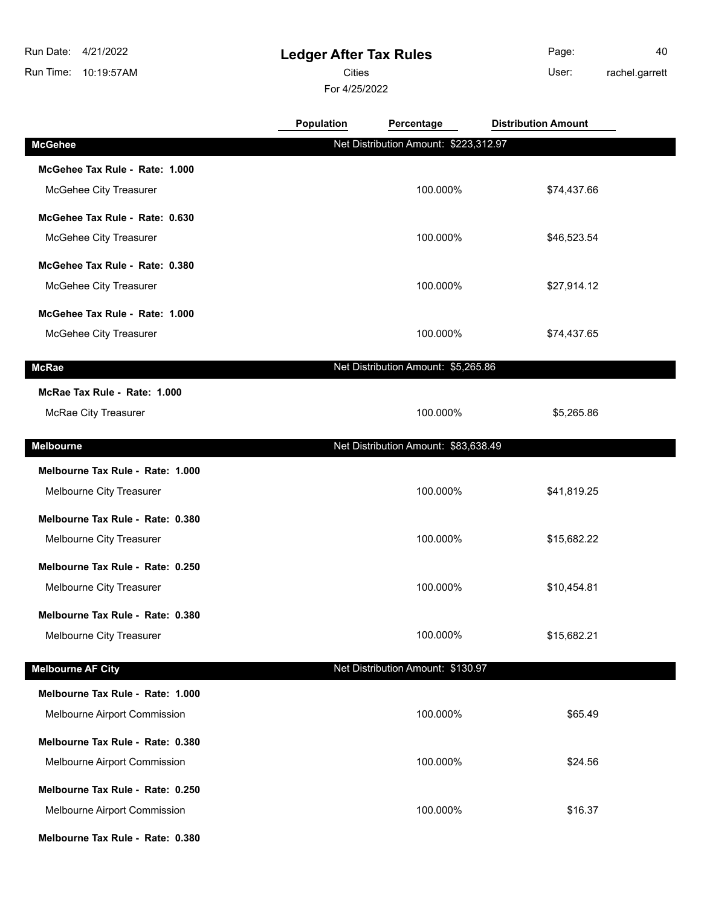# Ledger After Tax Rules

Cities

For 4/25/2022

Run Date: 4/21/2022
Run Time: 10:19:57AM

User: rachel.garrett

| | Population | Percentage | Distribution Amount |
|---|---|---|---|
| **McGehee** | Net Distribution Amount: $223,312.97 | | |
| **McGehee Tax Rule - Rate: 1.000** | | | |
| McGehee City Treasurer | | 100.000% | $74,437.66 |
| **McGehee Tax Rule - Rate: 0.630** | | | |
| McGehee City Treasurer | | 100.000% | $46,523.54 |
| **McGehee Tax Rule - Rate: 0.380** | | | |
| McGehee City Treasurer | | 100.000% | $27,914.12 |
| **McGehee Tax Rule - Rate: 1.000** | | | |
| McGehee City Treasurer | | 100.000% | $74,437.65 |
| **McRae** | Net Distribution Amount: $5,265.86 | | |
| **McRae Tax Rule - Rate: 1.000** | | | |
| McRae City Treasurer | | 100.000% | $5,265.86 |
| **Melbourne** | Net Distribution Amount: $83,638.49 | | |
| **Melbourne Tax Rule - Rate: 1.000** | | | |
| Melbourne City Treasurer | | 100.000% | $41,819.25 |
| **Melbourne Tax Rule - Rate: 0.380** | | | |
| Melbourne City Treasurer | | 100.000% | $15,682.22 |
| **Melbourne Tax Rule - Rate: 0.250** | | | |
| Melbourne City Treasurer | | 100.000% | $10,454.81 |
| **Melbourne Tax Rule - Rate: 0.380** | | | |
| Melbourne City Treasurer | | 100.000% | $15,682.21 |
| **Melbourne AF City** | Net Distribution Amount: $130.97 | | |
| **Melbourne Tax Rule - Rate: 1.000** | | | |
| Melbourne Airport Commission | | 100.000% | $65.49 |
| **Melbourne Tax Rule - Rate: 0.380** | | | |
| Melbourne Airport Commission | | 100.000% | $24.56 |
| **Melbourne Tax Rule - Rate: 0.250** | | | |
| Melbourne Airport Commission | | 100.000% | $16.37 |
| **Melbourne Tax Rule - Rate: 0.380** | | | |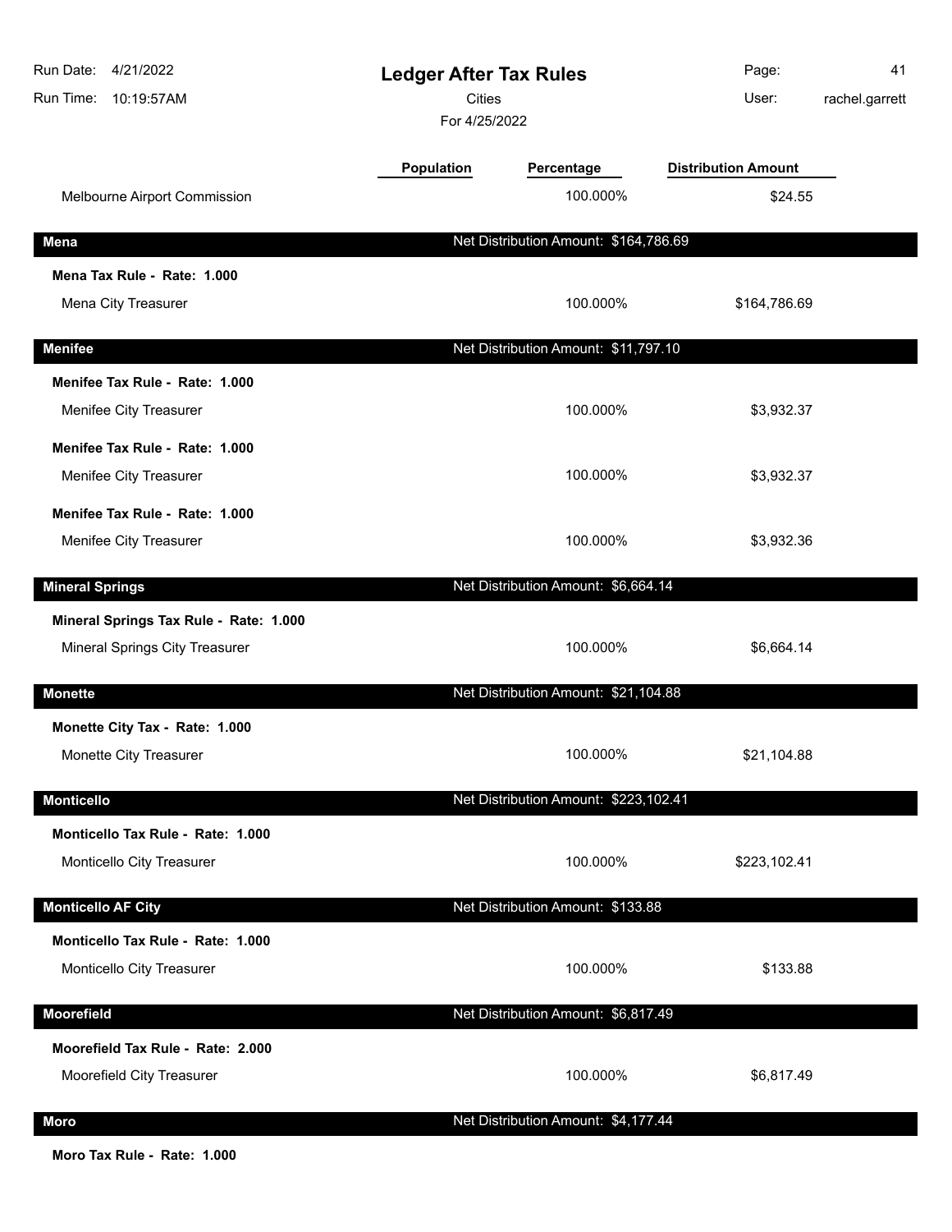| | Population | Percentage | Distribution Amount |
|---|---|---|---|
| Melbourne Airport Commission | | 100.000% | $24.55 |

**Mena** — Net Distribution Amount: $164,786.69

| | Population | Percentage | Distribution Amount |
|---|---|---|---|
| **Mena Tax Rule - Rate: 1.000** | | | |
| Mena City Treasurer | | 100.000% | $164,786.69 |

**Menifee** — Net Distribution Amount: $11,797.10

| | Population | Percentage | Distribution Amount |
|---|---|---|---|
| **Menifee Tax Rule - Rate: 1.000** | | | |
| Menifee City Treasurer | | 100.000% | $3,932.37 |
| **Menifee Tax Rule - Rate: 1.000** | | | |
| Menifee City Treasurer | | 100.000% | $3,932.37 |
| **Menifee Tax Rule - Rate: 1.000** | | | |
| Menifee City Treasurer | | 100.000% | $3,932.36 |

**Mineral Springs** — Net Distribution Amount: $6,664.14

| | Population | Percentage | Distribution Amount |
|---|---|---|---|
| **Mineral Springs Tax Rule - Rate: 1.000** | | | |
| Mineral Springs City Treasurer | | 100.000% | $6,664.14 |

**Monette** — Net Distribution Amount: $21,104.88

| | Population | Percentage | Distribution Amount |
|---|---|---|---|
| **Monette City Tax - Rate: 1.000** | | | |
| Monette City Treasurer | | 100.000% | $21,104.88 |

**Monticello** — Net Distribution Amount: $223,102.41

| | Population | Percentage | Distribution Amount |
|---|---|---|---|
| **Monticello Tax Rule - Rate: 1.000** | | | |
| Monticello City Treasurer | | 100.000% | $223,102.41 |

**Monticello AF City** — Net Distribution Amount: $133.88

| | Population | Percentage | Distribution Amount |
|---|---|---|---|
| **Monticello Tax Rule - Rate: 1.000** | | | |
| Monticello City Treasurer | | 100.000% | $133.88 |

**Moorefield** — Net Distribution Amount: $6,817.49

| | Population | Percentage | Distribution Amount |
|---|---|---|---|
| **Moorefield Tax Rule - Rate: 2.000** | | | |
| Moorefield City Treasurer | | 100.000% | $6,817.49 |

**Moro** — Net Distribution Amount: $4,177.44

**Moro Tax Rule - Rate: 1.000**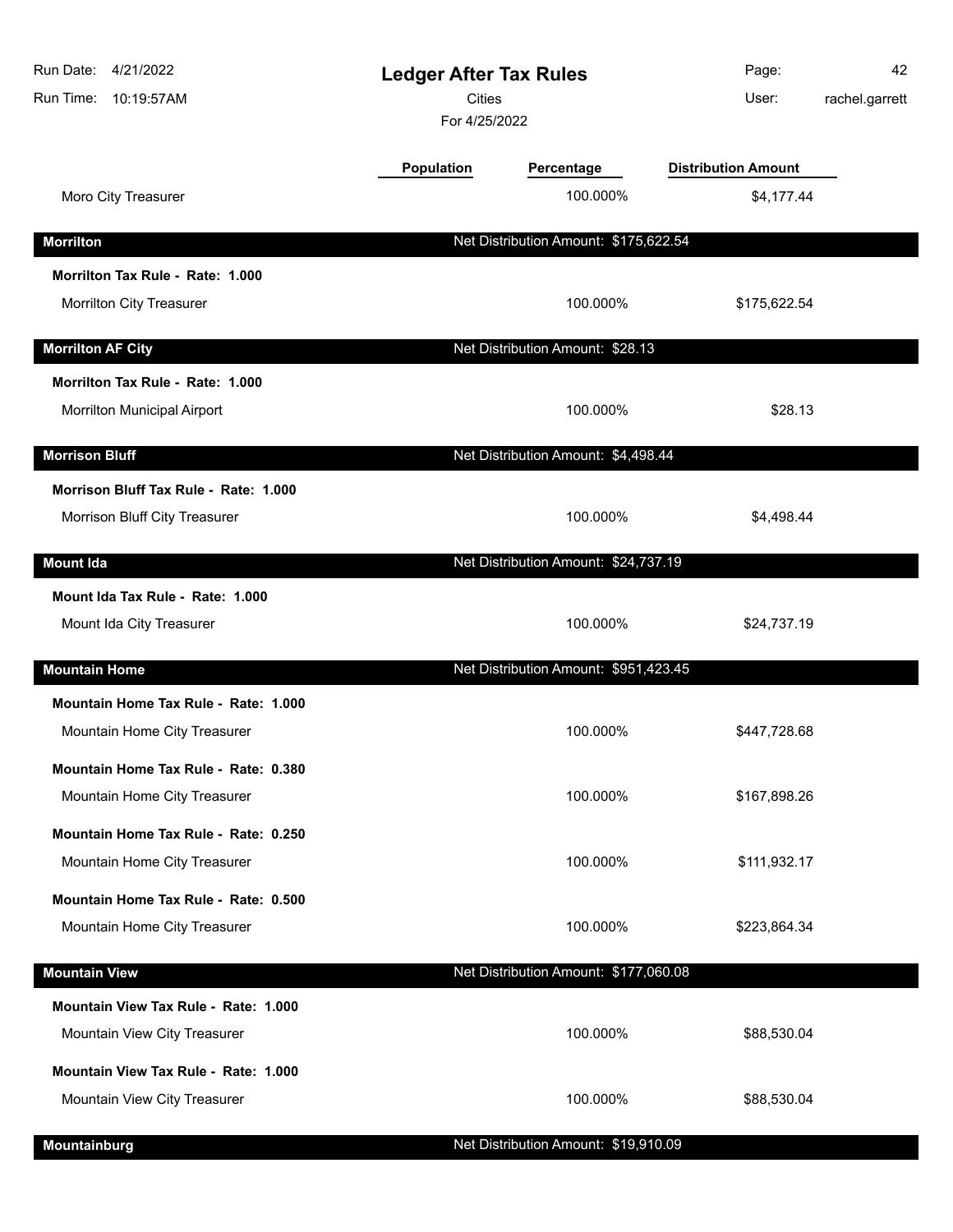| | Population | Percentage | Distribution Amount |
|---|---|---|---|
| Moro City Treasurer | | 100.000% | $4,177.44 |
| **Morrilton** | | Net Distribution Amount: $175,622.54 | |
| **Morrilton Tax Rule - Rate: 1.000** | | | |
| Morrilton City Treasurer | | 100.000% | $175,622.54 |
| **Morrilton AF City** | | Net Distribution Amount: $28.13 | |
| **Morrilton Tax Rule - Rate: 1.000** | | | |
| Morrilton Municipal Airport | | 100.000% | $28.13 |
| **Morrison Bluff** | | Net Distribution Amount: $4,498.44 | |
| **Morrison Bluff Tax Rule - Rate: 1.000** | | | |
| Morrison Bluff City Treasurer | | 100.000% | $4,498.44 |
| **Mount Ida** | | Net Distribution Amount: $24,737.19 | |
| **Mount Ida Tax Rule - Rate: 1.000** | | | |
| Mount Ida City Treasurer | | 100.000% | $24,737.19 |
| **Mountain Home** | | Net Distribution Amount: $951,423.45 | |
| **Mountain Home Tax Rule - Rate: 1.000** | | | |
| Mountain Home City Treasurer | | 100.000% | $447,728.68 |
| **Mountain Home Tax Rule - Rate: 0.380** | | | |
| Mountain Home City Treasurer | | 100.000% | $167,898.26 |
| **Mountain Home Tax Rule - Rate: 0.250** | | | |
| Mountain Home City Treasurer | | 100.000% | $111,932.17 |
| **Mountain Home Tax Rule - Rate: 0.500** | | | |
| Mountain Home City Treasurer | | 100.000% | $223,864.34 |
| **Mountain View** | | Net Distribution Amount: $177,060.08 | |
| **Mountain View Tax Rule - Rate: 1.000** | | | |
| Mountain View City Treasurer | | 100.000% | $88,530.04 |
| **Mountain View Tax Rule - Rate: 1.000** | | | |
| Mountain View City Treasurer | | 100.000% | $88,530.04 |
| **Mountainburg** | | Net Distribution Amount: $19,910.09 | |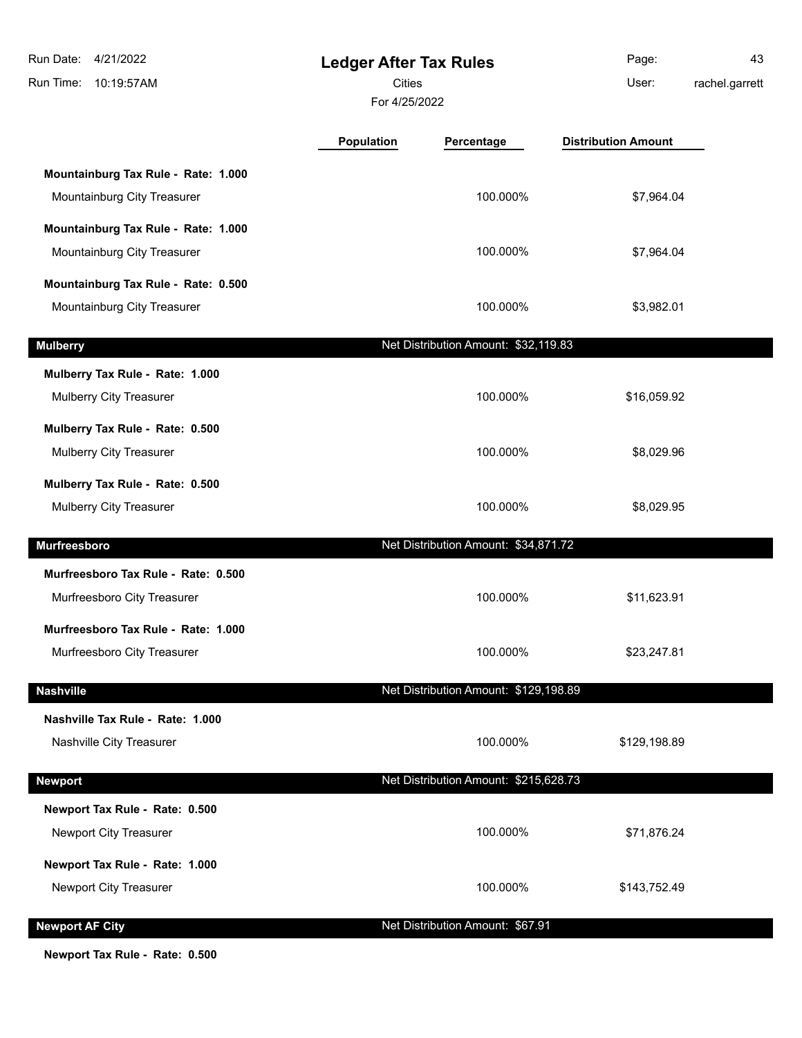| | Population | Percentage | Distribution Amount |
|---|---|---|---|
| **Mountainburg Tax Rule - Rate: 1.000** | | | |
| Mountainburg City Treasurer | | 100.000% | $7,964.04 |
| **Mountainburg Tax Rule - Rate: 1.000** | | | |
| Mountainburg City Treasurer | | 100.000% | $7,964.04 |
| **Mountainburg Tax Rule - Rate: 0.500** | | | |
| Mountainburg City Treasurer | | 100.000% | $3,982.01 |
| **Mulberry** | | Net Distribution Amount: $32,119.83 | |
| **Mulberry Tax Rule - Rate: 1.000** | | | |
| Mulberry City Treasurer | | 100.000% | $16,059.92 |
| **Mulberry Tax Rule - Rate: 0.500** | | | |
| Mulberry City Treasurer | | 100.000% | $8,029.96 |
| **Mulberry Tax Rule - Rate: 0.500** | | | |
| Mulberry City Treasurer | | 100.000% | $8,029.95 |
| **Murfreesboro** | | Net Distribution Amount: $34,871.72 | |
| **Murfreesboro Tax Rule - Rate: 0.500** | | | |
| Murfreesboro City Treasurer | | 100.000% | $11,623.91 |
| **Murfreesboro Tax Rule - Rate: 1.000** | | | |
| Murfreesboro City Treasurer | | 100.000% | $23,247.81 |
| **Nashville** | | Net Distribution Amount: $129,198.89 | |
| **Nashville Tax Rule - Rate: 1.000** | | | |
| Nashville City Treasurer | | 100.000% | $129,198.89 |
| **Newport** | | Net Distribution Amount: $215,628.73 | |
| **Newport Tax Rule - Rate: 0.500** | | | |
| Newport City Treasurer | | 100.000% | $71,876.24 |
| **Newport Tax Rule - Rate: 1.000** | | | |
| Newport City Treasurer | | 100.000% | $143,752.49 |
| **Newport AF City** | | Net Distribution Amount: $67.91 | |
| **Newport Tax Rule - Rate: 0.500** | | | |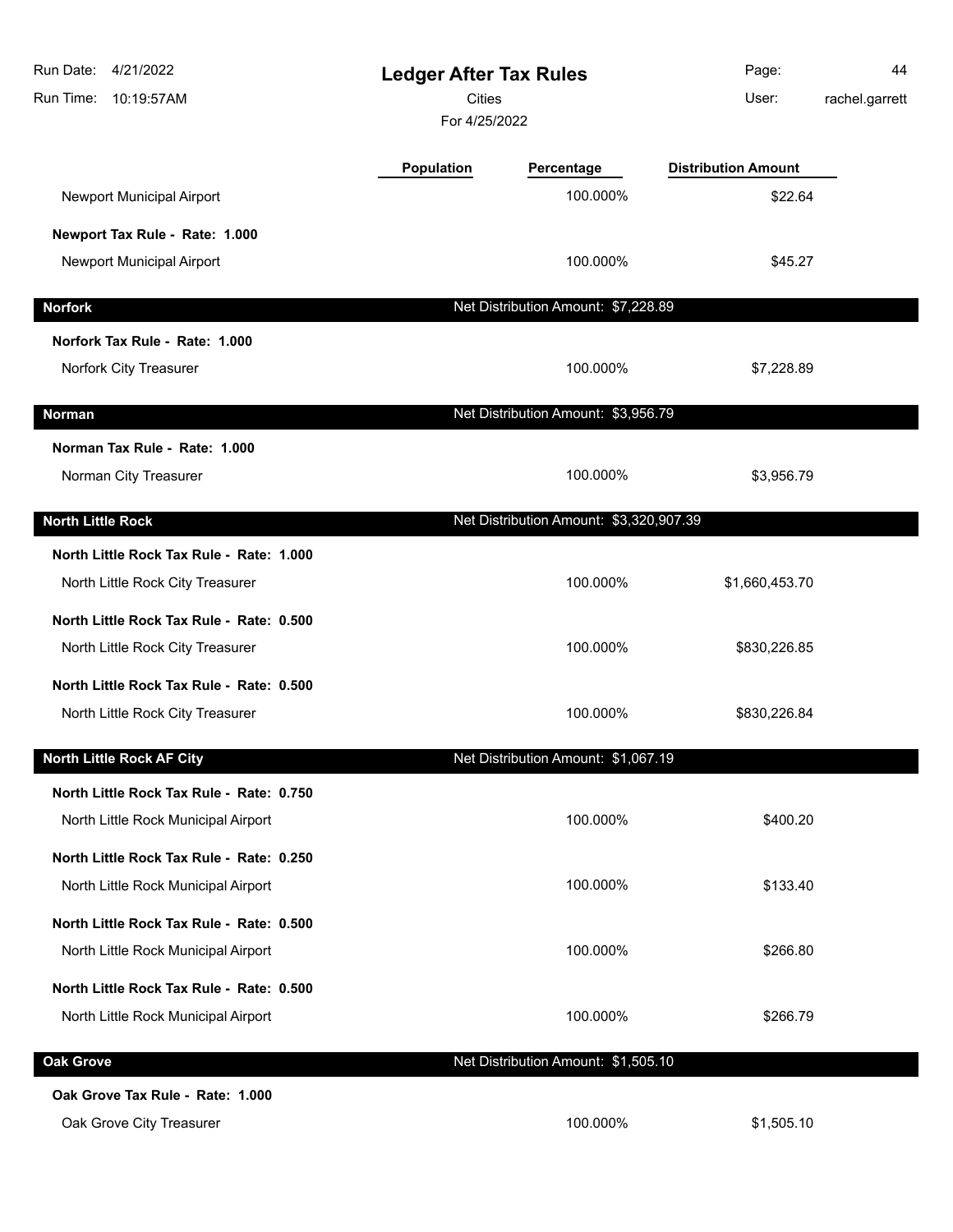# Ledger After Tax Rules

Cities

For 4/25/2022

| | Population | Percentage | Distribution Amount |
|---|---|---|---|
| Newport Municipal Airport | | 100.000% | $22.64 |
| **Newport Tax Rule - Rate: 1.000** | | | |
| Newport Municipal Airport | | 100.000% | $45.27 |
| **Norfork** | | Net Distribution Amount: $7,228.89 | |
| **Norfork Tax Rule - Rate: 1.000** | | | |
| Norfork City Treasurer | | 100.000% | $7,228.89 |
| **Norman** | | Net Distribution Amount: $3,956.79 | |
| **Norman Tax Rule - Rate: 1.000** | | | |
| Norman City Treasurer | | 100.000% | $3,956.79 |
| **North Little Rock** | | Net Distribution Amount: $3,320,907.39 | |
| **North Little Rock Tax Rule - Rate: 1.000** | | | |
| North Little Rock City Treasurer | | 100.000% | $1,660,453.70 |
| **North Little Rock Tax Rule - Rate: 0.500** | | | |
| North Little Rock City Treasurer | | 100.000% | $830,226.85 |
| **North Little Rock Tax Rule - Rate: 0.500** | | | |
| North Little Rock City Treasurer | | 100.000% | $830,226.84 |
| **North Little Rock AF City** | | Net Distribution Amount: $1,067.19 | |
| **North Little Rock Tax Rule - Rate: 0.750** | | | |
| North Little Rock Municipal Airport | | 100.000% | $400.20 |
| **North Little Rock Tax Rule - Rate: 0.250** | | | |
| North Little Rock Municipal Airport | | 100.000% | $133.40 |
| **North Little Rock Tax Rule - Rate: 0.500** | | | |
| North Little Rock Municipal Airport | | 100.000% | $266.80 |
| **North Little Rock Tax Rule - Rate: 0.500** | | | |
| North Little Rock Municipal Airport | | 100.000% | $266.79 |
| **Oak Grove** | | Net Distribution Amount: $1,505.10 | |
| **Oak Grove Tax Rule - Rate: 1.000** | | | |
| Oak Grove City Treasurer | | 100.000% | $1,505.10 |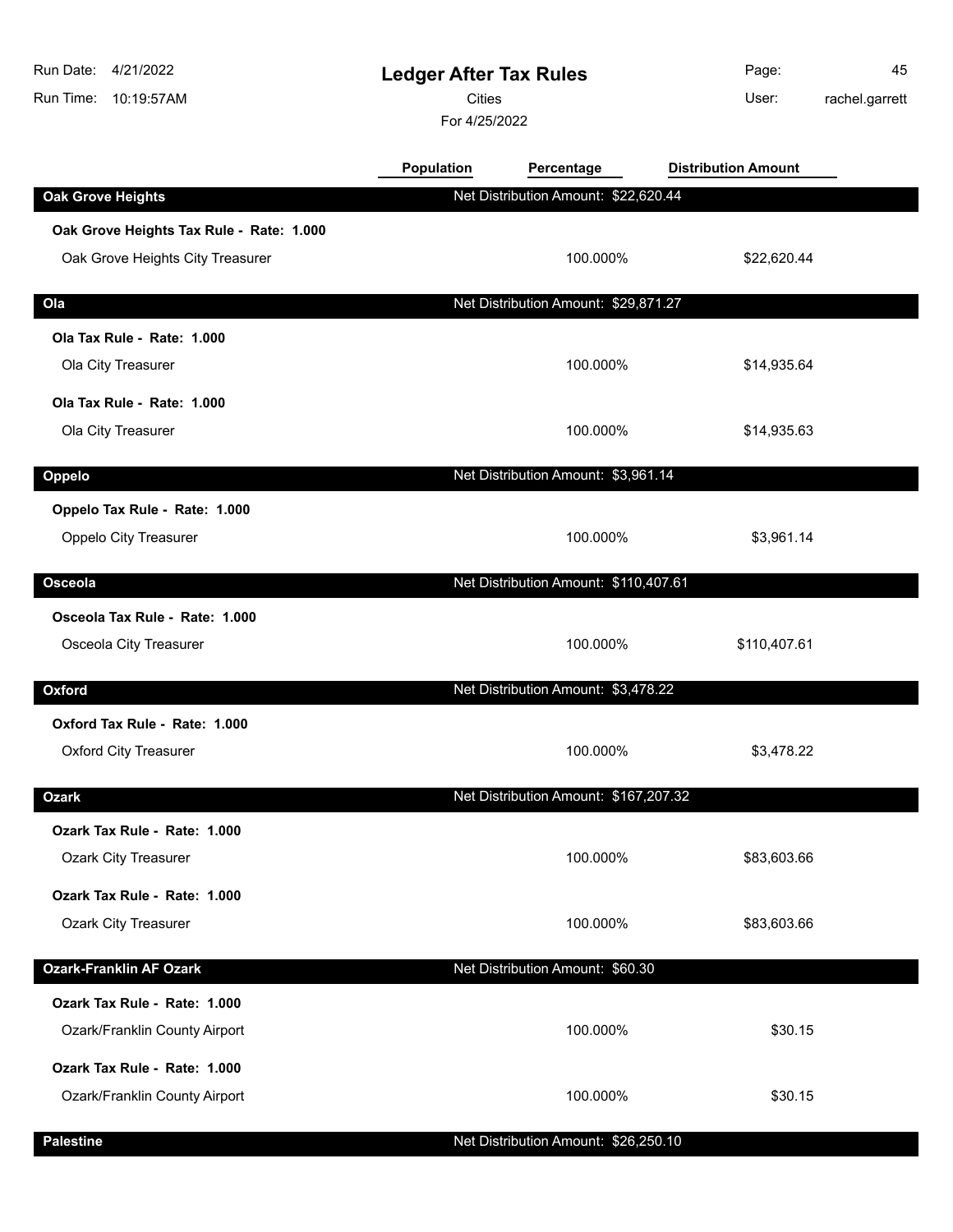# Ledger After Tax Rules

Cities

For 4/25/2022

Run Date: 4/21/2022
Run Time: 10:19:57AM
User: rachel.garrett

| | Population | Percentage | Distribution Amount |
|---|---|---|---|
| **Oak Grove Heights** | Net Distribution Amount: $22,620.44 | | |
| **Oak Grove Heights Tax Rule - Rate: 1.000** | | | |
| Oak Grove Heights City Treasurer | | 100.000% | $22,620.44 |
| **Ola** | Net Distribution Amount: $29,871.27 | | |
| **Ola Tax Rule - Rate: 1.000** | | | |
| Ola City Treasurer | | 100.000% | $14,935.64 |
| **Ola Tax Rule - Rate: 1.000** | | | |
| Ola City Treasurer | | 100.000% | $14,935.63 |
| **Oppelo** | Net Distribution Amount: $3,961.14 | | |
| **Oppelo Tax Rule - Rate: 1.000** | | | |
| Oppelo City Treasurer | | 100.000% | $3,961.14 |
| **Osceola** | Net Distribution Amount: $110,407.61 | | |
| **Osceola Tax Rule - Rate: 1.000** | | | |
| Osceola City Treasurer | | 100.000% | $110,407.61 |
| **Oxford** | Net Distribution Amount: $3,478.22 | | |
| **Oxford Tax Rule - Rate: 1.000** | | | |
| Oxford City Treasurer | | 100.000% | $3,478.22 |
| **Ozark** | Net Distribution Amount: $167,207.32 | | |
| **Ozark Tax Rule - Rate: 1.000** | | | |
| Ozark City Treasurer | | 100.000% | $83,603.66 |
| **Ozark Tax Rule - Rate: 1.000** | | | |
| Ozark City Treasurer | | 100.000% | $83,603.66 |
| **Ozark-Franklin AF Ozark** | Net Distribution Amount: $60.30 | | |
| **Ozark Tax Rule - Rate: 1.000** | | | |
| Ozark/Franklin County Airport | | 100.000% | $30.15 |
| **Ozark Tax Rule - Rate: 1.000** | | | |
| Ozark/Franklin County Airport | | 100.000% | $30.15 |
| **Palestine** | Net Distribution Amount: $26,250.10 | | |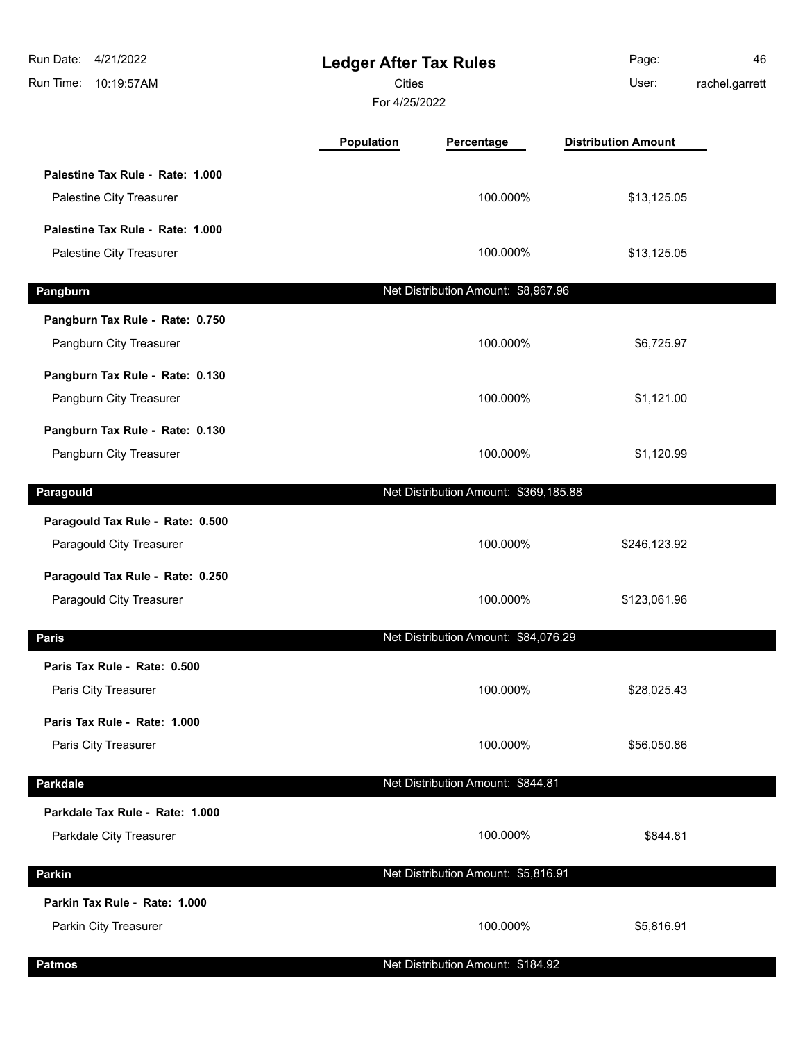# Ledger After Tax Rules

Cities

For 4/25/2022

| | Population | Percentage | Distribution Amount |
|---|---|---|---|
| **Palestine Tax Rule - Rate: 1.000** | | | |
| Palestine City Treasurer | | 100.000% | $13,125.05 |
| **Palestine Tax Rule - Rate: 1.000** | | | |
| Palestine City Treasurer | | 100.000% | $13,125.05 |
| **Pangburn** | | Net Distribution Amount: $8,967.96 | |
| **Pangburn Tax Rule - Rate: 0.750** | | | |
| Pangburn City Treasurer | | 100.000% | $6,725.97 |
| **Pangburn Tax Rule - Rate: 0.130** | | | |
| Pangburn City Treasurer | | 100.000% | $1,121.00 |
| **Pangburn Tax Rule - Rate: 0.130** | | | |
| Pangburn City Treasurer | | 100.000% | $1,120.99 |
| **Paragould** | | Net Distribution Amount: $369,185.88 | |
| **Paragould Tax Rule - Rate: 0.500** | | | |
| Paragould City Treasurer | | 100.000% | $246,123.92 |
| **Paragould Tax Rule - Rate: 0.250** | | | |
| Paragould City Treasurer | | 100.000% | $123,061.96 |
| **Paris** | | Net Distribution Amount: $84,076.29 | |
| **Paris Tax Rule - Rate: 0.500** | | | |
| Paris City Treasurer | | 100.000% | $28,025.43 |
| **Paris Tax Rule - Rate: 1.000** | | | |
| Paris City Treasurer | | 100.000% | $56,050.86 |
| **Parkdale** | | Net Distribution Amount: $844.81 | |
| **Parkdale Tax Rule - Rate: 1.000** | | | |
| Parkdale City Treasurer | | 100.000% | $844.81 |
| **Parkin** | | Net Distribution Amount: $5,816.91 | |
| **Parkin Tax Rule - Rate: 1.000** | | | |
| Parkin City Treasurer | | 100.000% | $5,816.91 |
| **Patmos** | | Net Distribution Amount: $184.92 | |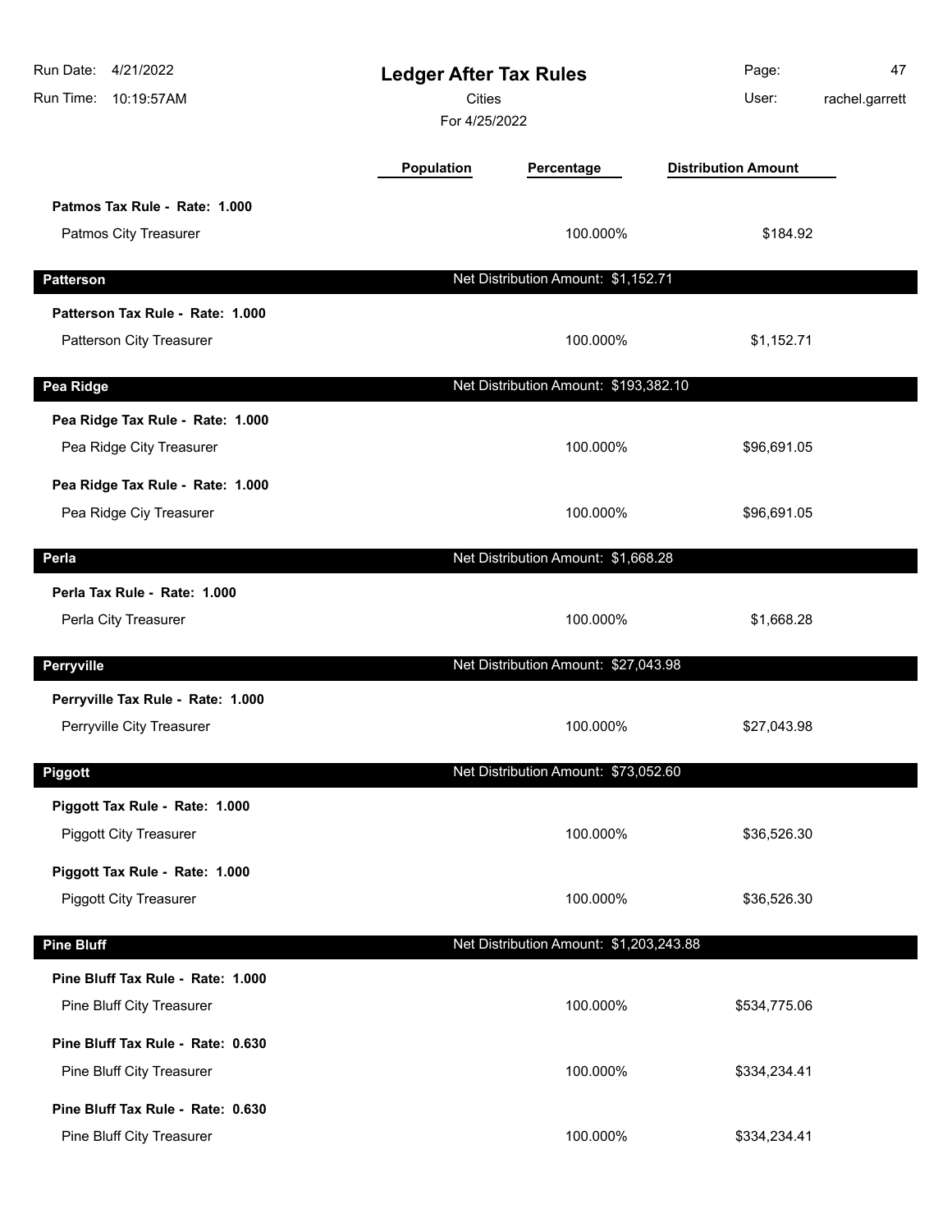| | Population | Percentage | Distribution Amount |
|---|---|---|---|
| **Patmos Tax Rule - Rate: 1.000** | | | |
| Patmos City Treasurer | | 100.000% | $184.92 |
| **Patterson** | | Net Distribution Amount: $1,152.71 | |
| **Patterson Tax Rule - Rate: 1.000** | | | |
| Patterson City Treasurer | | 100.000% | $1,152.71 |
| **Pea Ridge** | | Net Distribution Amount: $193,382.10 | |
| **Pea Ridge Tax Rule - Rate: 1.000** | | | |
| Pea Ridge City Treasurer | | 100.000% | $96,691.05 |
| **Pea Ridge Tax Rule - Rate: 1.000** | | | |
| Pea Ridge Ciy Treasurer | | 100.000% | $96,691.05 |
| **Perla** | | Net Distribution Amount: $1,668.28 | |
| **Perla Tax Rule - Rate: 1.000** | | | |
| Perla City Treasurer | | 100.000% | $1,668.28 |
| **Perryville** | | Net Distribution Amount: $27,043.98 | |
| **Perryville Tax Rule - Rate: 1.000** | | | |
| Perryville City Treasurer | | 100.000% | $27,043.98 |
| **Piggott** | | Net Distribution Amount: $73,052.60 | |
| **Piggott Tax Rule - Rate: 1.000** | | | |
| Piggott City Treasurer | | 100.000% | $36,526.30 |
| **Piggott Tax Rule - Rate: 1.000** | | | |
| Piggott City Treasurer | | 100.000% | $36,526.30 |
| **Pine Bluff** | | Net Distribution Amount: $1,203,243.88 | |
| **Pine Bluff Tax Rule - Rate: 1.000** | | | |
| Pine Bluff City Treasurer | | 100.000% | $534,775.06 |
| **Pine Bluff Tax Rule - Rate: 0.630** | | | |
| Pine Bluff City Treasurer | | 100.000% | $334,234.41 |
| **Pine Bluff Tax Rule - Rate: 0.630** | | | |
| Pine Bluff City Treasurer | | 100.000% | $334,234.41 |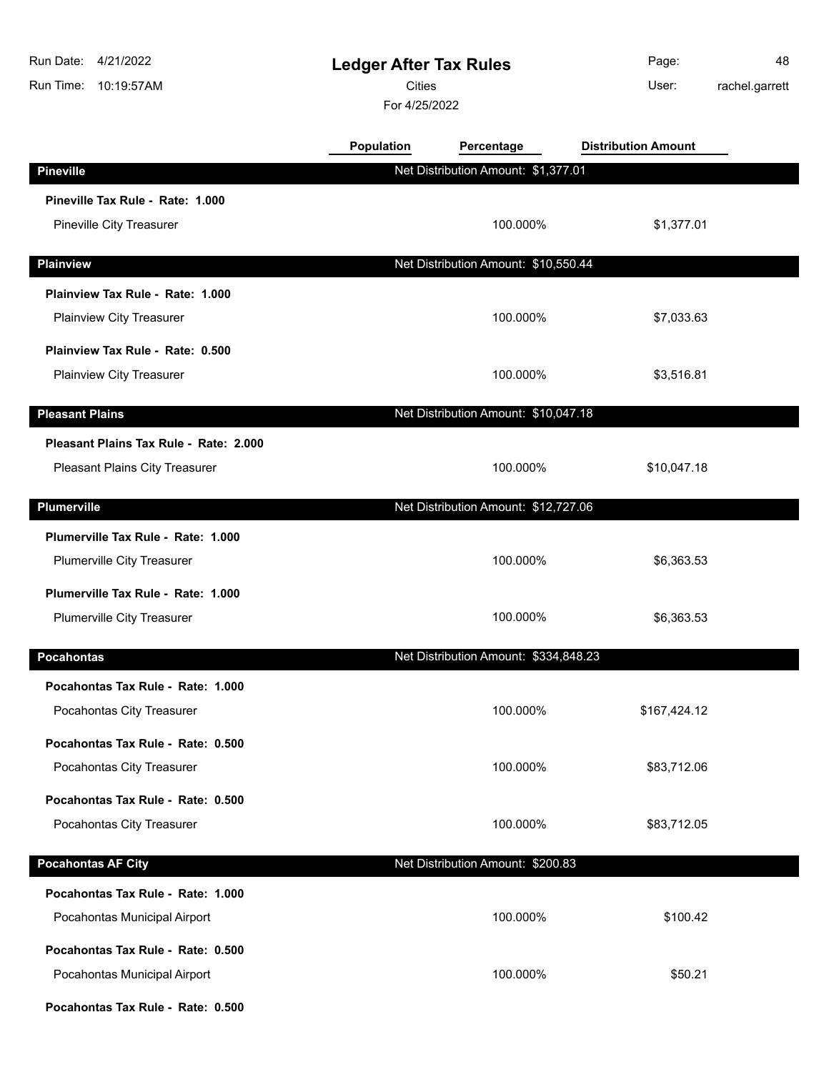# Ledger After Tax Rules

Cities

For 4/25/2022

| | Population | Percentage | Distribution Amount |
|---|---|---|---|
| **Pineville** | Net Distribution Amount: $1,377.01 | | |
| **Pineville Tax Rule - Rate: 1.000** | | | |
| Pineville City Treasurer | | 100.000% | $1,377.01 |
| **Plainview** | Net Distribution Amount: $10,550.44 | | |
| **Plainview Tax Rule - Rate: 1.000** | | | |
| Plainview City Treasurer | | 100.000% | $7,033.63 |
| **Plainview Tax Rule - Rate: 0.500** | | | |
| Plainview City Treasurer | | 100.000% | $3,516.81 |
| **Pleasant Plains** | Net Distribution Amount: $10,047.18 | | |
| **Pleasant Plains Tax Rule - Rate: 2.000** | | | |
| Pleasant Plains City Treasurer | | 100.000% | $10,047.18 |
| **Plumerville** | Net Distribution Amount: $12,727.06 | | |
| **Plumerville Tax Rule - Rate: 1.000** | | | |
| Plumerville City Treasurer | | 100.000% | $6,363.53 |
| **Plumerville Tax Rule - Rate: 1.000** | | | |
| Plumerville City Treasurer | | 100.000% | $6,363.53 |
| **Pocahontas** | Net Distribution Amount: $334,848.23 | | |
| **Pocahontas Tax Rule - Rate: 1.000** | | | |
| Pocahontas City Treasurer | | 100.000% | $167,424.12 |
| **Pocahontas Tax Rule - Rate: 0.500** | | | |
| Pocahontas City Treasurer | | 100.000% | $83,712.06 |
| **Pocahontas Tax Rule - Rate: 0.500** | | | |
| Pocahontas City Treasurer | | 100.000% | $83,712.05 |
| **Pocahontas AF City** | Net Distribution Amount: $200.83 | | |
| **Pocahontas Tax Rule - Rate: 1.000** | | | |
| Pocahontas Municipal Airport | | 100.000% | $100.42 |
| **Pocahontas Tax Rule - Rate: 0.500** | | | |
| Pocahontas Municipal Airport | | 100.000% | $50.21 |
| **Pocahontas Tax Rule - Rate: 0.500** | | | |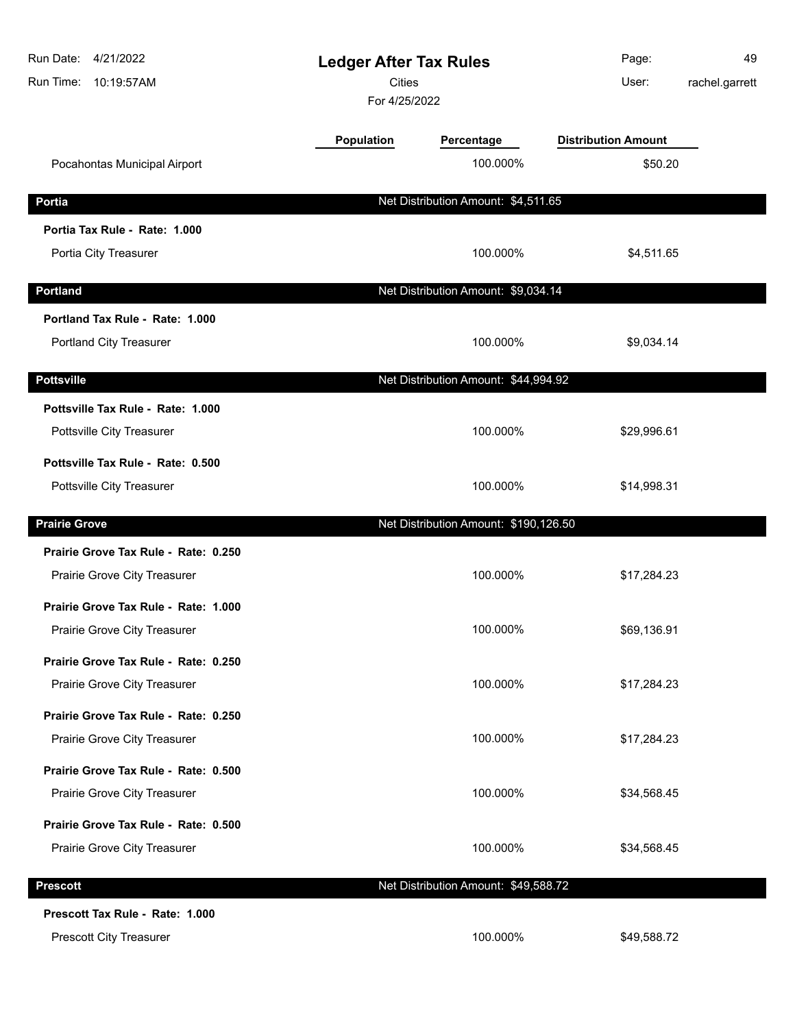| | Population | Percentage | Distribution Amount |
| --- | --- | --- | --- |
| Pocahontas Municipal Airport | | 100.000% | $50.20 |

## Portia

Net Distribution Amount: $4,511.65

| | Population | Percentage | Distribution Amount |
| --- | --- | --- | --- |
| **Portia Tax Rule - Rate: 1.000** | | | |
| Portia City Treasurer | | 100.000% | $4,511.65 |

## Portland

Net Distribution Amount: $9,034.14

| | Population | Percentage | Distribution Amount |
| --- | --- | --- | --- |
| **Portland Tax Rule - Rate: 1.000** | | | |
| Portland City Treasurer | | 100.000% | $9,034.14 |

## Pottsville

Net Distribution Amount: $44,994.92

| | Population | Percentage | Distribution Amount |
| --- | --- | --- | --- |
| **Pottsville Tax Rule - Rate: 1.000** | | | |
| Pottsville City Treasurer | | 100.000% | $29,996.61 |
| **Pottsville Tax Rule - Rate: 0.500** | | | |
| Pottsville City Treasurer | | 100.000% | $14,998.31 |

## Prairie Grove

Net Distribution Amount: $190,126.50

| | Population | Percentage | Distribution Amount |
| --- | --- | --- | --- |
| **Prairie Grove Tax Rule - Rate: 0.250** | | | |
| Prairie Grove City Treasurer | | 100.000% | $17,284.23 |
| **Prairie Grove Tax Rule - Rate: 1.000** | | | |
| Prairie Grove City Treasurer | | 100.000% | $69,136.91 |
| **Prairie Grove Tax Rule - Rate: 0.250** | | | |
| Prairie Grove City Treasurer | | 100.000% | $17,284.23 |
| **Prairie Grove Tax Rule - Rate: 0.250** | | | |
| Prairie Grove City Treasurer | | 100.000% | $17,284.23 |
| **Prairie Grove Tax Rule - Rate: 0.500** | | | |
| Prairie Grove City Treasurer | | 100.000% | $34,568.45 |
| **Prairie Grove Tax Rule - Rate: 0.500** | | | |
| Prairie Grove City Treasurer | | 100.000% | $34,568.45 |

## Prescott

Net Distribution Amount: $49,588.72

| | Population | Percentage | Distribution Amount |
| --- | --- | --- | --- |
| **Prescott Tax Rule - Rate: 1.000** | | | |
| Prescott City Treasurer | | 100.000% | $49,588.72 |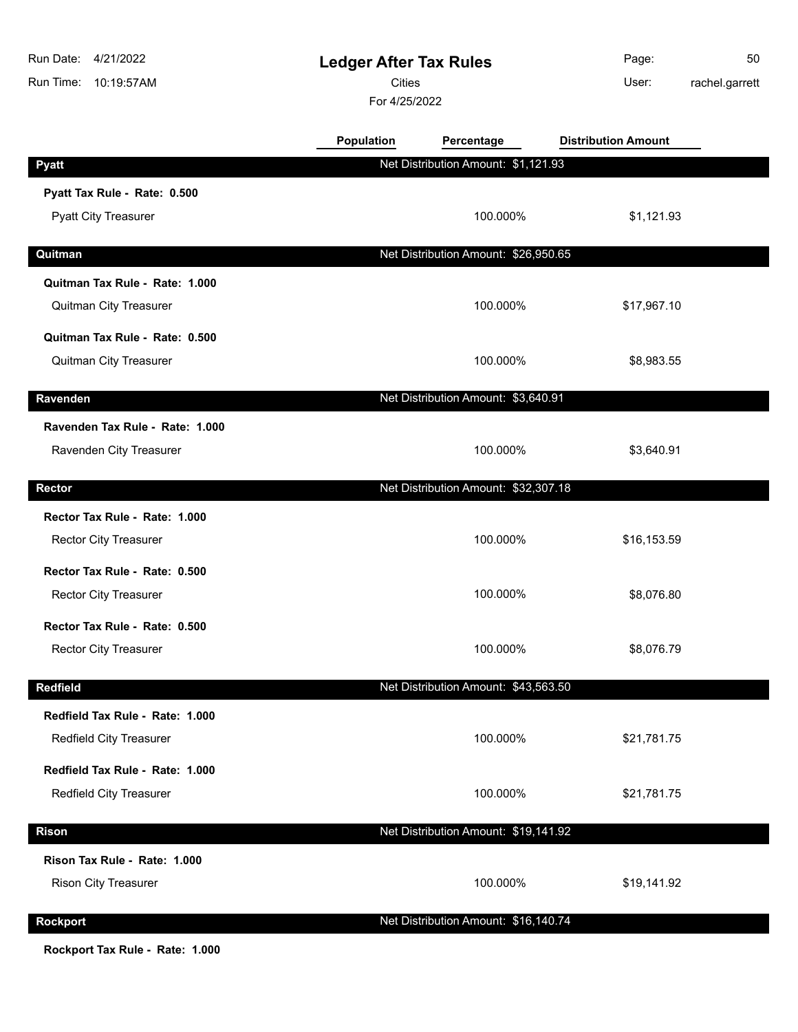# Ledger After Tax Rules

Cities

For 4/25/2022

| | Population | Percentage | Distribution Amount |
|---|---|---|---|
| **Pyatt** | | Net Distribution Amount: $1,121.93 | |
| **Pyatt Tax Rule - Rate: 0.500** | | | |
| Pyatt City Treasurer | | 100.000% | $1,121.93 |
| **Quitman** | | Net Distribution Amount: $26,950.65 | |
| **Quitman Tax Rule - Rate: 1.000** | | | |
| Quitman City Treasurer | | 100.000% | $17,967.10 |
| **Quitman Tax Rule - Rate: 0.500** | | | |
| Quitman City Treasurer | | 100.000% | $8,983.55 |
| **Ravenden** | | Net Distribution Amount: $3,640.91 | |
| **Ravenden Tax Rule - Rate: 1.000** | | | |
| Ravenden City Treasurer | | 100.000% | $3,640.91 |
| **Rector** | | Net Distribution Amount: $32,307.18 | |
| **Rector Tax Rule - Rate: 1.000** | | | |
| Rector City Treasurer | | 100.000% | $16,153.59 |
| **Rector Tax Rule - Rate: 0.500** | | | |
| Rector City Treasurer | | 100.000% | $8,076.80 |
| **Rector Tax Rule - Rate: 0.500** | | | |
| Rector City Treasurer | | 100.000% | $8,076.79 |
| **Redfield** | | Net Distribution Amount: $43,563.50 | |
| **Redfield Tax Rule - Rate: 1.000** | | | |
| Redfield City Treasurer | | 100.000% | $21,781.75 |
| **Redfield Tax Rule - Rate: 1.000** | | | |
| Redfield City Treasurer | | 100.000% | $21,781.75 |
| **Rison** | | Net Distribution Amount: $19,141.92 | |
| **Rison Tax Rule - Rate: 1.000** | | | |
| Rison City Treasurer | | 100.000% | $19,141.92 |
| **Rockport** | | Net Distribution Amount: $16,140.74 | |
| **Rockport Tax Rule - Rate: 1.000** | | | |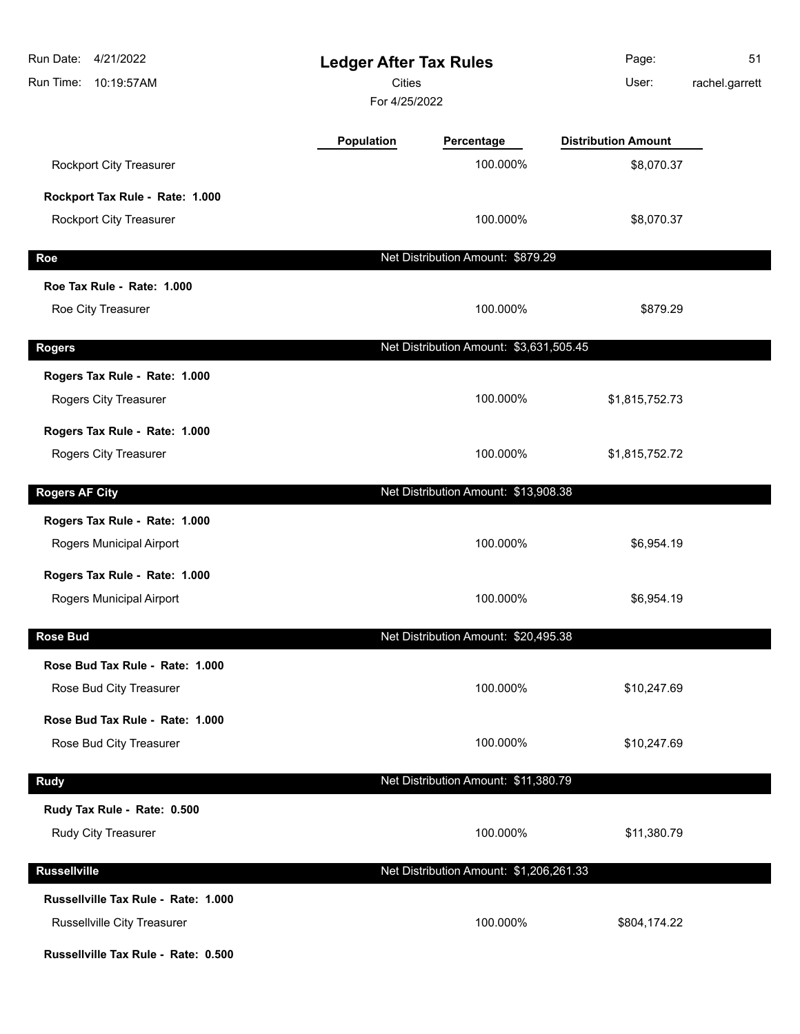# Ledger After Tax Rules

Cities

For 4/25/2022

Run Date: 4/21/2022
Run Time: 10:19:57AM
User: rachel.garrett

| | Population | Percentage | Distribution Amount |
|---|---|---|---|
| Rockport City Treasurer | | 100.000% | $8,070.37 |
| **Rockport Tax Rule - Rate: 1.000** | | | |
| Rockport City Treasurer | | 100.000% | $8,070.37 |
| **Roe** | | Net Distribution Amount: $879.29 | |
| **Roe Tax Rule - Rate: 1.000** | | | |
| Roe City Treasurer | | 100.000% | $879.29 |
| **Rogers** | | Net Distribution Amount: $3,631,505.45 | |
| **Rogers Tax Rule - Rate: 1.000** | | | |
| Rogers City Treasurer | | 100.000% | $1,815,752.73 |
| **Rogers Tax Rule - Rate: 1.000** | | | |
| Rogers City Treasurer | | 100.000% | $1,815,752.72 |
| **Rogers AF City** | | Net Distribution Amount: $13,908.38 | |
| **Rogers Tax Rule - Rate: 1.000** | | | |
| Rogers Municipal Airport | | 100.000% | $6,954.19 |
| **Rogers Tax Rule - Rate: 1.000** | | | |
| Rogers Municipal Airport | | 100.000% | $6,954.19 |
| **Rose Bud** | | Net Distribution Amount: $20,495.38 | |
| **Rose Bud Tax Rule - Rate: 1.000** | | | |
| Rose Bud City Treasurer | | 100.000% | $10,247.69 |
| **Rose Bud Tax Rule - Rate: 1.000** | | | |
| Rose Bud City Treasurer | | 100.000% | $10,247.69 |
| **Rudy** | | Net Distribution Amount: $11,380.79 | |
| **Rudy Tax Rule - Rate: 0.500** | | | |
| Rudy City Treasurer | | 100.000% | $11,380.79 |
| **Russellville** | | Net Distribution Amount: $1,206,261.33 | |
| **Russellville Tax Rule - Rate: 1.000** | | | |
| Russellville City Treasurer | | 100.000% | $804,174.22 |
| **Russellville Tax Rule - Rate: 0.500** | | | |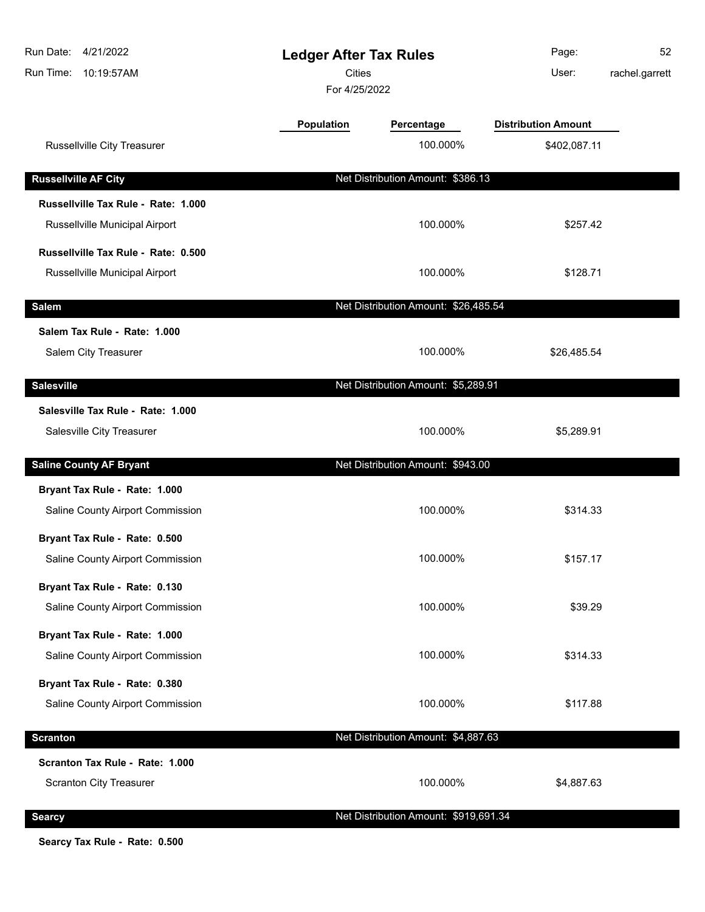| | Population | Percentage | Distribution Amount |
|---|---|---|---|
| Russellville City Treasurer | | 100.000% | $402,087.11 |

**Russellville AF City** — Net Distribution Amount: $386.13

| | Population | Percentage | Distribution Amount |
|---|---|---|---|
| **Russellville Tax Rule - Rate: 1.000** | | | |
| Russellville Municipal Airport | | 100.000% | $257.42 |
| **Russellville Tax Rule - Rate: 0.500** | | | |
| Russellville Municipal Airport | | 100.000% | $128.71 |

**Salem** — Net Distribution Amount: $26,485.54

| | Population | Percentage | Distribution Amount |
|---|---|---|---|
| **Salem Tax Rule - Rate: 1.000** | | | |
| Salem City Treasurer | | 100.000% | $26,485.54 |

**Salesville** — Net Distribution Amount: $5,289.91

| | Population | Percentage | Distribution Amount |
|---|---|---|---|
| **Salesville Tax Rule - Rate: 1.000** | | | |
| Salesville City Treasurer | | 100.000% | $5,289.91 |

**Saline County AF Bryant** — Net Distribution Amount: $943.00

| | Population | Percentage | Distribution Amount |
|---|---|---|---|
| **Bryant Tax Rule - Rate: 1.000** | | | |
| Saline County Airport Commission | | 100.000% | $314.33 |
| **Bryant Tax Rule - Rate: 0.500** | | | |
| Saline County Airport Commission | | 100.000% | $157.17 |
| **Bryant Tax Rule - Rate: 0.130** | | | |
| Saline County Airport Commission | | 100.000% | $39.29 |
| **Bryant Tax Rule - Rate: 1.000** | | | |
| Saline County Airport Commission | | 100.000% | $314.33 |
| **Bryant Tax Rule - Rate: 0.380** | | | |
| Saline County Airport Commission | | 100.000% | $117.88 |

**Scranton** — Net Distribution Amount: $4,887.63

| | Population | Percentage | Distribution Amount |
|---|---|---|---|
| **Scranton Tax Rule - Rate: 1.000** | | | |
| Scranton City Treasurer | | 100.000% | $4,887.63 |

**Searcy** — Net Distribution Amount: $919,691.34

**Searcy Tax Rule - Rate: 0.500**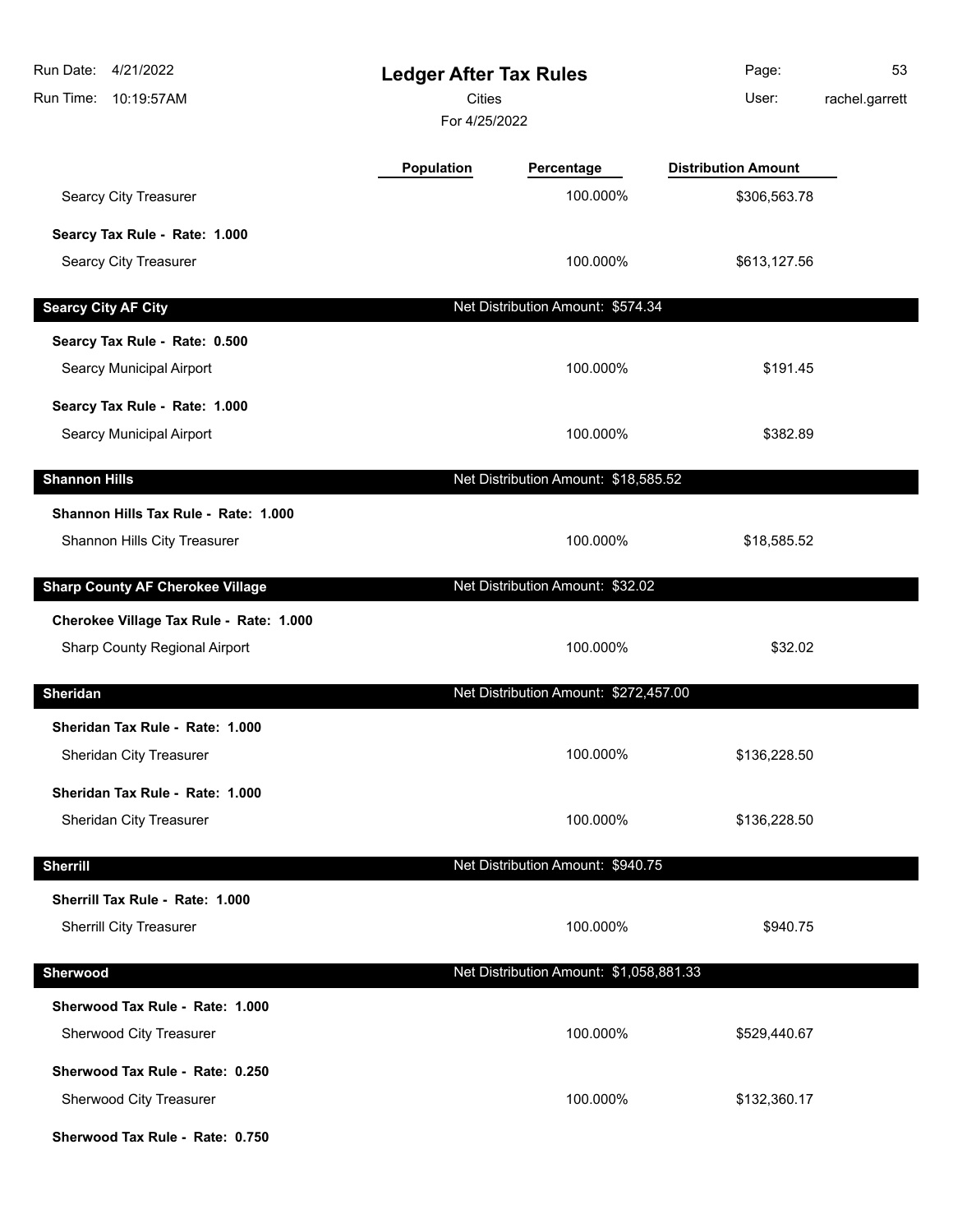# Ledger After Tax Rules

Cities

For 4/25/2022

| | Population | Percentage | Distribution Amount |
|---|---|---|---|
| Searcy City Treasurer | | 100.000% | $306,563.78 |
| **Searcy Tax Rule - Rate: 1.000** | | | |
| Searcy City Treasurer | | 100.000% | $613,127.56 |
| **Searcy City AF City** | | Net Distribution Amount: $574.34 | |
| **Searcy Tax Rule - Rate: 0.500** | | | |
| Searcy Municipal Airport | | 100.000% | $191.45 |
| **Searcy Tax Rule - Rate: 1.000** | | | |
| Searcy Municipal Airport | | 100.000% | $382.89 |
| **Shannon Hills** | | Net Distribution Amount: $18,585.52 | |
| **Shannon Hills Tax Rule - Rate: 1.000** | | | |
| Shannon Hills City Treasurer | | 100.000% | $18,585.52 |
| **Sharp County AF Cherokee Village** | | Net Distribution Amount: $32.02 | |
| **Cherokee Village Tax Rule - Rate: 1.000** | | | |
| Sharp County Regional Airport | | 100.000% | $32.02 |
| **Sheridan** | | Net Distribution Amount: $272,457.00 | |
| **Sheridan Tax Rule - Rate: 1.000** | | | |
| Sheridan City Treasurer | | 100.000% | $136,228.50 |
| **Sheridan Tax Rule - Rate: 1.000** | | | |
| Sheridan City Treasurer | | 100.000% | $136,228.50 |
| **Sherrill** | | Net Distribution Amount: $940.75 | |
| **Sherrill Tax Rule - Rate: 1.000** | | | |
| Sherrill City Treasurer | | 100.000% | $940.75 |
| **Sherwood** | | Net Distribution Amount: $1,058,881.33 | |
| **Sherwood Tax Rule - Rate: 1.000** | | | |
| Sherwood City Treasurer | | 100.000% | $529,440.67 |
| **Sherwood Tax Rule - Rate: 0.250** | | | |
| Sherwood City Treasurer | | 100.000% | $132,360.17 |
| **Sherwood Tax Rule - Rate: 0.750** | | | |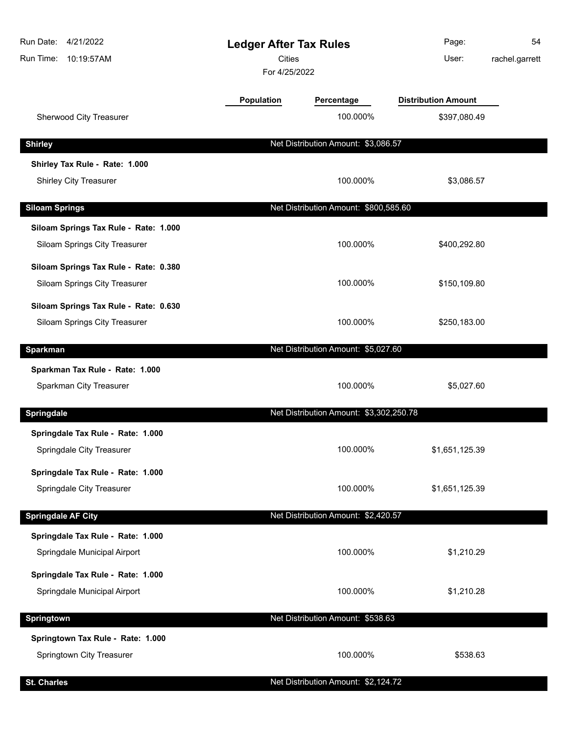# Ledger After Tax Rules

Cities

For 4/25/2022

| | Population | Percentage | Distribution Amount |
|---|---|---|---|
| Sherwood City Treasurer | | 100.000% | $397,080.49 |

## Shirley

Net Distribution Amount: $3,086.57

**Shirley Tax Rule - Rate: 1.000**

| | Population | Percentage | Distribution Amount |
|---|---|---|---|
| Shirley City Treasurer | | 100.000% | $3,086.57 |

## Siloam Springs

Net Distribution Amount: $800,585.60

**Siloam Springs Tax Rule - Rate: 1.000**

| | Population | Percentage | Distribution Amount |
|---|---|---|---|
| Siloam Springs City Treasurer | | 100.000% | $400,292.80 |

**Siloam Springs Tax Rule - Rate: 0.380**

| | Population | Percentage | Distribution Amount |
|---|---|---|---|
| Siloam Springs City Treasurer | | 100.000% | $150,109.80 |

**Siloam Springs Tax Rule - Rate: 0.630**

| | Population | Percentage | Distribution Amount |
|---|---|---|---|
| Siloam Springs City Treasurer | | 100.000% | $250,183.00 |

## Sparkman

Net Distribution Amount: $5,027.60

**Sparkman Tax Rule - Rate: 1.000**

| | Population | Percentage | Distribution Amount |
|---|---|---|---|
| Sparkman City Treasurer | | 100.000% | $5,027.60 |

## Springdale

Net Distribution Amount: $3,302,250.78

**Springdale Tax Rule - Rate: 1.000**

| | Population | Percentage | Distribution Amount |
|---|---|---|---|
| Springdale City Treasurer | | 100.000% | $1,651,125.39 |

**Springdale Tax Rule - Rate: 1.000**

| | Population | Percentage | Distribution Amount |
|---|---|---|---|
| Springdale City Treasurer | | 100.000% | $1,651,125.39 |

## Springdale AF City

Net Distribution Amount: $2,420.57

**Springdale Tax Rule - Rate: 1.000**

| | Population | Percentage | Distribution Amount |
|---|---|---|---|
| Springdale Municipal Airport | | 100.000% | $1,210.29 |

**Springdale Tax Rule - Rate: 1.000**

| | Population | Percentage | Distribution Amount |
|---|---|---|---|
| Springdale Municipal Airport | | 100.000% | $1,210.28 |

## Springtown

Net Distribution Amount: $538.63

**Springtown Tax Rule - Rate: 1.000**

| | Population | Percentage | Distribution Amount |
|---|---|---|---|
| Springtown City Treasurer | | 100.000% | $538.63 |

## St. Charles

Net Distribution Amount: $2,124.72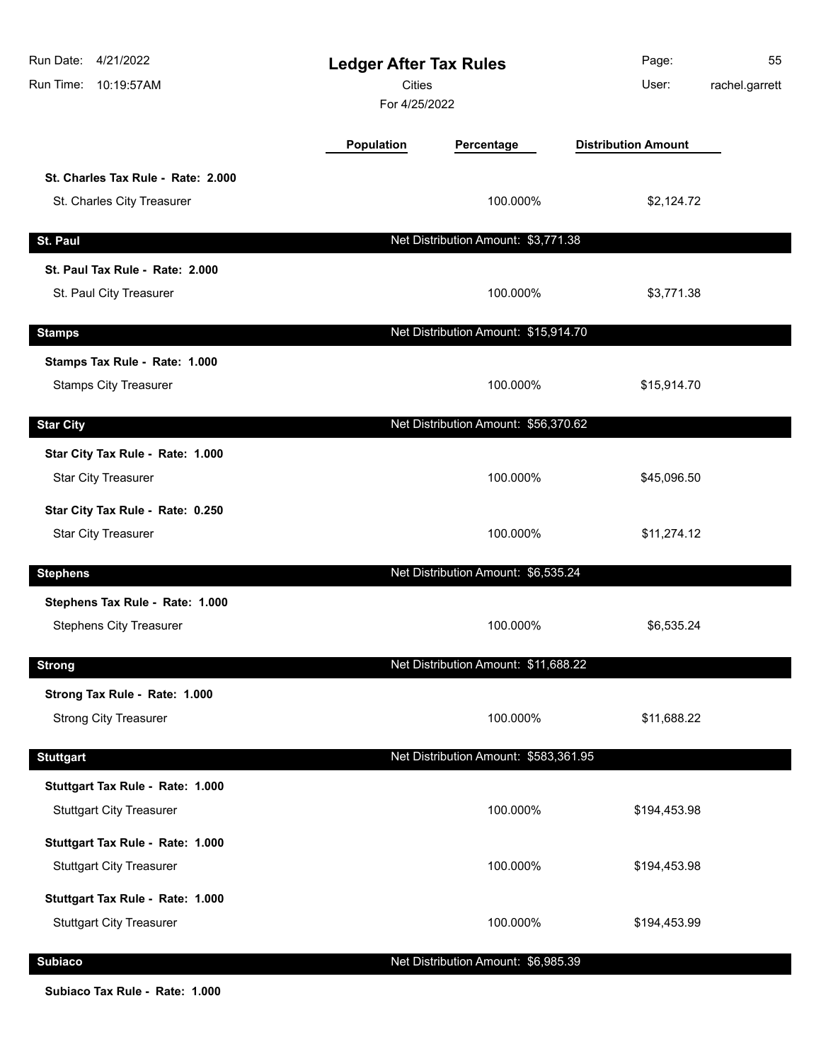| | Population | Percentage | Distribution Amount |
|---|---|---|---|
| **St. Charles Tax Rule - Rate: 2.000** | | | |
| St. Charles City Treasurer | | 100.000% | $2,124.72 |
| **St. Paul** | | Net Distribution Amount: $3,771.38 | |
| **St. Paul Tax Rule - Rate: 2.000** | | | |
| St. Paul City Treasurer | | 100.000% | $3,771.38 |
| **Stamps** | | Net Distribution Amount: $15,914.70 | |
| **Stamps Tax Rule - Rate: 1.000** | | | |
| Stamps City Treasurer | | 100.000% | $15,914.70 |
| **Star City** | | Net Distribution Amount: $56,370.62 | |
| **Star City Tax Rule - Rate: 1.000** | | | |
| Star City Treasurer | | 100.000% | $45,096.50 |
| **Star City Tax Rule - Rate: 0.250** | | | |
| Star City Treasurer | | 100.000% | $11,274.12 |
| **Stephens** | | Net Distribution Amount: $6,535.24 | |
| **Stephens Tax Rule - Rate: 1.000** | | | |
| Stephens City Treasurer | | 100.000% | $6,535.24 |
| **Strong** | | Net Distribution Amount: $11,688.22 | |
| **Strong Tax Rule - Rate: 1.000** | | | |
| Strong City Treasurer | | 100.000% | $11,688.22 |
| **Stuttgart** | | Net Distribution Amount: $583,361.95 | |
| **Stuttgart Tax Rule - Rate: 1.000** | | | |
| Stuttgart City Treasurer | | 100.000% | $194,453.98 |
| **Stuttgart Tax Rule - Rate: 1.000** | | | |
| Stuttgart City Treasurer | | 100.000% | $194,453.98 |
| **Stuttgart Tax Rule - Rate: 1.000** | | | |
| Stuttgart City Treasurer | | 100.000% | $194,453.99 |
| **Subiaco** | | Net Distribution Amount: $6,985.39 | |
| **Subiaco Tax Rule - Rate: 1.000** | | | |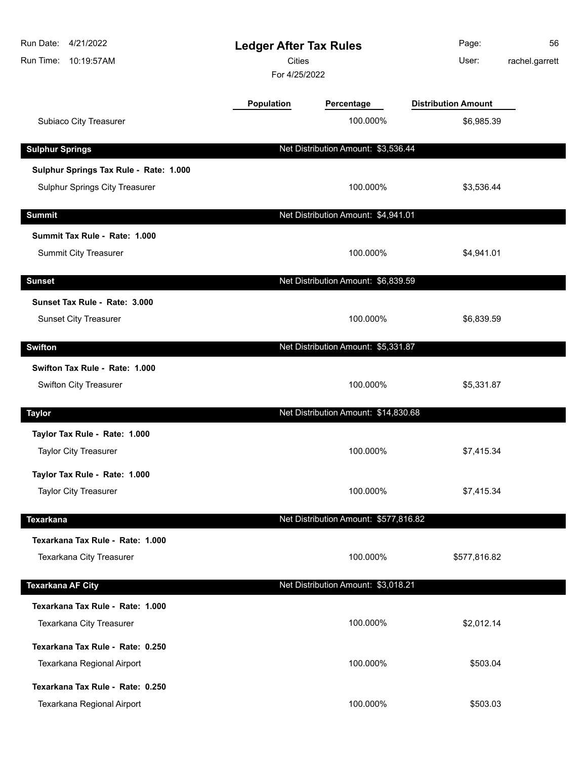# Ledger After Tax Rules

Cities

For 4/25/2022

| | Population | Percentage | Distribution Amount |
|---|---|---|---|
| Subiaco City Treasurer | | 100.000% | $6,985.39 |
| **Sulphur Springs** | | Net Distribution Amount: $3,536.44 | |
| **Sulphur Springs Tax Rule - Rate: 1.000** | | | |
| Sulphur Springs City Treasurer | | 100.000% | $3,536.44 |
| **Summit** | | Net Distribution Amount: $4,941.01 | |
| **Summit Tax Rule - Rate: 1.000** | | | |
| Summit City Treasurer | | 100.000% | $4,941.01 |
| **Sunset** | | Net Distribution Amount: $6,839.59 | |
| **Sunset Tax Rule - Rate: 3.000** | | | |
| Sunset City Treasurer | | 100.000% | $6,839.59 |
| **Swifton** | | Net Distribution Amount: $5,331.87 | |
| **Swifton Tax Rule - Rate: 1.000** | | | |
| Swifton City Treasurer | | 100.000% | $5,331.87 |
| **Taylor** | | Net Distribution Amount: $14,830.68 | |
| **Taylor Tax Rule - Rate: 1.000** | | | |
| Taylor City Treasurer | | 100.000% | $7,415.34 |
| **Taylor Tax Rule - Rate: 1.000** | | | |
| Taylor City Treasurer | | 100.000% | $7,415.34 |
| **Texarkana** | | Net Distribution Amount: $577,816.82 | |
| **Texarkana Tax Rule - Rate: 1.000** | | | |
| Texarkana City Treasurer | | 100.000% | $577,816.82 |
| **Texarkana AF City** | | Net Distribution Amount: $3,018.21 | |
| **Texarkana Tax Rule - Rate: 1.000** | | | |
| Texarkana City Treasurer | | 100.000% | $2,012.14 |
| **Texarkana Tax Rule - Rate: 0.250** | | | |
| Texarkana Regional Airport | | 100.000% | $503.04 |
| **Texarkana Tax Rule - Rate: 0.250** | | | |
| Texarkana Regional Airport | | 100.000% | $503.03 |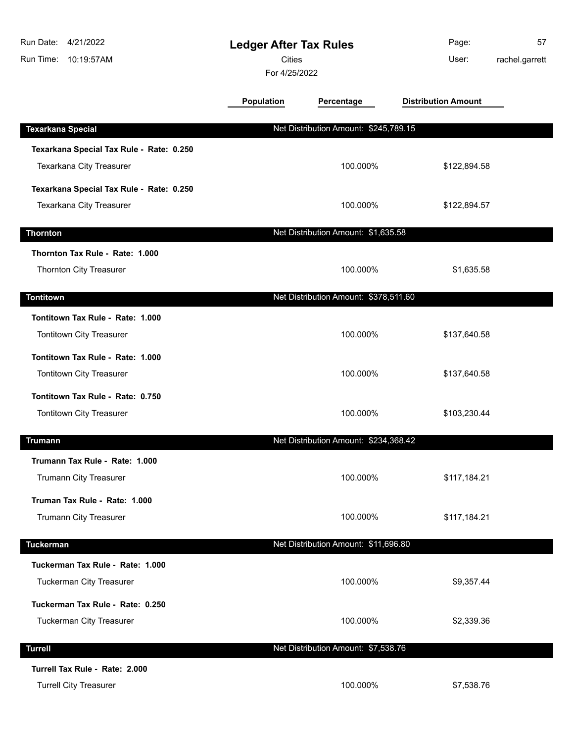# Ledger After Tax Rules

Cities

For 4/25/2022

| | Population | Percentage | Distribution Amount |
|---|---|---|---|
| **Texarkana Special** | Net Distribution Amount: $245,789.15 | | |
| **Texarkana Special Tax Rule - Rate: 0.250** | | | |
| Texarkana City Treasurer | | 100.000% | $122,894.58 |
| **Texarkana Special Tax Rule - Rate: 0.250** | | | |
| Texarkana City Treasurer | | 100.000% | $122,894.57 |
| **Thornton** | Net Distribution Amount: $1,635.58 | | |
| **Thornton Tax Rule - Rate: 1.000** | | | |
| Thornton City Treasurer | | 100.000% | $1,635.58 |
| **Tontitown** | Net Distribution Amount: $378,511.60 | | |
| **Tontitown Tax Rule - Rate: 1.000** | | | |
| Tontitown City Treasurer | | 100.000% | $137,640.58 |
| **Tontitown Tax Rule - Rate: 1.000** | | | |
| Tontitown City Treasurer | | 100.000% | $137,640.58 |
| **Tontitown Tax Rule - Rate: 0.750** | | | |
| Tontitown City Treasurer | | 100.000% | $103,230.44 |
| **Trumann** | Net Distribution Amount: $234,368.42 | | |
| **Trumann Tax Rule - Rate: 1.000** | | | |
| Trumann City Treasurer | | 100.000% | $117,184.21 |
| **Truman Tax Rule - Rate: 1.000** | | | |
| Trumann City Treasurer | | 100.000% | $117,184.21 |
| **Tuckerman** | Net Distribution Amount: $11,696.80 | | |
| **Tuckerman Tax Rule - Rate: 1.000** | | | |
| Tuckerman City Treasurer | | 100.000% | $9,357.44 |
| **Tuckerman Tax Rule - Rate: 0.250** | | | |
| Tuckerman City Treasurer | | 100.000% | $2,339.36 |
| **Turrell** | Net Distribution Amount: $7,538.76 | | |
| **Turrell Tax Rule - Rate: 2.000** | | | |
| Turrell City Treasurer | | 100.000% | $7,538.76 |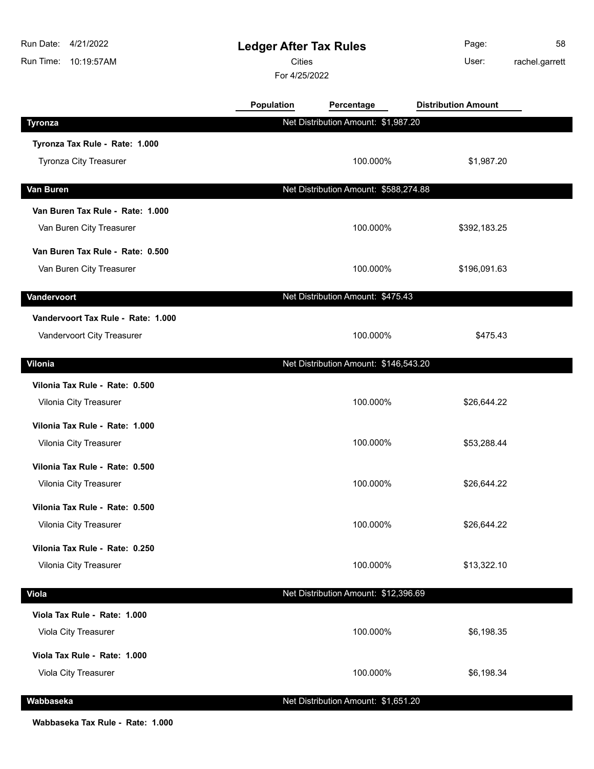# Ledger After Tax Rules

Cities

For 4/25/2022

| | Population | Percentage | Distribution Amount |
|---|---|---|---|
| **Tyronza** | Net Distribution Amount: $1,987.20 | | |
| **Tyronza Tax Rule - Rate: 1.000** | | | |
| Tyronza City Treasurer | | 100.000% | $1,987.20 |
| **Van Buren** | Net Distribution Amount: $588,274.88 | | |
| **Van Buren Tax Rule - Rate: 1.000** | | | |
| Van Buren City Treasurer | | 100.000% | $392,183.25 |
| **Van Buren Tax Rule - Rate: 0.500** | | | |
| Van Buren City Treasurer | | 100.000% | $196,091.63 |
| **Vandervoort** | Net Distribution Amount: $475.43 | | |
| **Vandervoort Tax Rule - Rate: 1.000** | | | |
| Vandervoort City Treasurer | | 100.000% | $475.43 |
| **Vilonia** | Net Distribution Amount: $146,543.20 | | |
| **Vilonia Tax Rule - Rate: 0.500** | | | |
| Vilonia City Treasurer | | 100.000% | $26,644.22 |
| **Vilonia Tax Rule - Rate: 1.000** | | | |
| Vilonia City Treasurer | | 100.000% | $53,288.44 |
| **Vilonia Tax Rule - Rate: 0.500** | | | |
| Vilonia City Treasurer | | 100.000% | $26,644.22 |
| **Vilonia Tax Rule - Rate: 0.500** | | | |
| Vilonia City Treasurer | | 100.000% | $26,644.22 |
| **Vilonia Tax Rule - Rate: 0.250** | | | |
| Vilonia City Treasurer | | 100.000% | $13,322.10 |
| **Viola** | Net Distribution Amount: $12,396.69 | | |
| **Viola Tax Rule - Rate: 1.000** | | | |
| Viola City Treasurer | | 100.000% | $6,198.35 |
| **Viola Tax Rule - Rate: 1.000** | | | |
| Viola City Treasurer | | 100.000% | $6,198.34 |
| **Wabbaseka** | Net Distribution Amount: $1,651.20 | | |
| **Wabbaseka Tax Rule - Rate: 1.000** | | | |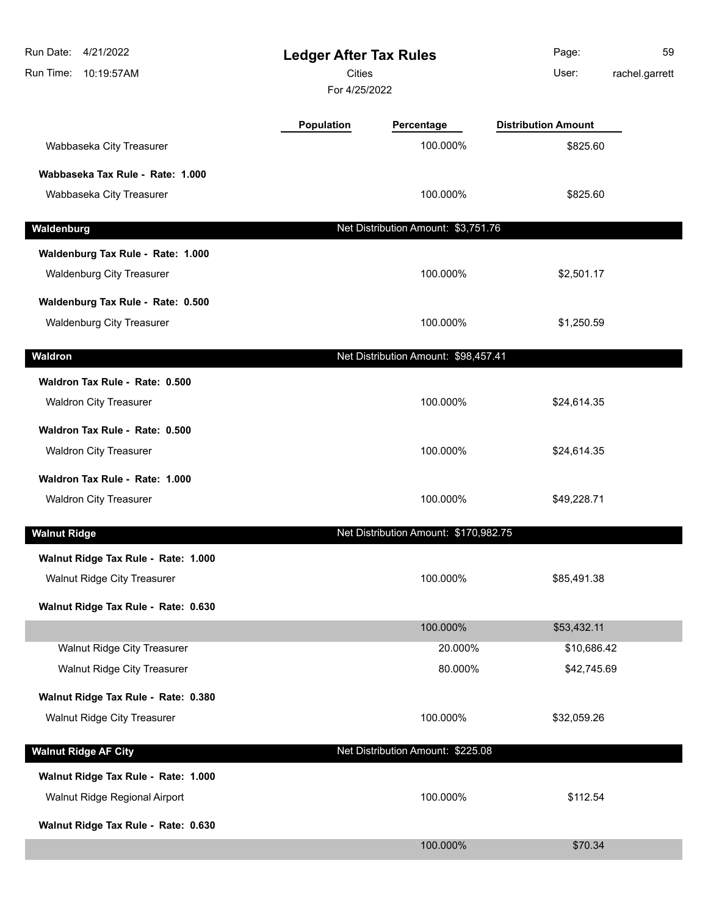| | Population | Percentage | Distribution Amount |
|---|---|---|---|
| Wabbaseka City Treasurer | | 100.000% | $825.60 |
| **Wabbaseka Tax Rule - Rate: 1.000** | | | |
| Wabbaseka City Treasurer | | 100.000% | $825.60 |
| **Waldenburg** | | Net Distribution Amount: $3,751.76 | |
| **Waldenburg Tax Rule - Rate: 1.000** | | | |
| Waldenburg City Treasurer | | 100.000% | $2,501.17 |
| **Waldenburg Tax Rule - Rate: 0.500** | | | |
| Waldenburg City Treasurer | | 100.000% | $1,250.59 |
| **Waldron** | | Net Distribution Amount: $98,457.41 | |
| **Waldron Tax Rule - Rate: 0.500** | | | |
| Waldron City Treasurer | | 100.000% | $24,614.35 |
| **Waldron Tax Rule - Rate: 0.500** | | | |
| Waldron City Treasurer | | 100.000% | $24,614.35 |
| **Waldron Tax Rule - Rate: 1.000** | | | |
| Waldron City Treasurer | | 100.000% | $49,228.71 |
| **Walnut Ridge** | | Net Distribution Amount: $170,982.75 | |
| **Walnut Ridge Tax Rule - Rate: 1.000** | | | |
| Walnut Ridge City Treasurer | | 100.000% | $85,491.38 |
| **Walnut Ridge Tax Rule - Rate: 0.630** | | | |
| | | 100.000% | $53,432.11 |
| Walnut Ridge City Treasurer | | 20.000% | $10,686.42 |
| Walnut Ridge City Treasurer | | 80.000% | $42,745.69 |
| **Walnut Ridge Tax Rule - Rate: 0.380** | | | |
| Walnut Ridge City Treasurer | | 100.000% | $32,059.26 |
| **Walnut Ridge AF City** | | Net Distribution Amount: $225.08 | |
| **Walnut Ridge Tax Rule - Rate: 1.000** | | | |
| Walnut Ridge Regional Airport | | 100.000% | $112.54 |
| **Walnut Ridge Tax Rule - Rate: 0.630** | | | |
| | | 100.000% | $70.34 |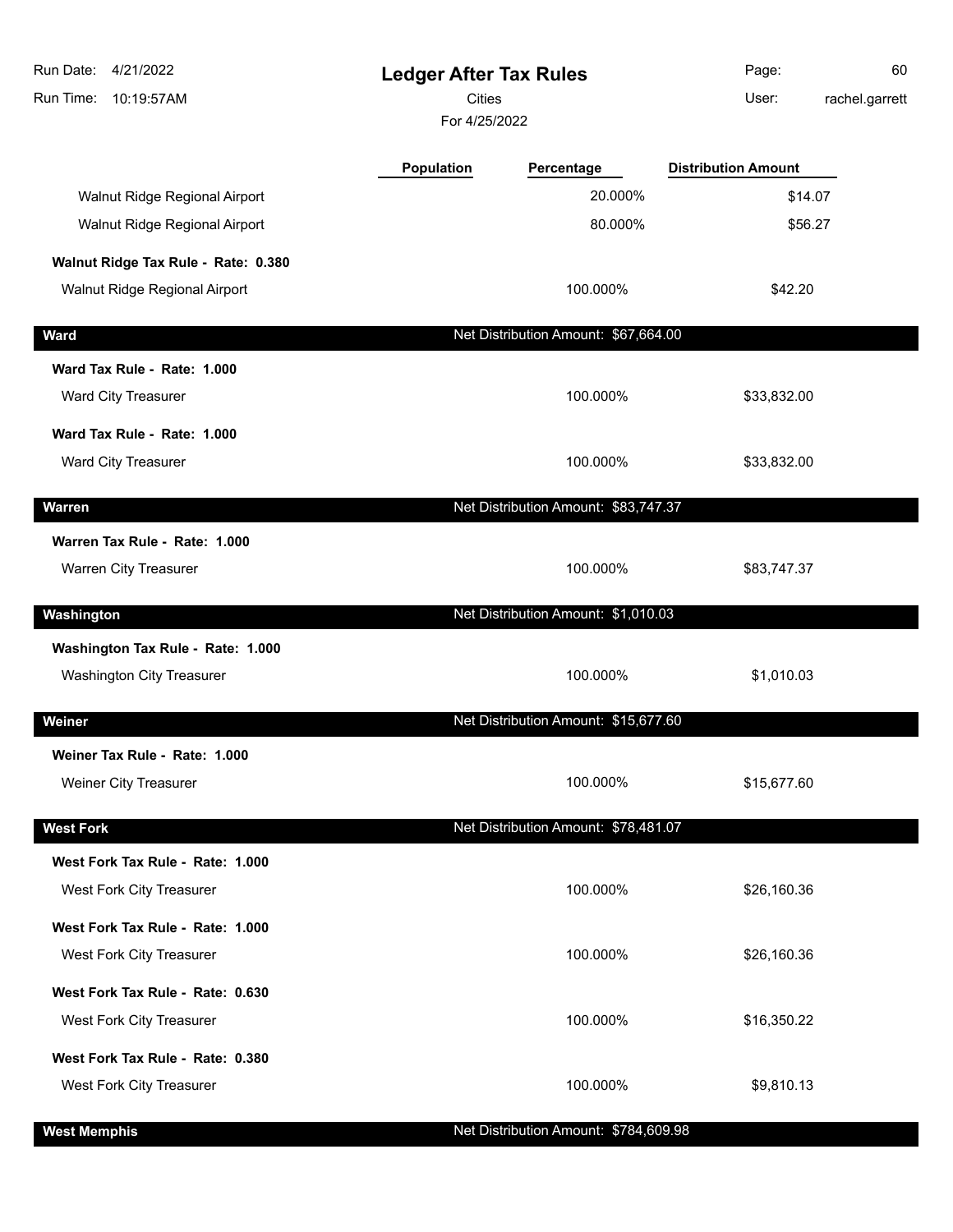| | Population | Percentage | Distribution Amount |
|---|---|---|---|
| Walnut Ridge Regional Airport | | 20.000% | $14.07 |
| Walnut Ridge Regional Airport | | 80.000% | $56.27 |
| **Walnut Ridge Tax Rule - Rate: 0.380** | | | |
| Walnut Ridge Regional Airport | | 100.000% | $42.20 |
| **Ward** | | Net Distribution Amount: $67,664.00 | |
| **Ward Tax Rule - Rate: 1.000** | | | |
| Ward City Treasurer | | 100.000% | $33,832.00 |
| **Ward Tax Rule - Rate: 1.000** | | | |
| Ward City Treasurer | | 100.000% | $33,832.00 |
| **Warren** | | Net Distribution Amount: $83,747.37 | |
| **Warren Tax Rule - Rate: 1.000** | | | |
| Warren City Treasurer | | 100.000% | $83,747.37 |
| **Washington** | | Net Distribution Amount: $1,010.03 | |
| **Washington Tax Rule - Rate: 1.000** | | | |
| Washington City Treasurer | | 100.000% | $1,010.03 |
| **Weiner** | | Net Distribution Amount: $15,677.60 | |
| **Weiner Tax Rule - Rate: 1.000** | | | |
| Weiner City Treasurer | | 100.000% | $15,677.60 |
| **West Fork** | | Net Distribution Amount: $78,481.07 | |
| **West Fork Tax Rule - Rate: 1.000** | | | |
| West Fork City Treasurer | | 100.000% | $26,160.36 |
| **West Fork Tax Rule - Rate: 1.000** | | | |
| West Fork City Treasurer | | 100.000% | $26,160.36 |
| **West Fork Tax Rule - Rate: 0.630** | | | |
| West Fork City Treasurer | | 100.000% | $16,350.22 |
| **West Fork Tax Rule - Rate: 0.380** | | | |
| West Fork City Treasurer | | 100.000% | $9,810.13 |
| **West Memphis** | | Net Distribution Amount: $784,609.98 | |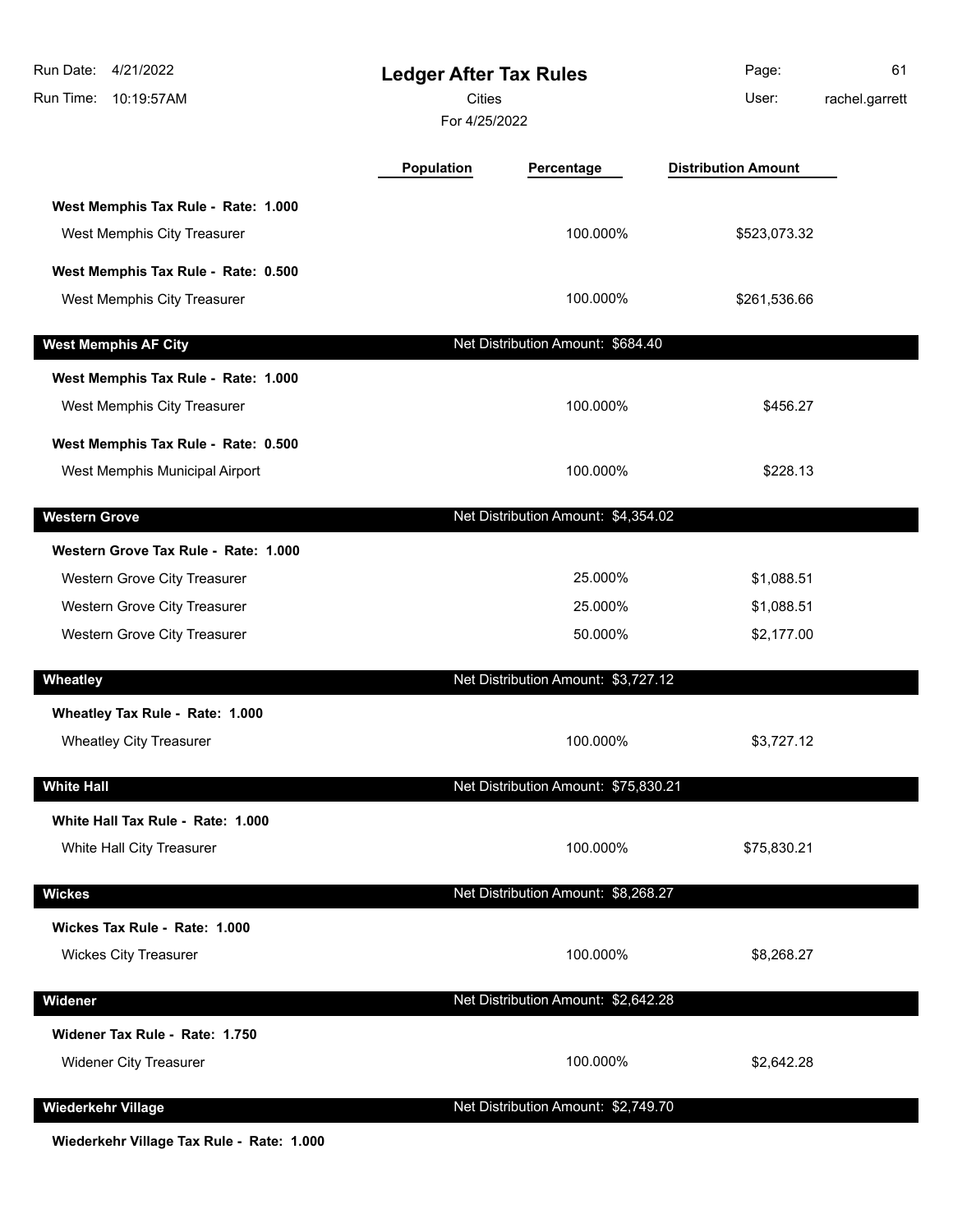# Ledger After Tax Rules

Cities

For 4/25/2022

| | Population | Percentage | Distribution Amount |
|---|---|---|---|
| **West Memphis Tax Rule - Rate: 1.000** | | | |
| West Memphis City Treasurer | | 100.000% | $523,073.32 |
| **West Memphis Tax Rule - Rate: 0.500** | | | |
| West Memphis City Treasurer | | 100.000% | $261,536.66 |
| **West Memphis AF City** | | Net Distribution Amount: $684.40 | |
| **West Memphis Tax Rule - Rate: 1.000** | | | |
| West Memphis City Treasurer | | 100.000% | $456.27 |
| **West Memphis Tax Rule - Rate: 0.500** | | | |
| West Memphis Municipal Airport | | 100.000% | $228.13 |
| **Western Grove** | | Net Distribution Amount: $4,354.02 | |
| **Western Grove Tax Rule - Rate: 1.000** | | | |
| Western Grove City Treasurer | | 25.000% | $1,088.51 |
| Western Grove City Treasurer | | 25.000% | $1,088.51 |
| Western Grove City Treasurer | | 50.000% | $2,177.00 |
| **Wheatley** | | Net Distribution Amount: $3,727.12 | |
| **Wheatley Tax Rule - Rate: 1.000** | | | |
| Wheatley City Treasurer | | 100.000% | $3,727.12 |
| **White Hall** | | Net Distribution Amount: $75,830.21 | |
| **White Hall Tax Rule - Rate: 1.000** | | | |
| White Hall City Treasurer | | 100.000% | $75,830.21 |
| **Wickes** | | Net Distribution Amount: $8,268.27 | |
| **Wickes Tax Rule - Rate: 1.000** | | | |
| Wickes City Treasurer | | 100.000% | $8,268.27 |
| **Widener** | | Net Distribution Amount: $2,642.28 | |
| **Widener Tax Rule - Rate: 1.750** | | | |
| Widener City Treasurer | | 100.000% | $2,642.28 |
| **Wiederkehr Village** | | Net Distribution Amount: $2,749.70 | |
| **Wiederkehr Village Tax Rule - Rate: 1.000** | | | |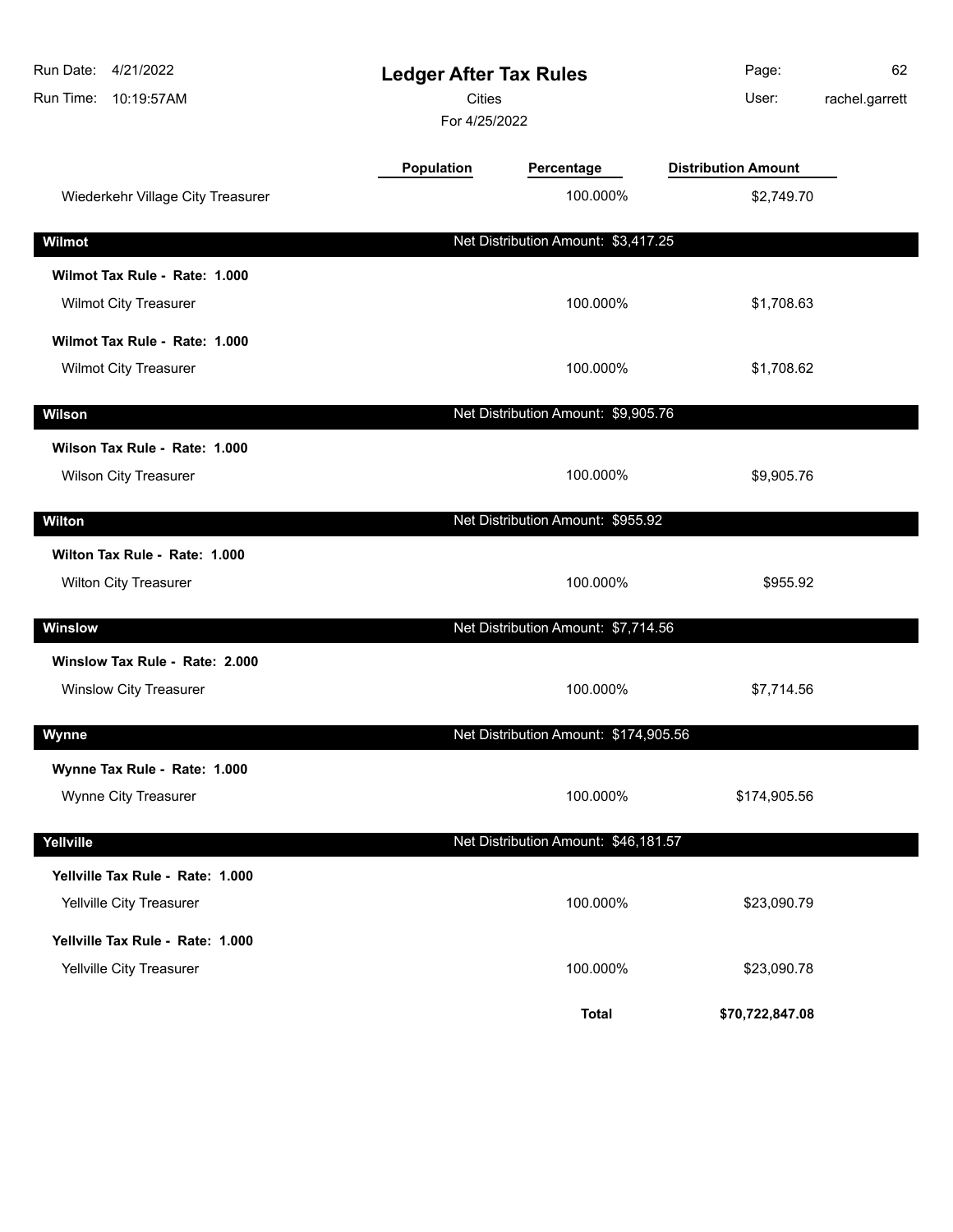# Ledger After Tax Rules

Cities

For 4/25/2022

| | Population | Percentage | Distribution Amount |
| --- | --- | --- | --- |
| Wiederkehr Village City Treasurer | | 100.000% | $2,749.70 |
| **Wilmot** | | **Net Distribution Amount: $3,417.25** | |
| **Wilmot Tax Rule - Rate: 1.000** | | | |
| Wilmot City Treasurer | | 100.000% | $1,708.63 |
| **Wilmot Tax Rule - Rate: 1.000** | | | |
| Wilmot City Treasurer | | 100.000% | $1,708.62 |
| **Wilson** | | **Net Distribution Amount: $9,905.76** | |
| **Wilson Tax Rule - Rate: 1.000** | | | |
| Wilson City Treasurer | | 100.000% | $9,905.76 |
| **Wilton** | | **Net Distribution Amount: $955.92** | |
| **Wilton Tax Rule - Rate: 1.000** | | | |
| Wilton City Treasurer | | 100.000% | $955.92 |
| **Winslow** | | **Net Distribution Amount: $7,714.56** | |
| **Winslow Tax Rule - Rate: 2.000** | | | |
| Winslow City Treasurer | | 100.000% | $7,714.56 |
| **Wynne** | | **Net Distribution Amount: $174,905.56** | |
| **Wynne Tax Rule - Rate: 1.000** | | | |
| Wynne City Treasurer | | 100.000% | $174,905.56 |
| **Yellville** | | **Net Distribution Amount: $46,181.57** | |
| **Yellville Tax Rule - Rate: 1.000** | | | |
| Yellville City Treasurer | | 100.000% | $23,090.79 |
| **Yellville Tax Rule - Rate: 1.000** | | | |
| Yellville City Treasurer | | 100.000% | $23,090.78 |
| | | **Total** | **$70,722,847.08** |